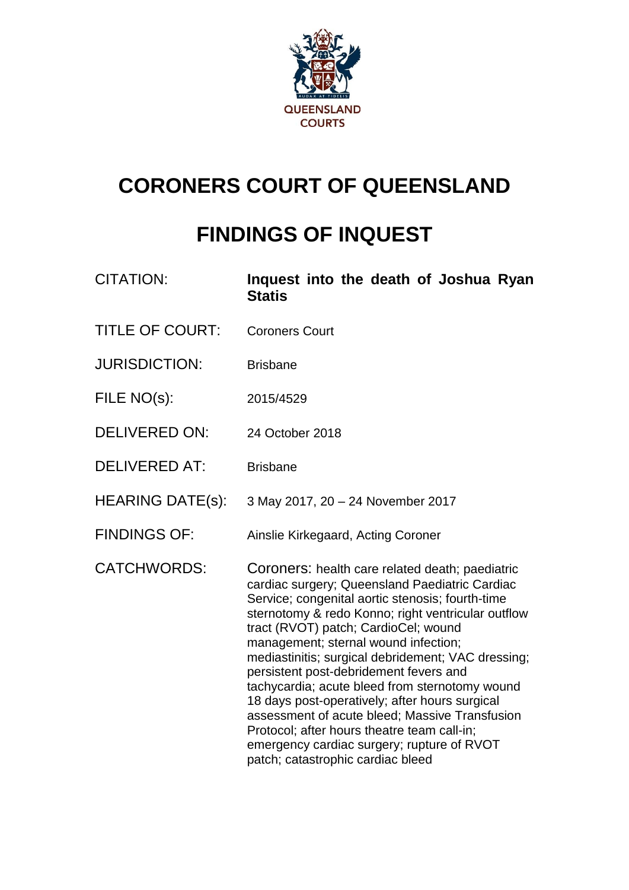QUEENSLAND COURTS

# CORONERS COURT OF QUEENSLAND

# FINDINGS OF INQUEST

| | |
|---|---|
| CITATION: | **Inquest into the death of Joshua Ryan Statis** |
| TITLE OF COURT: | Coroners Court |
| JURISDICTION: | Brisbane |
| FILE NO(s): | 2015/4529 |
| DELIVERED ON: | 24 October 2018 |
| DELIVERED AT: | Brisbane |
| HEARING DATE(s): | 3 May 2017, 20 – 24 November 2017 |
| FINDINGS OF: | Ainslie Kirkegaard, Acting Coroner |
| CATCHWORDS: | Coroners: health care related death; paediatric cardiac surgery; Queensland Paediatric Cardiac Service; congenital aortic stenosis; fourth-time sternotomy & redo Konno; right ventricular outflow tract (RVOT) patch; CardioCel; wound management; sternal wound infection; mediastinitis; surgical debridement; VAC dressing; persistent post-debridement fevers and tachycardia; acute bleed from sternotomy wound 18 days post-operatively; after hours surgical assessment of acute bleed; Massive Transfusion Protocol; after hours theatre team call-in; emergency cardiac surgery; rupture of RVOT patch; catastrophic cardiac bleed |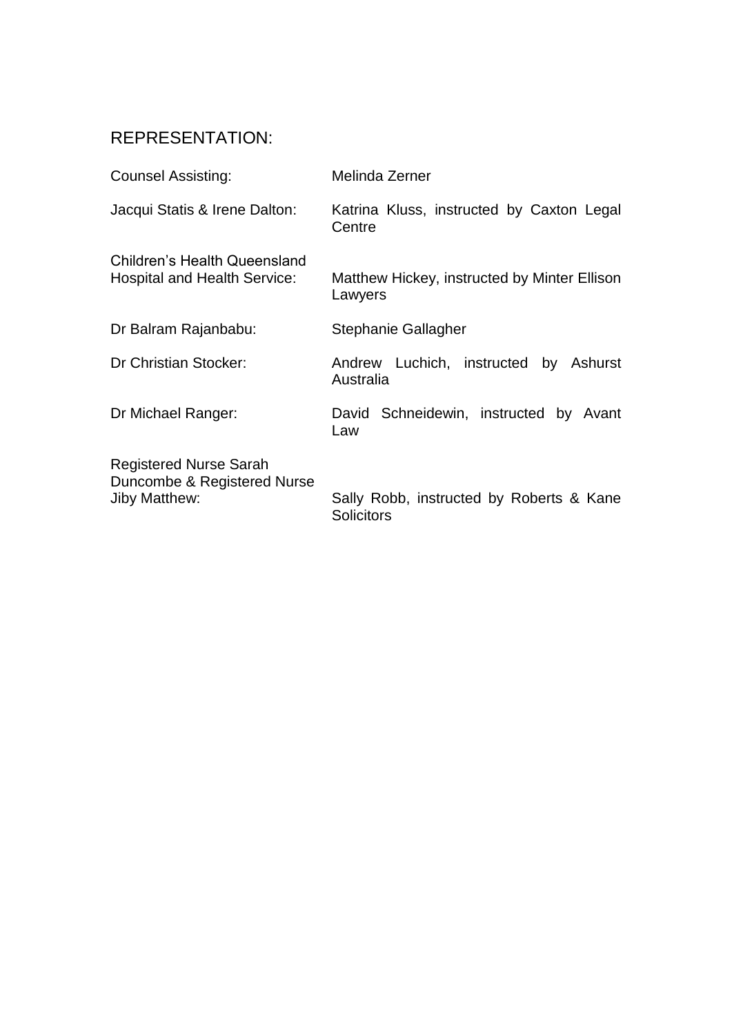## REPRESENTATION:

| | |
|---|---|
| Counsel Assisting: | Melinda Zerner |
| Jacqui Statis & Irene Dalton: | Katrina Kluss, instructed by Caxton Legal Centre |
| Children's Health Queensland Hospital and Health Service: | Matthew Hickey, instructed by Minter Ellison Lawyers |
| Dr Balram Rajanbabu: | Stephanie Gallagher |
| Dr Christian Stocker: | Andrew Luchich, instructed by Ashurst Australia |
| Dr Michael Ranger: | David Schneidewin, instructed by Avant Law |
| Registered Nurse Sarah Duncombe & Registered Nurse Jiby Matthew: | Sally Robb, instructed by Roberts & Kane Solicitors |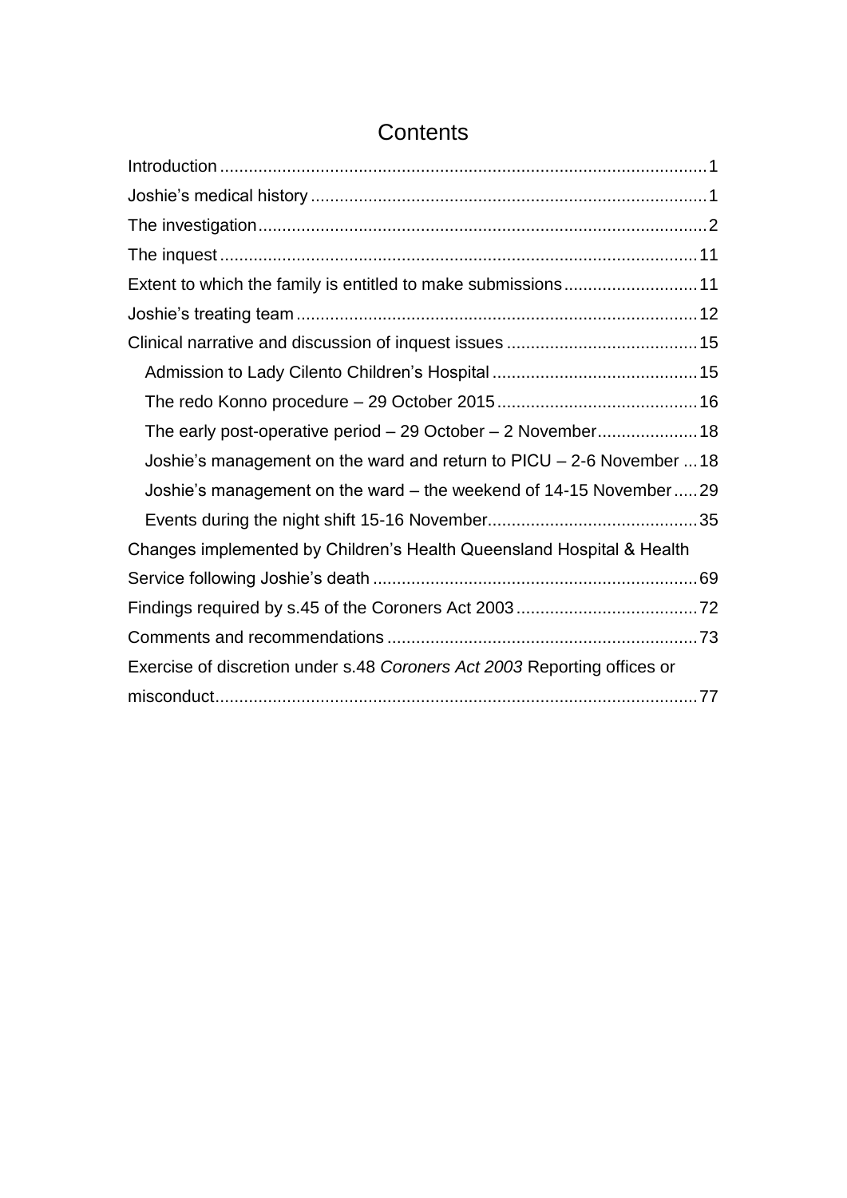# Contents

Introduction ..... 1

Joshie's medical history ..... 1

The investigation ..... 2

The inquest ..... 11

Extent to which the family is entitled to make submissions ..... 11

Joshie's treating team ..... 12

Clinical narrative and discussion of inquest issues ..... 15

- Admission to Lady Cilento Children's Hospital ..... 15
- The redo Konno procedure – 29 October 2015 ..... 16
- The early post-operative period – 29 October – 2 November ..... 18
- Joshie's management on the ward and return to PICU – 2-6 November ..... 18
- Joshie's management on the ward – the weekend of 14-15 November ..... 29
- Events during the night shift 15-16 November ..... 35

Changes implemented by Children's Health Queensland Hospital & Health Service following Joshie's death ..... 69

Findings required by s.45 of the Coroners Act 2003 ..... 72

Comments and recommendations ..... 73

Exercise of discretion under s.48 *Coroners Act 2003* Reporting offices or misconduct ..... 77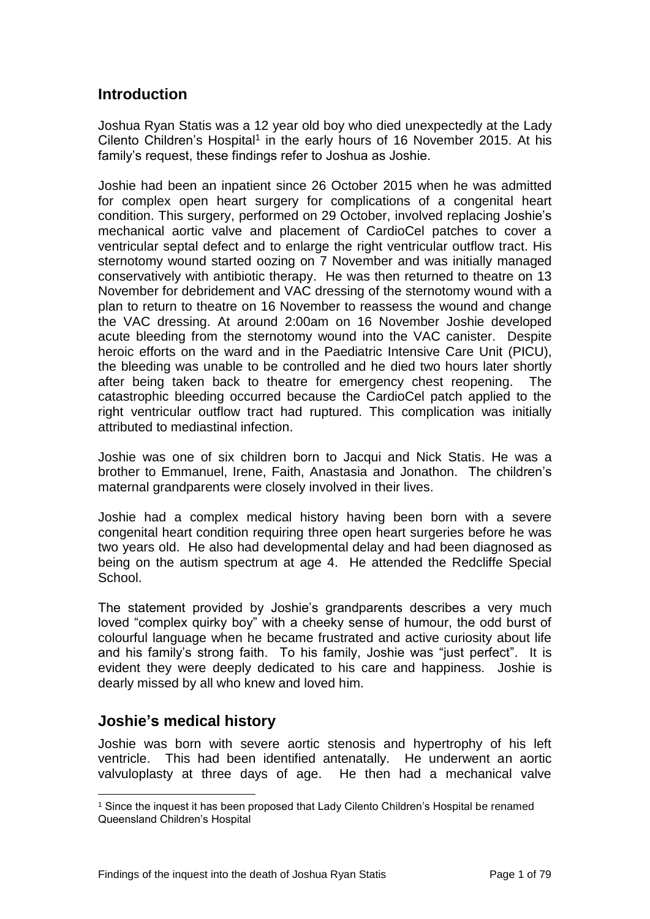## Introduction

Joshua Ryan Statis was a 12 year old boy who died unexpectedly at the Lady Cilento Children's Hospital[1] in the early hours of 16 November 2015. At his family's request, these findings refer to Joshua as Joshie.

Joshie had been an inpatient since 26 October 2015 when he was admitted for complex open heart surgery for complications of a congenital heart condition. This surgery, performed on 29 October, involved replacing Joshie's mechanical aortic valve and placement of CardioCel patches to cover a ventricular septal defect and to enlarge the right ventricular outflow tract. His sternotomy wound started oozing on 7 November and was initially managed conservatively with antibiotic therapy. He was then returned to theatre on 13 November for debridement and VAC dressing of the sternotomy wound with a plan to return to theatre on 16 November to reassess the wound and change the VAC dressing. At around 2:00am on 16 November Joshie developed acute bleeding from the sternotomy wound into the VAC canister. Despite heroic efforts on the ward and in the Paediatric Intensive Care Unit (PICU), the bleeding was unable to be controlled and he died two hours later shortly after being taken back to theatre for emergency chest reopening. The catastrophic bleeding occurred because the CardioCel patch applied to the right ventricular outflow tract had ruptured. This complication was initially attributed to mediastinal infection.

Joshie was one of six children born to Jacqui and Nick Statis. He was a brother to Emmanuel, Irene, Faith, Anastasia and Jonathon. The children's maternal grandparents were closely involved in their lives.

Joshie had a complex medical history having been born with a severe congenital heart condition requiring three open heart surgeries before he was two years old. He also had developmental delay and had been diagnosed as being on the autism spectrum at age 4. He attended the Redcliffe Special School.

The statement provided by Joshie's grandparents describes a very much loved "complex quirky boy" with a cheeky sense of humour, the odd burst of colourful language when he became frustrated and active curiosity about life and his family's strong faith. To his family, Joshie was "just perfect". It is evident they were deeply dedicated to his care and happiness. Joshie is dearly missed by all who knew and loved him.

## Joshie's medical history

Joshie was born with severe aortic stenosis and hypertrophy of his left ventricle. This had been identified antenatally. He underwent an aortic valvuloplasty at three days of age. He then had a mechanical valve

[1] Since the inquest it has been proposed that Lady Cilento Children's Hospital be renamed Queensland Children's Hospital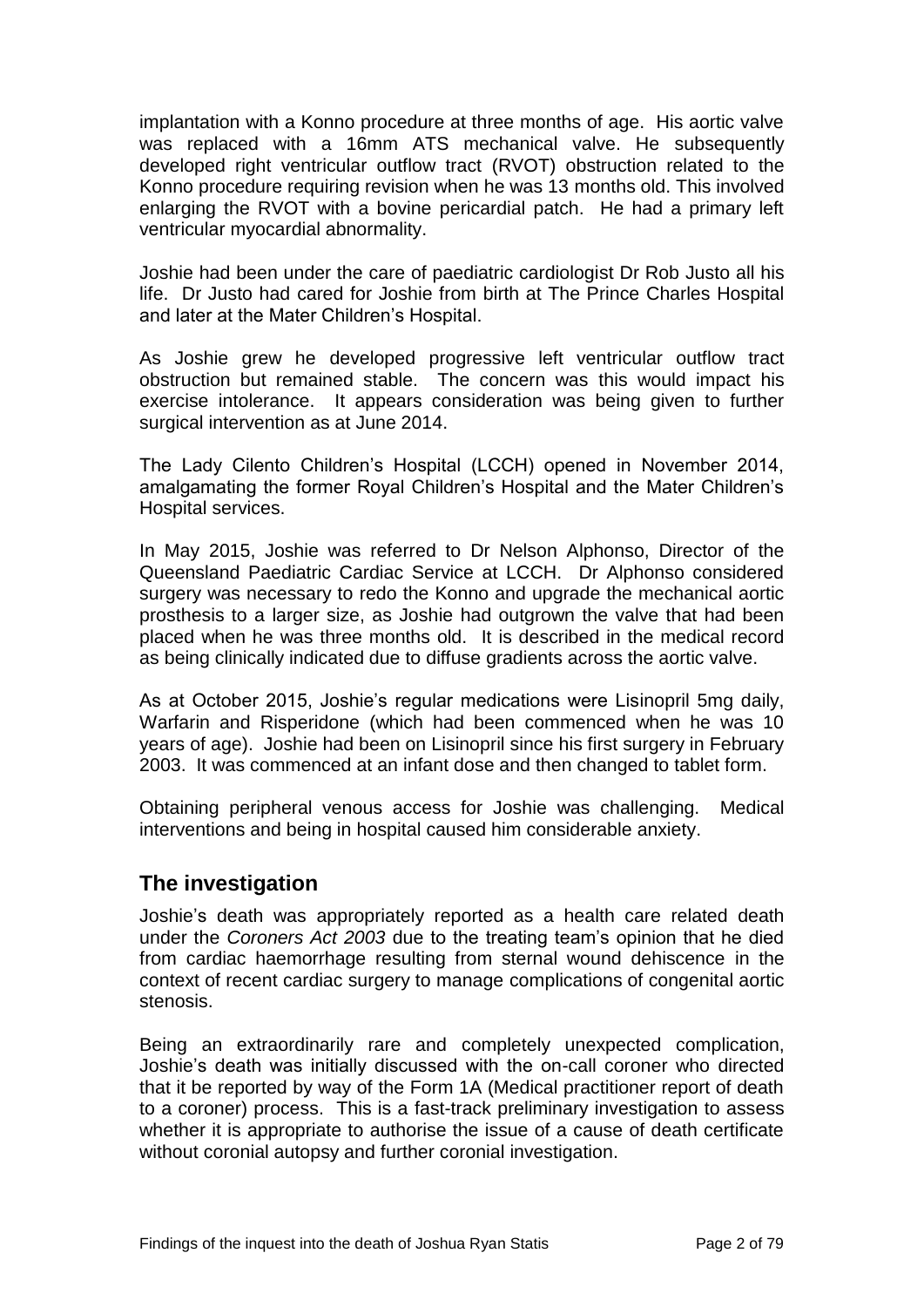implantation with a Konno procedure at three months of age. His aortic valve was replaced with a 16mm ATS mechanical valve. He subsequently developed right ventricular outflow tract (RVOT) obstruction related to the Konno procedure requiring revision when he was 13 months old. This involved enlarging the RVOT with a bovine pericardial patch. He had a primary left ventricular myocardial abnormality.

Joshie had been under the care of paediatric cardiologist Dr Rob Justo all his life. Dr Justo had cared for Joshie from birth at The Prince Charles Hospital and later at the Mater Children's Hospital.

As Joshie grew he developed progressive left ventricular outflow tract obstruction but remained stable. The concern was this would impact his exercise intolerance. It appears consideration was being given to further surgical intervention as at June 2014.

The Lady Cilento Children's Hospital (LCCH) opened in November 2014, amalgamating the former Royal Children's Hospital and the Mater Children's Hospital services.

In May 2015, Joshie was referred to Dr Nelson Alphonso, Director of the Queensland Paediatric Cardiac Service at LCCH. Dr Alphonso considered surgery was necessary to redo the Konno and upgrade the mechanical aortic prosthesis to a larger size, as Joshie had outgrown the valve that had been placed when he was three months old. It is described in the medical record as being clinically indicated due to diffuse gradients across the aortic valve.

As at October 2015, Joshie's regular medications were Lisinopril 5mg daily, Warfarin and Risperidone (which had been commenced when he was 10 years of age). Joshie had been on Lisinopril since his first surgery in February 2003. It was commenced at an infant dose and then changed to tablet form.

Obtaining peripheral venous access for Joshie was challenging. Medical interventions and being in hospital caused him considerable anxiety.

## The investigation

Joshie's death was appropriately reported as a health care related death under the *Coroners Act 2003* due to the treating team's opinion that he died from cardiac haemorrhage resulting from sternal wound dehiscence in the context of recent cardiac surgery to manage complications of congenital aortic stenosis.

Being an extraordinarily rare and completely unexpected complication, Joshie's death was initially discussed with the on-call coroner who directed that it be reported by way of the Form 1A (Medical practitioner report of death to a coroner) process. This is a fast-track preliminary investigation to assess whether it is appropriate to authorise the issue of a cause of death certificate without coronial autopsy and further coronial investigation.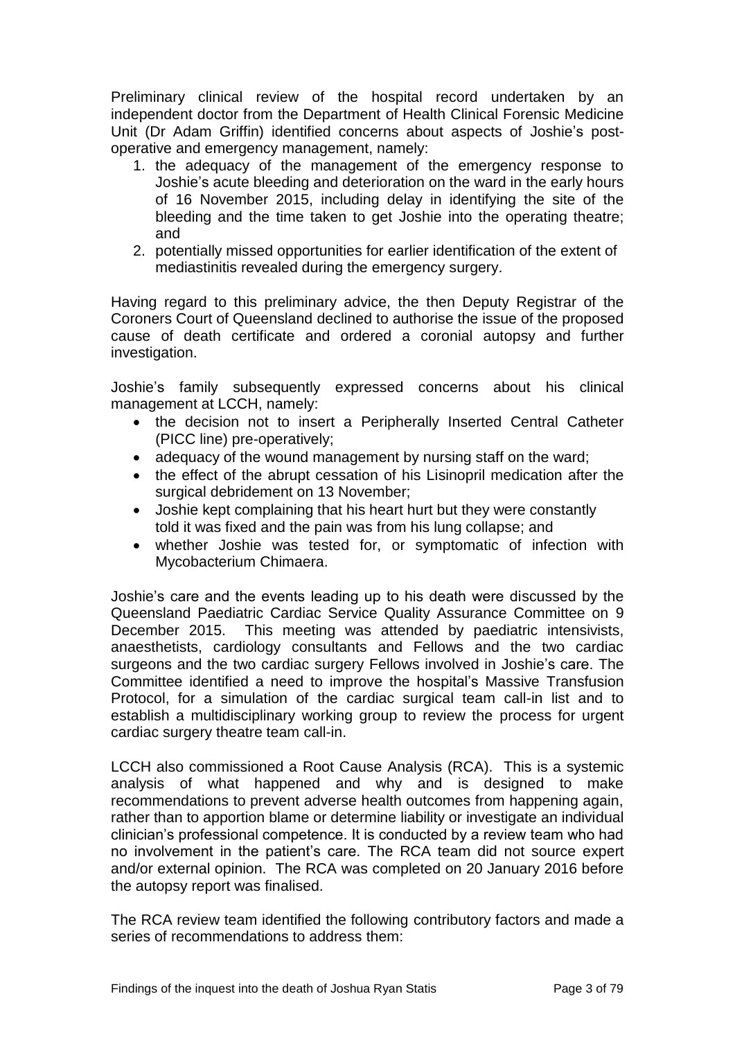Preliminary clinical review of the hospital record undertaken by an independent doctor from the Department of Health Clinical Forensic Medicine Unit (Dr Adam Griffin) identified concerns about aspects of Joshie's post-operative and emergency management, namely:

1. the adequacy of the management of the emergency response to Joshie's acute bleeding and deterioration on the ward in the early hours of 16 November 2015, including delay in identifying the site of the bleeding and the time taken to get Joshie into the operating theatre; and
2. potentially missed opportunities for earlier identification of the extent of mediastinitis revealed during the emergency surgery.

Having regard to this preliminary advice, the then Deputy Registrar of the Coroners Court of Queensland declined to authorise the issue of the proposed cause of death certificate and ordered a coronial autopsy and further investigation.

Joshie's family subsequently expressed concerns about his clinical management at LCCH, namely:

- the decision not to insert a Peripherally Inserted Central Catheter (PICC line) pre-operatively;
- adequacy of the wound management by nursing staff on the ward;
- the effect of the abrupt cessation of his Lisinopril medication after the surgical debridement on 13 November;
- Joshie kept complaining that his heart hurt but they were constantly told it was fixed and the pain was from his lung collapse; and
- whether Joshie was tested for, or symptomatic of infection with Mycobacterium Chimaera.

Joshie's care and the events leading up to his death were discussed by the Queensland Paediatric Cardiac Service Quality Assurance Committee on 9 December 2015. This meeting was attended by paediatric intensivists, anaesthetists, cardiology consultants and Fellows and the two cardiac surgeons and the two cardiac surgery Fellows involved in Joshie's care. The Committee identified a need to improve the hospital's Massive Transfusion Protocol, for a simulation of the cardiac surgical team call-in list and to establish a multidisciplinary working group to review the process for urgent cardiac surgery theatre team call-in.

LCCH also commissioned a Root Cause Analysis (RCA). This is a systemic analysis of what happened and why and is designed to make recommendations to prevent adverse health outcomes from happening again, rather than to apportion blame or determine liability or investigate an individual clinician's professional competence. It is conducted by a review team who had no involvement in the patient's care. The RCA team did not source expert and/or external opinion. The RCA was completed on 20 January 2016 before the autopsy report was finalised.

The RCA review team identified the following contributory factors and made a series of recommendations to address them: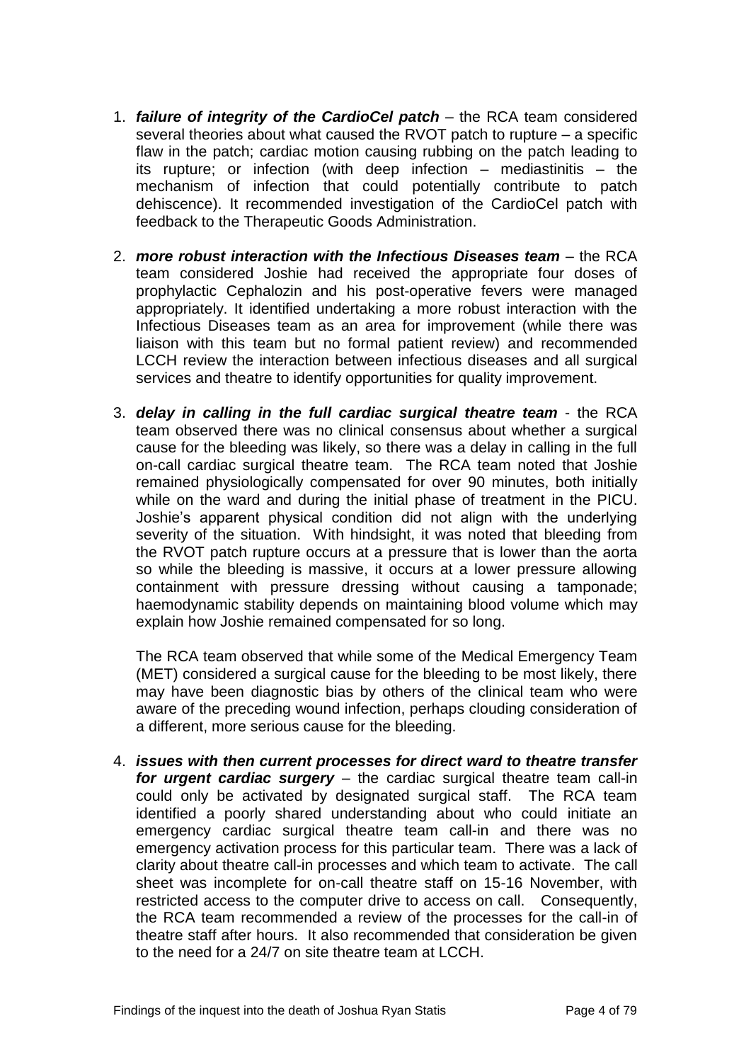1. ***failure of integrity of the CardioCel patch*** – the RCA team considered several theories about what caused the RVOT patch to rupture – a specific flaw in the patch; cardiac motion causing rubbing on the patch leading to its rupture; or infection (with deep infection – mediastinitis – the mechanism of infection that could potentially contribute to patch dehiscence). It recommended investigation of the CardioCel patch with feedback to the Therapeutic Goods Administration.

2. ***more robust interaction with the Infectious Diseases team*** – the RCA team considered Joshie had received the appropriate four doses of prophylactic Cephalozin and his post-operative fevers were managed appropriately. It identified undertaking a more robust interaction with the Infectious Diseases team as an area for improvement (while there was liaison with this team but no formal patient review) and recommended LCCH review the interaction between infectious diseases and all surgical services and theatre to identify opportunities for quality improvement.

3. ***delay in calling in the full cardiac surgical theatre team*** - the RCA team observed there was no clinical consensus about whether a surgical cause for the bleeding was likely, so there was a delay in calling in the full on-call cardiac surgical theatre team. The RCA team noted that Joshie remained physiologically compensated for over 90 minutes, both initially while on the ward and during the initial phase of treatment in the PICU. Joshie's apparent physical condition did not align with the underlying severity of the situation. With hindsight, it was noted that bleeding from the RVOT patch rupture occurs at a pressure that is lower than the aorta so while the bleeding is massive, it occurs at a lower pressure allowing containment with pressure dressing without causing a tamponade; haemodynamic stability depends on maintaining blood volume which may explain how Joshie remained compensated for so long.

   The RCA team observed that while some of the Medical Emergency Team (MET) considered a surgical cause for the bleeding to be most likely, there may have been diagnostic bias by others of the clinical team who were aware of the preceding wound infection, perhaps clouding consideration of a different, more serious cause for the bleeding.

4. ***issues with then current processes for direct ward to theatre transfer for urgent cardiac surgery*** – the cardiac surgical theatre team call-in could only be activated by designated surgical staff. The RCA team identified a poorly shared understanding about who could initiate an emergency cardiac surgical theatre team call-in and there was no emergency activation process for this particular team. There was a lack of clarity about theatre call-in processes and which team to activate. The call sheet was incomplete for on-call theatre staff on 15-16 November, with restricted access to the computer drive to access on call. Consequently, the RCA team recommended a review of the processes for the call-in of theatre staff after hours. It also recommended that consideration be given to the need for a 24/7 on site theatre team at LCCH.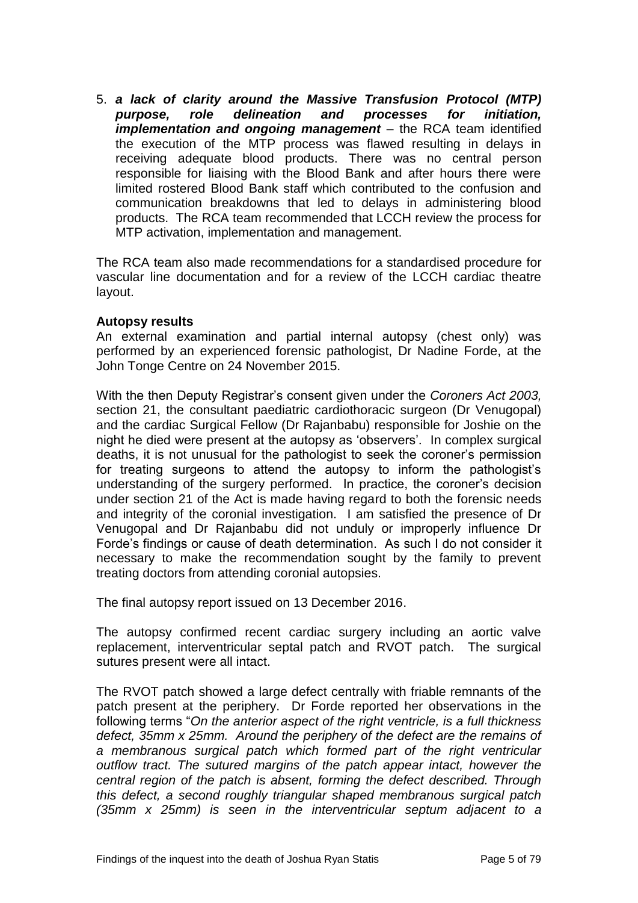5. ***a lack of clarity around the Massive Transfusion Protocol (MTP) purpose, role delineation and processes for initiation, implementation and ongoing management*** – the RCA team identified the execution of the MTP process was flawed resulting in delays in receiving adequate blood products. There was no central person responsible for liaising with the Blood Bank and after hours there were limited rostered Blood Bank staff which contributed to the confusion and communication breakdowns that led to delays in administering blood products. The RCA team recommended that LCCH review the process for MTP activation, implementation and management.

The RCA team also made recommendations for a standardised procedure for vascular line documentation and for a review of the LCCH cardiac theatre layout.

**Autopsy results**

An external examination and partial internal autopsy (chest only) was performed by an experienced forensic pathologist, Dr Nadine Forde, at the John Tonge Centre on 24 November 2015.

With the then Deputy Registrar's consent given under the *Coroners Act 2003,* section 21, the consultant paediatric cardiothoracic surgeon (Dr Venugopal) and the cardiac Surgical Fellow (Dr Rajanbabu) responsible for Joshie on the night he died were present at the autopsy as 'observers'. In complex surgical deaths, it is not unusual for the pathologist to seek the coroner's permission for treating surgeons to attend the autopsy to inform the pathologist's understanding of the surgery performed. In practice, the coroner's decision under section 21 of the Act is made having regard to both the forensic needs and integrity of the coronial investigation. I am satisfied the presence of Dr Venugopal and Dr Rajanbabu did not unduly or improperly influence Dr Forde's findings or cause of death determination. As such I do not consider it necessary to make the recommendation sought by the family to prevent treating doctors from attending coronial autopsies.

The final autopsy report issued on 13 December 2016.

The autopsy confirmed recent cardiac surgery including an aortic valve replacement, interventricular septal patch and RVOT patch. The surgical sutures present were all intact.

The RVOT patch showed a large defect centrally with friable remnants of the patch present at the periphery. Dr Forde reported her observations in the following terms "*On the anterior aspect of the right ventricle, is a full thickness defect, 35mm x 25mm. Around the periphery of the defect are the remains of a membranous surgical patch which formed part of the right ventricular outflow tract. The sutured margins of the patch appear intact, however the central region of the patch is absent, forming the defect described. Through this defect, a second roughly triangular shaped membranous surgical patch (35mm x 25mm) is seen in the interventricular septum adjacent to a*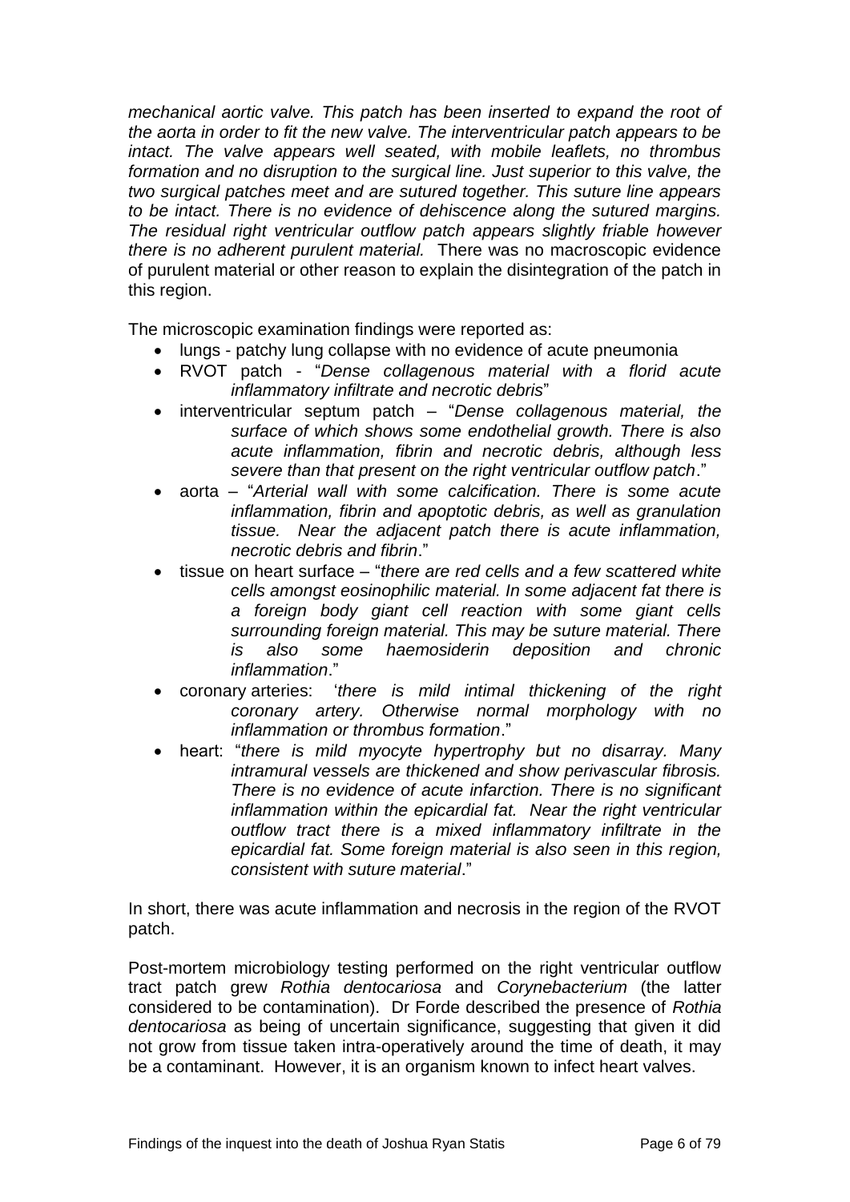*mechanical aortic valve. This patch has been inserted to expand the root of the aorta in order to fit the new valve. The interventricular patch appears to be intact. The valve appears well seated, with mobile leaflets, no thrombus formation and no disruption to the surgical line. Just superior to this valve, the two surgical patches meet and are sutured together. This suture line appears to be intact. There is no evidence of dehiscence along the sutured margins. The residual right ventricular outflow patch appears slightly friable however there is no adherent purulent material.* There was no macroscopic evidence of purulent material or other reason to explain the disintegration of the patch in this region.

The microscopic examination findings were reported as:

- lungs - patchy lung collapse with no evidence of acute pneumonia
- RVOT patch - "*Dense collagenous material with a florid acute inflammatory infiltrate and necrotic debris*"
- interventricular septum patch – "*Dense collagenous material, the surface of which shows some endothelial growth. There is also acute inflammation, fibrin and necrotic debris, although less severe than that present on the right ventricular outflow patch*."
- aorta – "*Arterial wall with some calcification. There is some acute inflammation, fibrin and apoptotic debris, as well as granulation tissue. Near the adjacent patch there is acute inflammation, necrotic debris and fibrin*."
- tissue on heart surface – "*there are red cells and a few scattered white cells amongst eosinophilic material. In some adjacent fat there is a foreign body giant cell reaction with some giant cells surrounding foreign material. This may be suture material. There is also some haemosiderin deposition and chronic inflammation*."
- coronary arteries: '*there is mild intimal thickening of the right coronary artery. Otherwise normal morphology with no inflammation or thrombus formation*."
- heart: "*there is mild myocyte hypertrophy but no disarray. Many intramural vessels are thickened and show perivascular fibrosis. There is no evidence of acute infarction. There is no significant inflammation within the epicardial fat. Near the right ventricular outflow tract there is a mixed inflammatory infiltrate in the epicardial fat. Some foreign material is also seen in this region, consistent with suture material*."

In short, there was acute inflammation and necrosis in the region of the RVOT patch.

Post-mortem microbiology testing performed on the right ventricular outflow tract patch grew *Rothia dentocariosa* and *Corynebacterium* (the latter considered to be contamination). Dr Forde described the presence of *Rothia dentocariosa* as being of uncertain significance, suggesting that given it did not grow from tissue taken intra-operatively around the time of death, it may be a contaminant. However, it is an organism known to infect heart valves.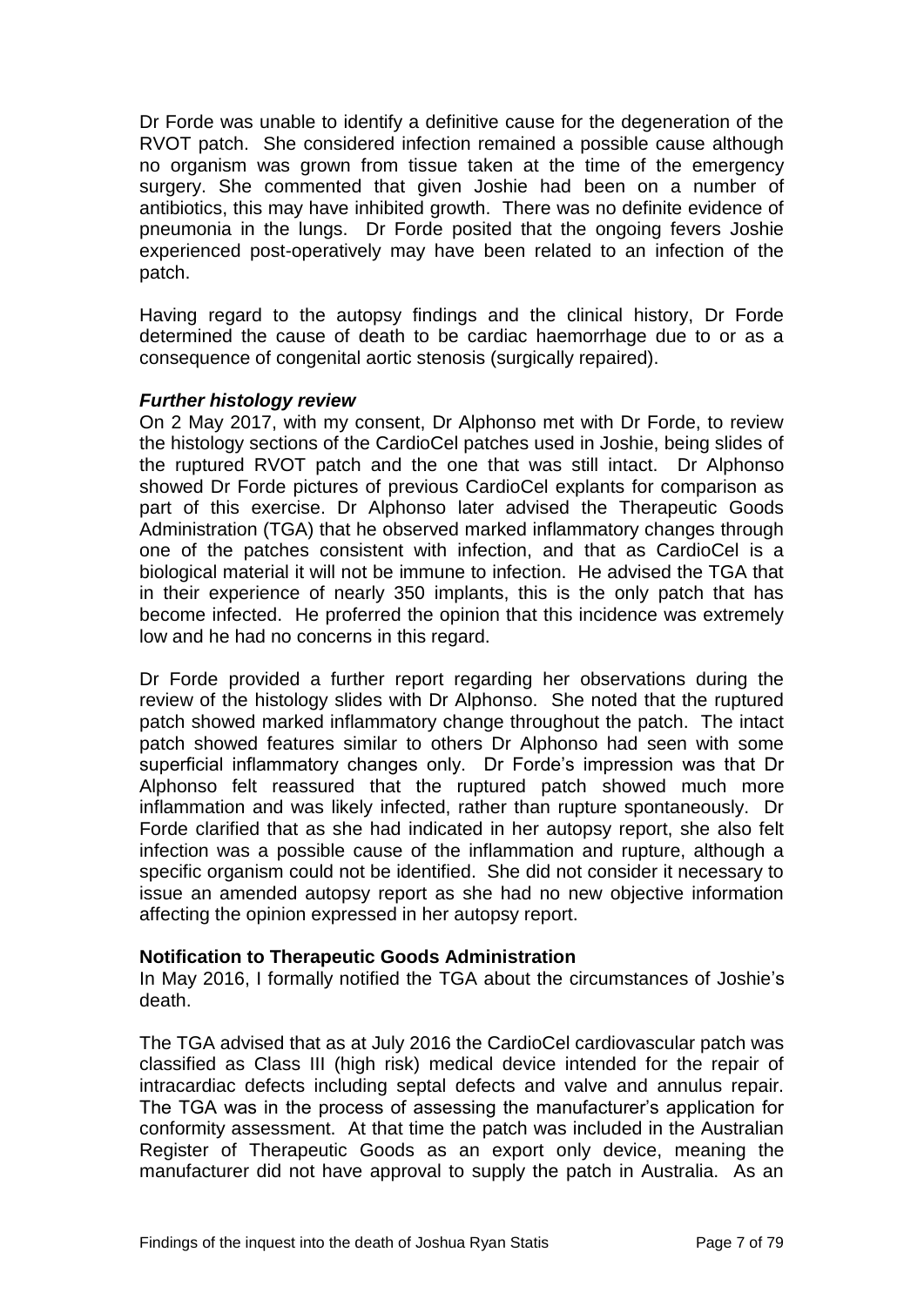Dr Forde was unable to identify a definitive cause for the degeneration of the RVOT patch. She considered infection remained a possible cause although no organism was grown from tissue taken at the time of the emergency surgery. She commented that given Joshie had been on a number of antibiotics, this may have inhibited growth. There was no definite evidence of pneumonia in the lungs. Dr Forde posited that the ongoing fevers Joshie experienced post-operatively may have been related to an infection of the patch.

Having regard to the autopsy findings and the clinical history, Dr Forde determined the cause of death to be cardiac haemorrhage due to or as a consequence of congenital aortic stenosis (surgically repaired).

***Further histology review***

On 2 May 2017, with my consent, Dr Alphonso met with Dr Forde, to review the histology sections of the CardioCel patches used in Joshie, being slides of the ruptured RVOT patch and the one that was still intact. Dr Alphonso showed Dr Forde pictures of previous CardioCel explants for comparison as part of this exercise. Dr Alphonso later advised the Therapeutic Goods Administration (TGA) that he observed marked inflammatory changes through one of the patches consistent with infection, and that as CardioCel is a biological material it will not be immune to infection. He advised the TGA that in their experience of nearly 350 implants, this is the only patch that has become infected. He proferred the opinion that this incidence was extremely low and he had no concerns in this regard.

Dr Forde provided a further report regarding her observations during the review of the histology slides with Dr Alphonso. She noted that the ruptured patch showed marked inflammatory change throughout the patch. The intact patch showed features similar to others Dr Alphonso had seen with some superficial inflammatory changes only. Dr Forde's impression was that Dr Alphonso felt reassured that the ruptured patch showed much more inflammation and was likely infected, rather than rupture spontaneously. Dr Forde clarified that as she had indicated in her autopsy report, she also felt infection was a possible cause of the inflammation and rupture, although a specific organism could not be identified. She did not consider it necessary to issue an amended autopsy report as she had no new objective information affecting the opinion expressed in her autopsy report.

**Notification to Therapeutic Goods Administration**

In May 2016, I formally notified the TGA about the circumstances of Joshie's death.

The TGA advised that as at July 2016 the CardioCel cardiovascular patch was classified as Class III (high risk) medical device intended for the repair of intracardiac defects including septal defects and valve and annulus repair. The TGA was in the process of assessing the manufacturer's application for conformity assessment. At that time the patch was included in the Australian Register of Therapeutic Goods as an export only device, meaning the manufacturer did not have approval to supply the patch in Australia. As an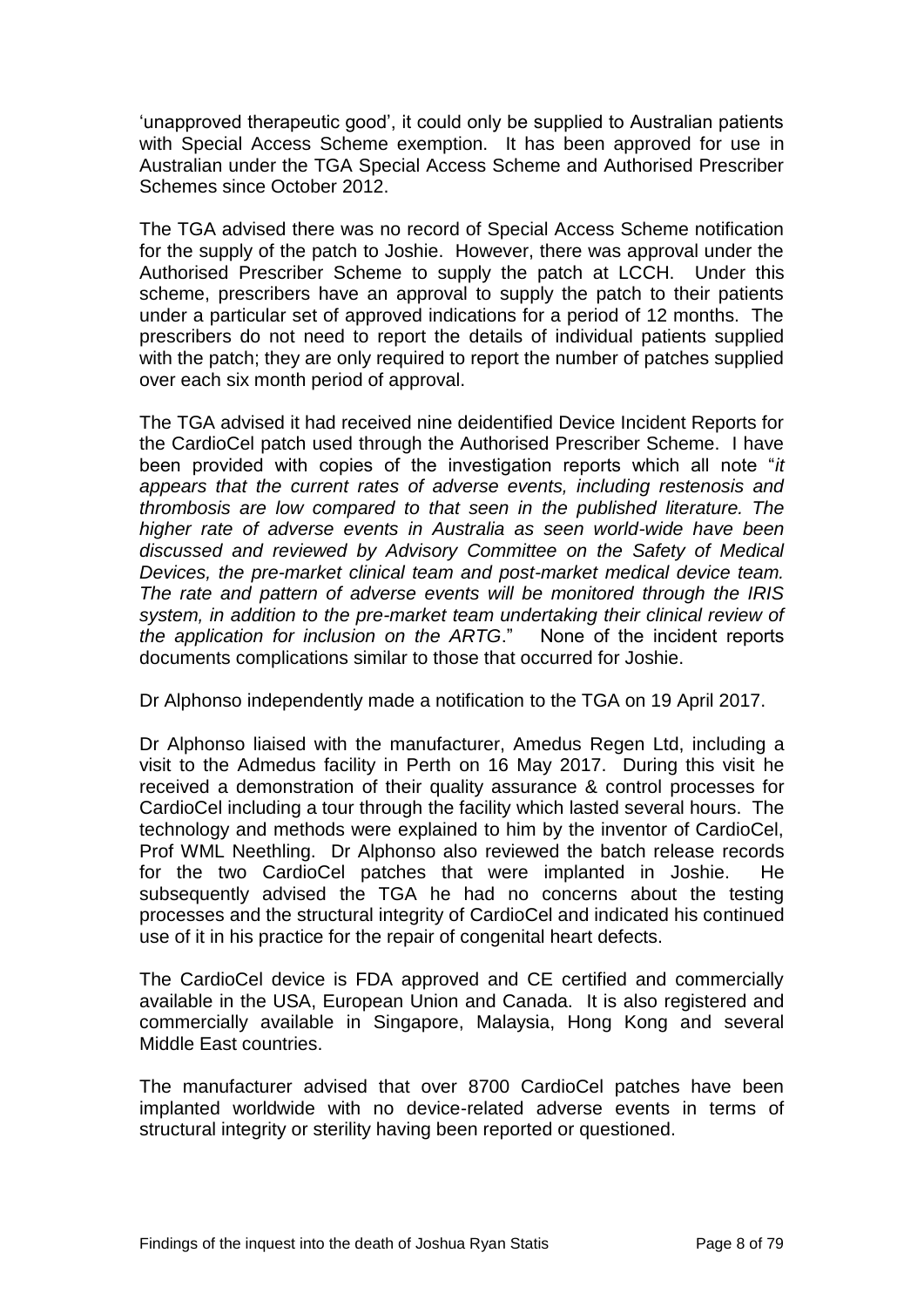'unapproved therapeutic good', it could only be supplied to Australian patients with Special Access Scheme exemption. It has been approved for use in Australian under the TGA Special Access Scheme and Authorised Prescriber Schemes since October 2012.

The TGA advised there was no record of Special Access Scheme notification for the supply of the patch to Joshie. However, there was approval under the Authorised Prescriber Scheme to supply the patch at LCCH. Under this scheme, prescribers have an approval to supply the patch to their patients under a particular set of approved indications for a period of 12 months. The prescribers do not need to report the details of individual patients supplied with the patch; they are only required to report the number of patches supplied over each six month period of approval.

The TGA advised it had received nine deidentified Device Incident Reports for the CardioCel patch used through the Authorised Prescriber Scheme. I have been provided with copies of the investigation reports which all note "*it appears that the current rates of adverse events, including restenosis and thrombosis are low compared to that seen in the published literature. The higher rate of adverse events in Australia as seen world-wide have been discussed and reviewed by Advisory Committee on the Safety of Medical Devices, the pre-market clinical team and post-market medical device team. The rate and pattern of adverse events will be monitored through the IRIS system, in addition to the pre-market team undertaking their clinical review of the application for inclusion on the ARTG*." None of the incident reports documents complications similar to those that occurred for Joshie.

Dr Alphonso independently made a notification to the TGA on 19 April 2017.

Dr Alphonso liaised with the manufacturer, Amedus Regen Ltd, including a visit to the Admedus facility in Perth on 16 May 2017. During this visit he received a demonstration of their quality assurance & control processes for CardioCel including a tour through the facility which lasted several hours. The technology and methods were explained to him by the inventor of CardioCel, Prof WML Neethling. Dr Alphonso also reviewed the batch release records for the two CardioCel patches that were implanted in Joshie. He subsequently advised the TGA he had no concerns about the testing processes and the structural integrity of CardioCel and indicated his continued use of it in his practice for the repair of congenital heart defects.

The CardioCel device is FDA approved and CE certified and commercially available in the USA, European Union and Canada. It is also registered and commercially available in Singapore, Malaysia, Hong Kong and several Middle East countries.

The manufacturer advised that over 8700 CardioCel patches have been implanted worldwide with no device-related adverse events in terms of structural integrity or sterility having been reported or questioned.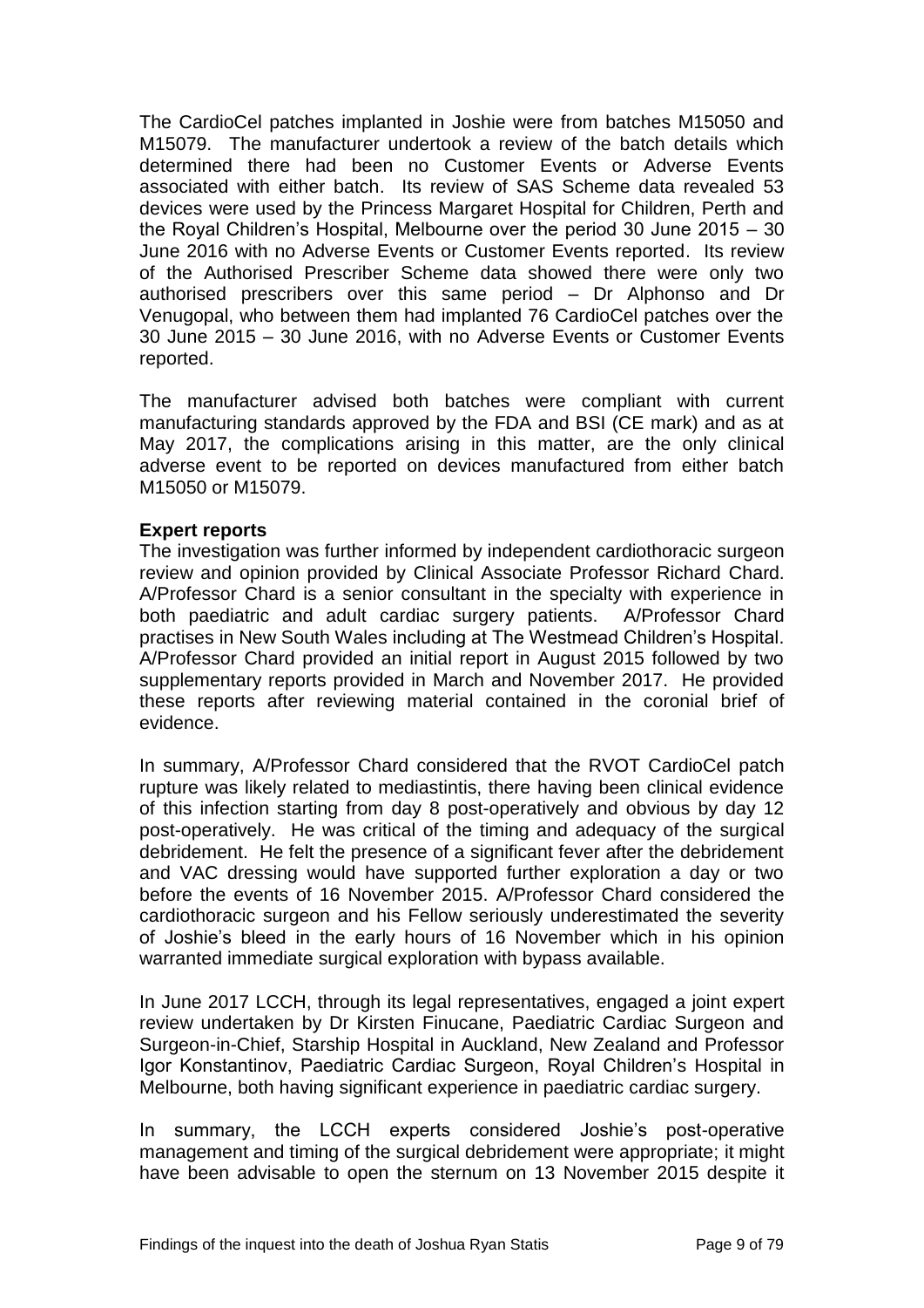The CardioCel patches implanted in Joshie were from batches M15050 and M15079. The manufacturer undertook a review of the batch details which determined there had been no Customer Events or Adverse Events associated with either batch. Its review of SAS Scheme data revealed 53 devices were used by the Princess Margaret Hospital for Children, Perth and the Royal Children's Hospital, Melbourne over the period 30 June 2015 – 30 June 2016 with no Adverse Events or Customer Events reported. Its review of the Authorised Prescriber Scheme data showed there were only two authorised prescribers over this same period – Dr Alphonso and Dr Venugopal, who between them had implanted 76 CardioCel patches over the 30 June 2015 – 30 June 2016, with no Adverse Events or Customer Events reported.

The manufacturer advised both batches were compliant with current manufacturing standards approved by the FDA and BSI (CE mark) and as at May 2017, the complications arising in this matter, are the only clinical adverse event to be reported on devices manufactured from either batch M15050 or M15079.

**Expert reports**

The investigation was further informed by independent cardiothoracic surgeon review and opinion provided by Clinical Associate Professor Richard Chard. A/Professor Chard is a senior consultant in the specialty with experience in both paediatric and adult cardiac surgery patients. A/Professor Chard practises in New South Wales including at The Westmead Children's Hospital. A/Professor Chard provided an initial report in August 2015 followed by two supplementary reports provided in March and November 2017. He provided these reports after reviewing material contained in the coronial brief of evidence.

In summary, A/Professor Chard considered that the RVOT CardioCel patch rupture was likely related to mediastintis, there having been clinical evidence of this infection starting from day 8 post-operatively and obvious by day 12 post-operatively. He was critical of the timing and adequacy of the surgical debridement. He felt the presence of a significant fever after the debridement and VAC dressing would have supported further exploration a day or two before the events of 16 November 2015. A/Professor Chard considered the cardiothoracic surgeon and his Fellow seriously underestimated the severity of Joshie's bleed in the early hours of 16 November which in his opinion warranted immediate surgical exploration with bypass available.

In June 2017 LCCH, through its legal representatives, engaged a joint expert review undertaken by Dr Kirsten Finucane, Paediatric Cardiac Surgeon and Surgeon-in-Chief, Starship Hospital in Auckland, New Zealand and Professor Igor Konstantinov, Paediatric Cardiac Surgeon, Royal Children's Hospital in Melbourne, both having significant experience in paediatric cardiac surgery.

In summary, the LCCH experts considered Joshie's post-operative management and timing of the surgical debridement were appropriate; it might have been advisable to open the sternum on 13 November 2015 despite it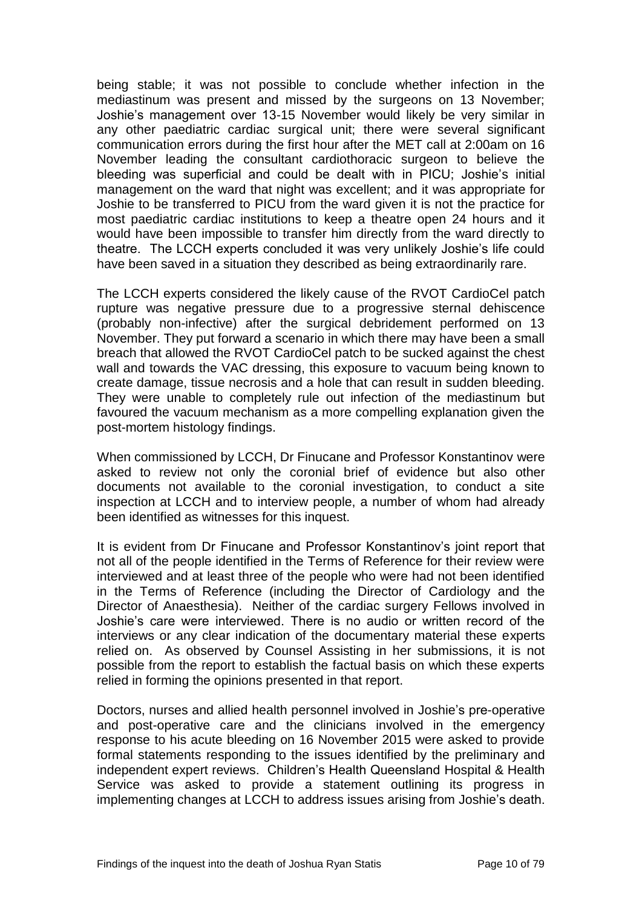being stable; it was not possible to conclude whether infection in the mediastinum was present and missed by the surgeons on 13 November; Joshie's management over 13-15 November would likely be very similar in any other paediatric cardiac surgical unit; there were several significant communication errors during the first hour after the MET call at 2:00am on 16 November leading the consultant cardiothoracic surgeon to believe the bleeding was superficial and could be dealt with in PICU; Joshie's initial management on the ward that night was excellent; and it was appropriate for Joshie to be transferred to PICU from the ward given it is not the practice for most paediatric cardiac institutions to keep a theatre open 24 hours and it would have been impossible to transfer him directly from the ward directly to theatre. The LCCH experts concluded it was very unlikely Joshie's life could have been saved in a situation they described as being extraordinarily rare.

The LCCH experts considered the likely cause of the RVOT CardioCel patch rupture was negative pressure due to a progressive sternal dehiscence (probably non-infective) after the surgical debridement performed on 13 November. They put forward a scenario in which there may have been a small breach that allowed the RVOT CardioCel patch to be sucked against the chest wall and towards the VAC dressing, this exposure to vacuum being known to create damage, tissue necrosis and a hole that can result in sudden bleeding. They were unable to completely rule out infection of the mediastinum but favoured the vacuum mechanism as a more compelling explanation given the post-mortem histology findings.

When commissioned by LCCH, Dr Finucane and Professor Konstantinov were asked to review not only the coronial brief of evidence but also other documents not available to the coronial investigation, to conduct a site inspection at LCCH and to interview people, a number of whom had already been identified as witnesses for this inquest.

It is evident from Dr Finucane and Professor Konstantinov's joint report that not all of the people identified in the Terms of Reference for their review were interviewed and at least three of the people who were had not been identified in the Terms of Reference (including the Director of Cardiology and the Director of Anaesthesia). Neither of the cardiac surgery Fellows involved in Joshie's care were interviewed. There is no audio or written record of the interviews or any clear indication of the documentary material these experts relied on. As observed by Counsel Assisting in her submissions, it is not possible from the report to establish the factual basis on which these experts relied in forming the opinions presented in that report.

Doctors, nurses and allied health personnel involved in Joshie's pre-operative and post-operative care and the clinicians involved in the emergency response to his acute bleeding on 16 November 2015 were asked to provide formal statements responding to the issues identified by the preliminary and independent expert reviews. Children's Health Queensland Hospital & Health Service was asked to provide a statement outlining its progress in implementing changes at LCCH to address issues arising from Joshie's death.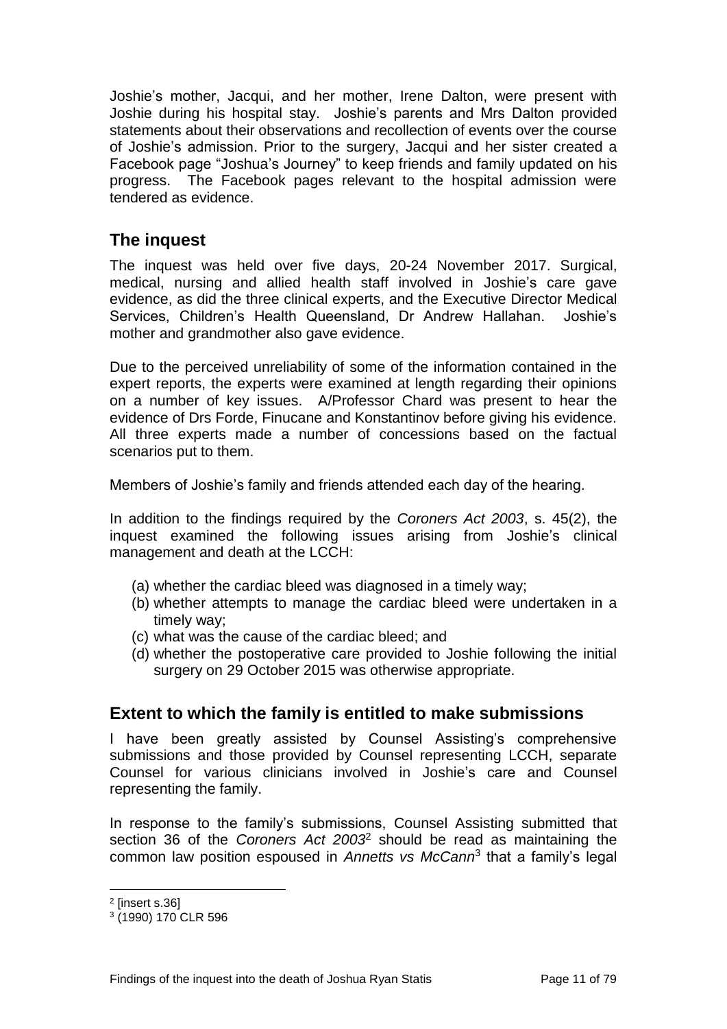Joshie's mother, Jacqui, and her mother, Irene Dalton, were present with Joshie during his hospital stay. Joshie's parents and Mrs Dalton provided statements about their observations and recollection of events over the course of Joshie's admission. Prior to the surgery, Jacqui and her sister created a Facebook page "Joshua's Journey" to keep friends and family updated on his progress. The Facebook pages relevant to the hospital admission were tendered as evidence.

## The inquest

The inquest was held over five days, 20-24 November 2017. Surgical, medical, nursing and allied health staff involved in Joshie's care gave evidence, as did the three clinical experts, and the Executive Director Medical Services, Children's Health Queensland, Dr Andrew Hallahan. Joshie's mother and grandmother also gave evidence.

Due to the perceived unreliability of some of the information contained in the expert reports, the experts were examined at length regarding their opinions on a number of key issues. A/Professor Chard was present to hear the evidence of Drs Forde, Finucane and Konstantinov before giving his evidence. All three experts made a number of concessions based on the factual scenarios put to them.

Members of Joshie's family and friends attended each day of the hearing.

In addition to the findings required by the *Coroners Act 2003*, s. 45(2), the inquest examined the following issues arising from Joshie's clinical management and death at the LCCH:

(a) whether the cardiac bleed was diagnosed in a timely way;
(b) whether attempts to manage the cardiac bleed were undertaken in a timely way;
(c) what was the cause of the cardiac bleed; and
(d) whether the postoperative care provided to Joshie following the initial surgery on 29 October 2015 was otherwise appropriate.

## Extent to which the family is entitled to make submissions

I have been greatly assisted by Counsel Assisting's comprehensive submissions and those provided by Counsel representing LCCH, separate Counsel for various clinicians involved in Joshie's care and Counsel representing the family.

In response to the family's submissions, Counsel Assisting submitted that section 36 of the *Coroners Act 2003*[2] should be read as maintaining the common law position espoused in *Annetts vs McCann*[3] that a family's legal

---

[2] [insert s.36]

[3] (1990) 170 CLR 596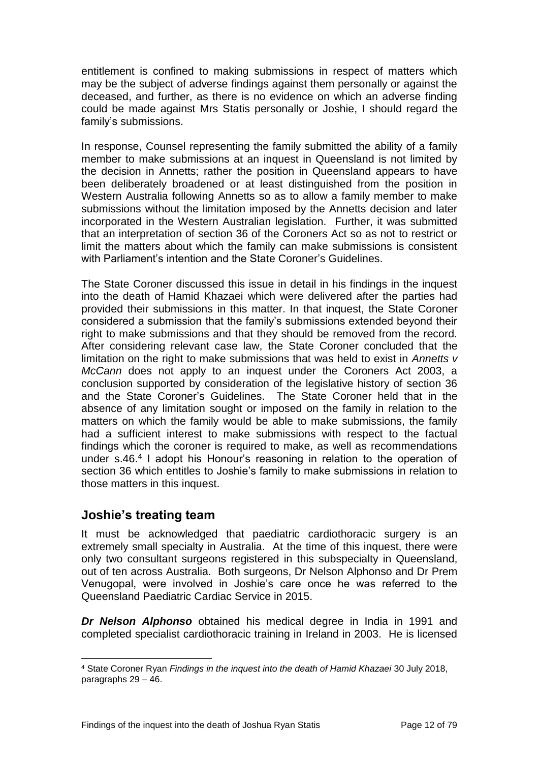entitlement is confined to making submissions in respect of matters which may be the subject of adverse findings against them personally or against the deceased, and further, as there is no evidence on which an adverse finding could be made against Mrs Statis personally or Joshie, I should regard the family's submissions.

In response, Counsel representing the family submitted the ability of a family member to make submissions at an inquest in Queensland is not limited by the decision in Annetts; rather the position in Queensland appears to have been deliberately broadened or at least distinguished from the position in Western Australia following Annetts so as to allow a family member to make submissions without the limitation imposed by the Annetts decision and later incorporated in the Western Australian legislation. Further, it was submitted that an interpretation of section 36 of the Coroners Act so as not to restrict or limit the matters about which the family can make submissions is consistent with Parliament's intention and the State Coroner's Guidelines.

The State Coroner discussed this issue in detail in his findings in the inquest into the death of Hamid Khazaei which were delivered after the parties had provided their submissions in this matter. In that inquest, the State Coroner considered a submission that the family's submissions extended beyond their right to make submissions and that they should be removed from the record. After considering relevant case law, the State Coroner concluded that the limitation on the right to make submissions that was held to exist in *Annetts v McCann* does not apply to an inquest under the Coroners Act 2003, a conclusion supported by consideration of the legislative history of section 36 and the State Coroner's Guidelines. The State Coroner held that in the absence of any limitation sought or imposed on the family in relation to the matters on which the family would be able to make submissions, the family had a sufficient interest to make submissions with respect to the factual findings which the coroner is required to make, as well as recommendations under s.46.[4] I adopt his Honour's reasoning in relation to the operation of section 36 which entitles to Joshie's family to make submissions in relation to those matters in this inquest.

## Joshie's treating team

It must be acknowledged that paediatric cardiothoracic surgery is an extremely small specialty in Australia. At the time of this inquest, there were only two consultant surgeons registered in this subspecialty in Queensland, out of ten across Australia. Both surgeons, Dr Nelson Alphonso and Dr Prem Venugopal, were involved in Joshie's care once he was referred to the Queensland Paediatric Cardiac Service in 2015.

***Dr Nelson Alphonso*** obtained his medical degree in India in 1991 and completed specialist cardiothoracic training in Ireland in 2003. He is licensed

[4] State Coroner Ryan *Findings in the inquest into the death of Hamid Khazaei* 30 July 2018, paragraphs 29 – 46.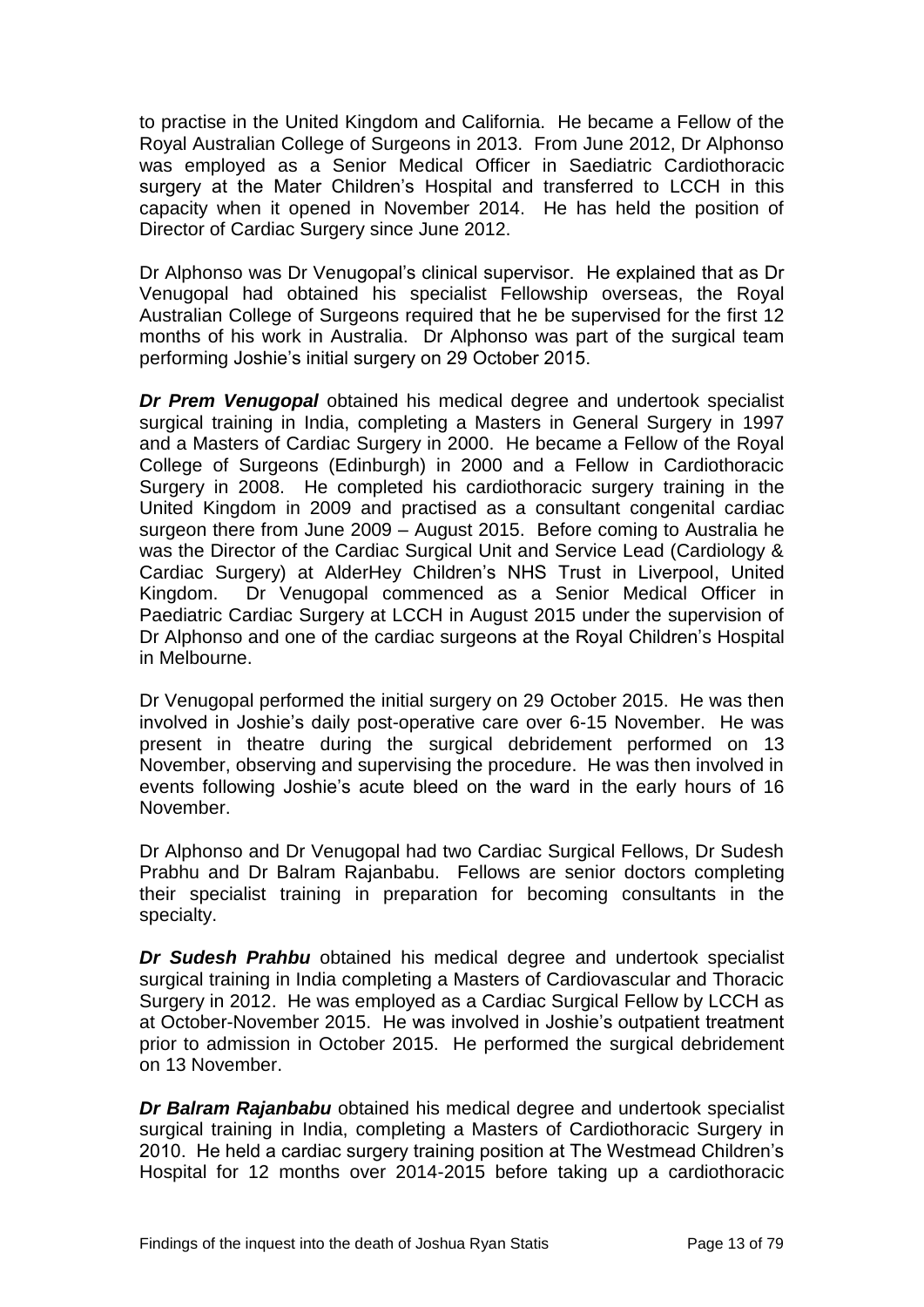to practise in the United Kingdom and California. He became a Fellow of the Royal Australian College of Surgeons in 2013. From June 2012, Dr Alphonso was employed as a Senior Medical Officer in Saediatric Cardiothoracic surgery at the Mater Children's Hospital and transferred to LCCH in this capacity when it opened in November 2014. He has held the position of Director of Cardiac Surgery since June 2012.

Dr Alphonso was Dr Venugopal's clinical supervisor. He explained that as Dr Venugopal had obtained his specialist Fellowship overseas, the Royal Australian College of Surgeons required that he be supervised for the first 12 months of his work in Australia. Dr Alphonso was part of the surgical team performing Joshie's initial surgery on 29 October 2015.

***Dr Prem Venugopal*** obtained his medical degree and undertook specialist surgical training in India, completing a Masters in General Surgery in 1997 and a Masters of Cardiac Surgery in 2000. He became a Fellow of the Royal College of Surgeons (Edinburgh) in 2000 and a Fellow in Cardiothoracic Surgery in 2008. He completed his cardiothoracic surgery training in the United Kingdom in 2009 and practised as a consultant congenital cardiac surgeon there from June 2009 – August 2015. Before coming to Australia he was the Director of the Cardiac Surgical Unit and Service Lead (Cardiology & Cardiac Surgery) at AlderHey Children's NHS Trust in Liverpool, United Kingdom. Dr Venugopal commenced as a Senior Medical Officer in Paediatric Cardiac Surgery at LCCH in August 2015 under the supervision of Dr Alphonso and one of the cardiac surgeons at the Royal Children's Hospital in Melbourne.

Dr Venugopal performed the initial surgery on 29 October 2015. He was then involved in Joshie's daily post-operative care over 6-15 November. He was present in theatre during the surgical debridement performed on 13 November, observing and supervising the procedure. He was then involved in events following Joshie's acute bleed on the ward in the early hours of 16 November.

Dr Alphonso and Dr Venugopal had two Cardiac Surgical Fellows, Dr Sudesh Prabhu and Dr Balram Rajanbabu. Fellows are senior doctors completing their specialist training in preparation for becoming consultants in the specialty.

***Dr Sudesh Prahbu*** obtained his medical degree and undertook specialist surgical training in India completing a Masters of Cardiovascular and Thoracic Surgery in 2012. He was employed as a Cardiac Surgical Fellow by LCCH as at October-November 2015. He was involved in Joshie's outpatient treatment prior to admission in October 2015. He performed the surgical debridement on 13 November.

***Dr Balram Rajanbabu*** obtained his medical degree and undertook specialist surgical training in India, completing a Masters of Cardiothoracic Surgery in 2010. He held a cardiac surgery training position at The Westmead Children's Hospital for 12 months over 2014-2015 before taking up a cardiothoracic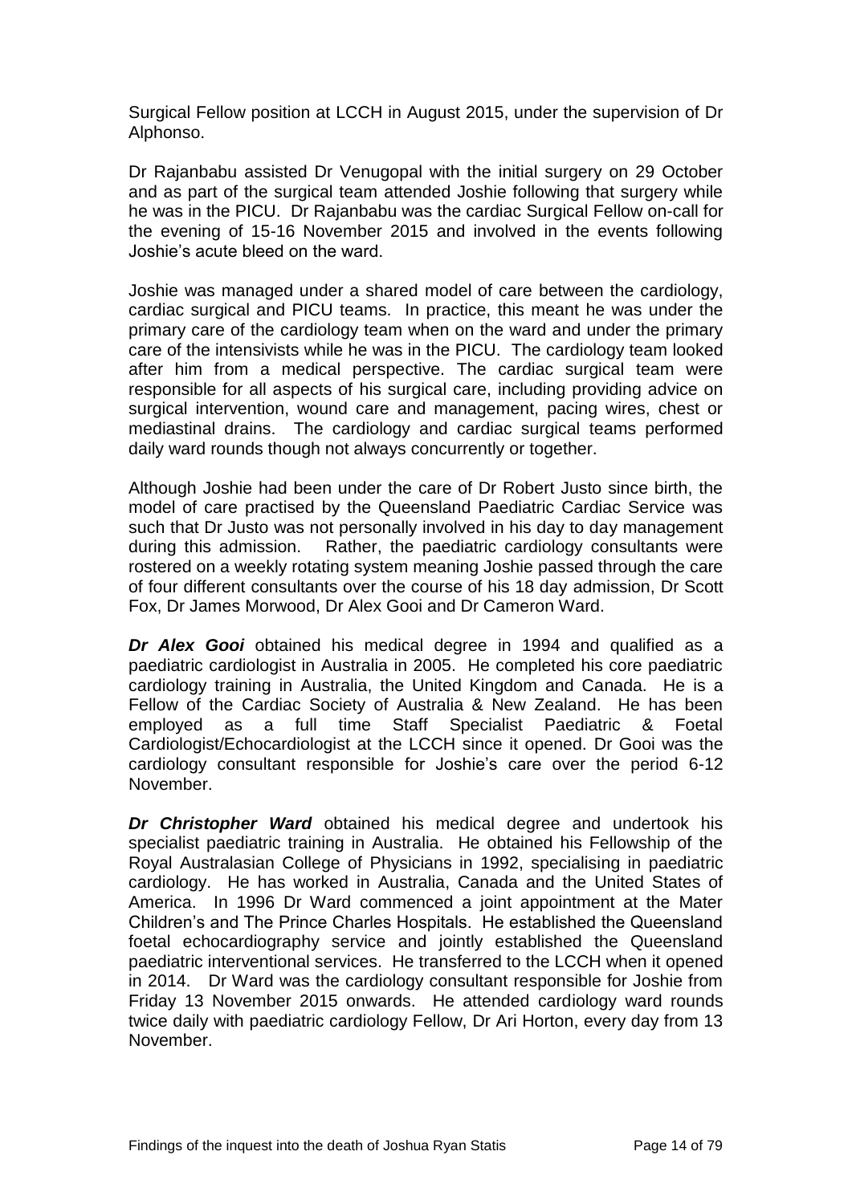Surgical Fellow position at LCCH in August 2015, under the supervision of Dr Alphonso.

Dr Rajanbabu assisted Dr Venugopal with the initial surgery on 29 October and as part of the surgical team attended Joshie following that surgery while he was in the PICU. Dr Rajanbabu was the cardiac Surgical Fellow on-call for the evening of 15-16 November 2015 and involved in the events following Joshie's acute bleed on the ward.

Joshie was managed under a shared model of care between the cardiology, cardiac surgical and PICU teams. In practice, this meant he was under the primary care of the cardiology team when on the ward and under the primary care of the intensivists while he was in the PICU. The cardiology team looked after him from a medical perspective. The cardiac surgical team were responsible for all aspects of his surgical care, including providing advice on surgical intervention, wound care and management, pacing wires, chest or mediastinal drains. The cardiology and cardiac surgical teams performed daily ward rounds though not always concurrently or together.

Although Joshie had been under the care of Dr Robert Justo since birth, the model of care practised by the Queensland Paediatric Cardiac Service was such that Dr Justo was not personally involved in his day to day management during this admission. Rather, the paediatric cardiology consultants were rostered on a weekly rotating system meaning Joshie passed through the care of four different consultants over the course of his 18 day admission, Dr Scott Fox, Dr James Morwood, Dr Alex Gooi and Dr Cameron Ward.

***Dr Alex Gooi*** obtained his medical degree in 1994 and qualified as a paediatric cardiologist in Australia in 2005. He completed his core paediatric cardiology training in Australia, the United Kingdom and Canada. He is a Fellow of the Cardiac Society of Australia & New Zealand. He has been employed as a full time Staff Specialist Paediatric & Foetal Cardiologist/Echocardiologist at the LCCH since it opened. Dr Gooi was the cardiology consultant responsible for Joshie's care over the period 6-12 November.

***Dr Christopher Ward*** obtained his medical degree and undertook his specialist paediatric training in Australia. He obtained his Fellowship of the Royal Australasian College of Physicians in 1992, specialising in paediatric cardiology. He has worked in Australia, Canada and the United States of America. In 1996 Dr Ward commenced a joint appointment at the Mater Children's and The Prince Charles Hospitals. He established the Queensland foetal echocardiography service and jointly established the Queensland paediatric interventional services. He transferred to the LCCH when it opened in 2014. Dr Ward was the cardiology consultant responsible for Joshie from Friday 13 November 2015 onwards. He attended cardiology ward rounds twice daily with paediatric cardiology Fellow, Dr Ari Horton, every day from 13 November.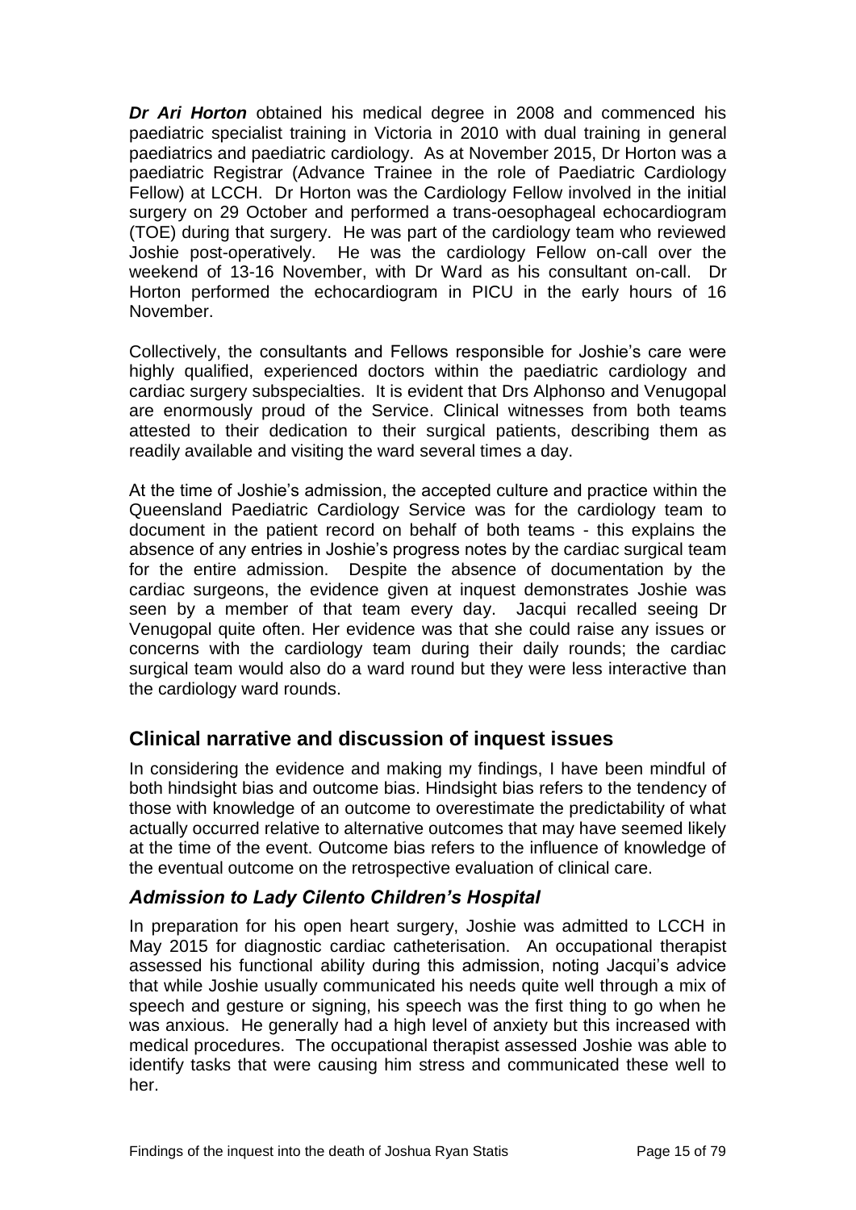***Dr Ari Horton*** obtained his medical degree in 2008 and commenced his paediatric specialist training in Victoria in 2010 with dual training in general paediatrics and paediatric cardiology. As at November 2015, Dr Horton was a paediatric Registrar (Advance Trainee in the role of Paediatric Cardiology Fellow) at LCCH. Dr Horton was the Cardiology Fellow involved in the initial surgery on 29 October and performed a trans-oesophageal echocardiogram (TOE) during that surgery. He was part of the cardiology team who reviewed Joshie post-operatively. He was the cardiology Fellow on-call over the weekend of 13-16 November, with Dr Ward as his consultant on-call. Dr Horton performed the echocardiogram in PICU in the early hours of 16 November.

Collectively, the consultants and Fellows responsible for Joshie's care were highly qualified, experienced doctors within the paediatric cardiology and cardiac surgery subspecialties. It is evident that Drs Alphonso and Venugopal are enormously proud of the Service. Clinical witnesses from both teams attested to their dedication to their surgical patients, describing them as readily available and visiting the ward several times a day.

At the time of Joshie's admission, the accepted culture and practice within the Queensland Paediatric Cardiology Service was for the cardiology team to document in the patient record on behalf of both teams - this explains the absence of any entries in Joshie's progress notes by the cardiac surgical team for the entire admission. Despite the absence of documentation by the cardiac surgeons, the evidence given at inquest demonstrates Joshie was seen by a member of that team every day. Jacqui recalled seeing Dr Venugopal quite often. Her evidence was that she could raise any issues or concerns with the cardiology team during their daily rounds; the cardiac surgical team would also do a ward round but they were less interactive than the cardiology ward rounds.

## Clinical narrative and discussion of inquest issues

In considering the evidence and making my findings, I have been mindful of both hindsight bias and outcome bias. Hindsight bias refers to the tendency of those with knowledge of an outcome to overestimate the predictability of what actually occurred relative to alternative outcomes that may have seemed likely at the time of the event. Outcome bias refers to the influence of knowledge of the eventual outcome on the retrospective evaluation of clinical care.

### *Admission to Lady Cilento Children's Hospital*

In preparation for his open heart surgery, Joshie was admitted to LCCH in May 2015 for diagnostic cardiac catheterisation. An occupational therapist assessed his functional ability during this admission, noting Jacqui's advice that while Joshie usually communicated his needs quite well through a mix of speech and gesture or signing, his speech was the first thing to go when he was anxious. He generally had a high level of anxiety but this increased with medical procedures. The occupational therapist assessed Joshie was able to identify tasks that were causing him stress and communicated these well to her.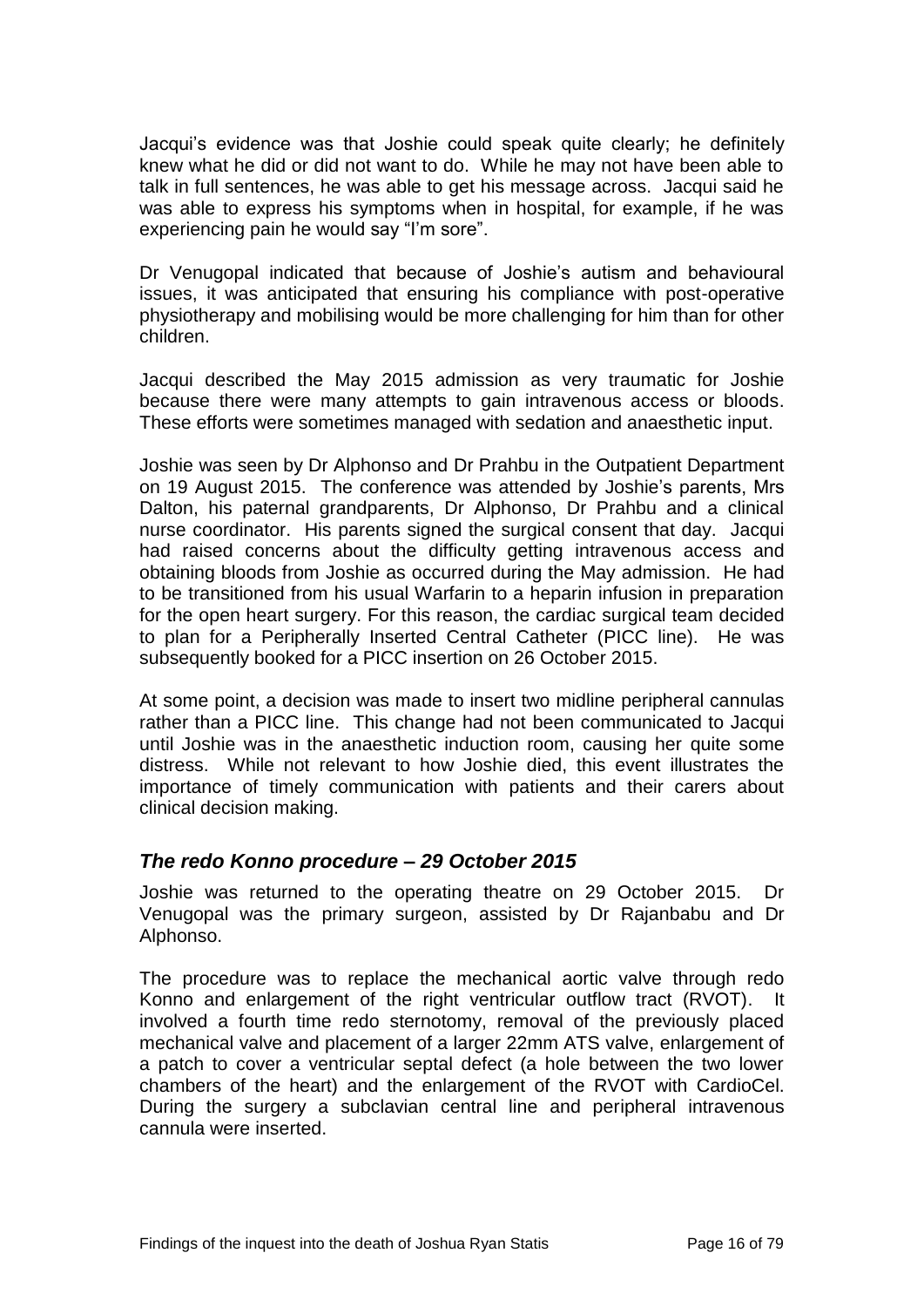Jacqui's evidence was that Joshie could speak quite clearly; he definitely knew what he did or did not want to do. While he may not have been able to talk in full sentences, he was able to get his message across. Jacqui said he was able to express his symptoms when in hospital, for example, if he was experiencing pain he would say "I'm sore".

Dr Venugopal indicated that because of Joshie's autism and behavioural issues, it was anticipated that ensuring his compliance with post-operative physiotherapy and mobilising would be more challenging for him than for other children.

Jacqui described the May 2015 admission as very traumatic for Joshie because there were many attempts to gain intravenous access or bloods. These efforts were sometimes managed with sedation and anaesthetic input.

Joshie was seen by Dr Alphonso and Dr Prahbu in the Outpatient Department on 19 August 2015. The conference was attended by Joshie's parents, Mrs Dalton, his paternal grandparents, Dr Alphonso, Dr Prahbu and a clinical nurse coordinator. His parents signed the surgical consent that day. Jacqui had raised concerns about the difficulty getting intravenous access and obtaining bloods from Joshie as occurred during the May admission. He had to be transitioned from his usual Warfarin to a heparin infusion in preparation for the open heart surgery. For this reason, the cardiac surgical team decided to plan for a Peripherally Inserted Central Catheter (PICC line). He was subsequently booked for a PICC insertion on 26 October 2015.

At some point, a decision was made to insert two midline peripheral cannulas rather than a PICC line. This change had not been communicated to Jacqui until Joshie was in the anaesthetic induction room, causing her quite some distress. While not relevant to how Joshie died, this event illustrates the importance of timely communication with patients and their carers about clinical decision making.

### *The redo Konno procedure – 29 October 2015*

Joshie was returned to the operating theatre on 29 October 2015. Dr Venugopal was the primary surgeon, assisted by Dr Rajanbabu and Dr Alphonso.

The procedure was to replace the mechanical aortic valve through redo Konno and enlargement of the right ventricular outflow tract (RVOT). It involved a fourth time redo sternotomy, removal of the previously placed mechanical valve and placement of a larger 22mm ATS valve, enlargement of a patch to cover a ventricular septal defect (a hole between the two lower chambers of the heart) and the enlargement of the RVOT with CardioCel. During the surgery a subclavian central line and peripheral intravenous cannula were inserted.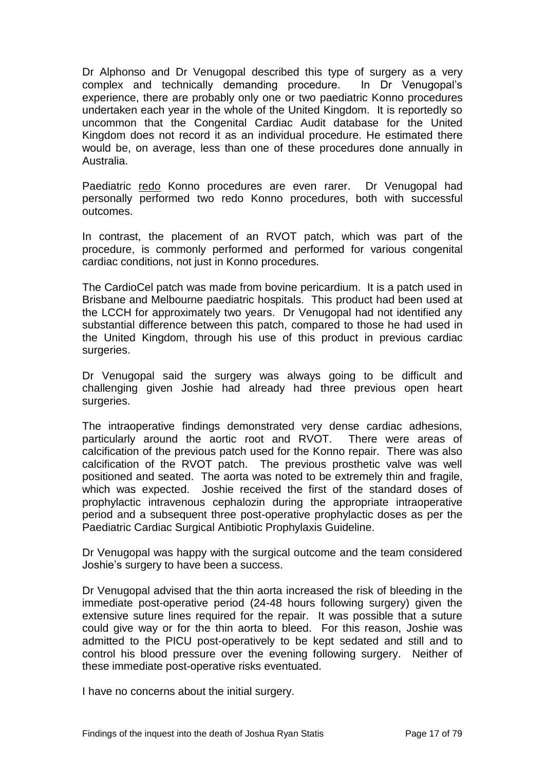Dr Alphonso and Dr Venugopal described this type of surgery as a very complex and technically demanding procedure. In Dr Venugopal's experience, there are probably only one or two paediatric Konno procedures undertaken each year in the whole of the United Kingdom. It is reportedly so uncommon that the Congenital Cardiac Audit database for the United Kingdom does not record it as an individual procedure. He estimated there would be, on average, less than one of these procedures done annually in Australia.

Paediatric <u>redo</u> Konno procedures are even rarer. Dr Venugopal had personally performed two redo Konno procedures, both with successful outcomes.

In contrast, the placement of an RVOT patch, which was part of the procedure, is commonly performed and performed for various congenital cardiac conditions, not just in Konno procedures.

The CardioCel patch was made from bovine pericardium. It is a patch used in Brisbane and Melbourne paediatric hospitals. This product had been used at the LCCH for approximately two years. Dr Venugopal had not identified any substantial difference between this patch, compared to those he had used in the United Kingdom, through his use of this product in previous cardiac surgeries.

Dr Venugopal said the surgery was always going to be difficult and challenging given Joshie had already had three previous open heart surgeries.

The intraoperative findings demonstrated very dense cardiac adhesions, particularly around the aortic root and RVOT. There were areas of calcification of the previous patch used for the Konno repair. There was also calcification of the RVOT patch. The previous prosthetic valve was well positioned and seated. The aorta was noted to be extremely thin and fragile, which was expected. Joshie received the first of the standard doses of prophylactic intravenous cephalozin during the appropriate intraoperative period and a subsequent three post-operative prophylactic doses as per the Paediatric Cardiac Surgical Antibiotic Prophylaxis Guideline.

Dr Venugopal was happy with the surgical outcome and the team considered Joshie's surgery to have been a success.

Dr Venugopal advised that the thin aorta increased the risk of bleeding in the immediate post-operative period (24-48 hours following surgery) given the extensive suture lines required for the repair. It was possible that a suture could give way or for the thin aorta to bleed. For this reason, Joshie was admitted to the PICU post-operatively to be kept sedated and still and to control his blood pressure over the evening following surgery. Neither of these immediate post-operative risks eventuated.

I have no concerns about the initial surgery.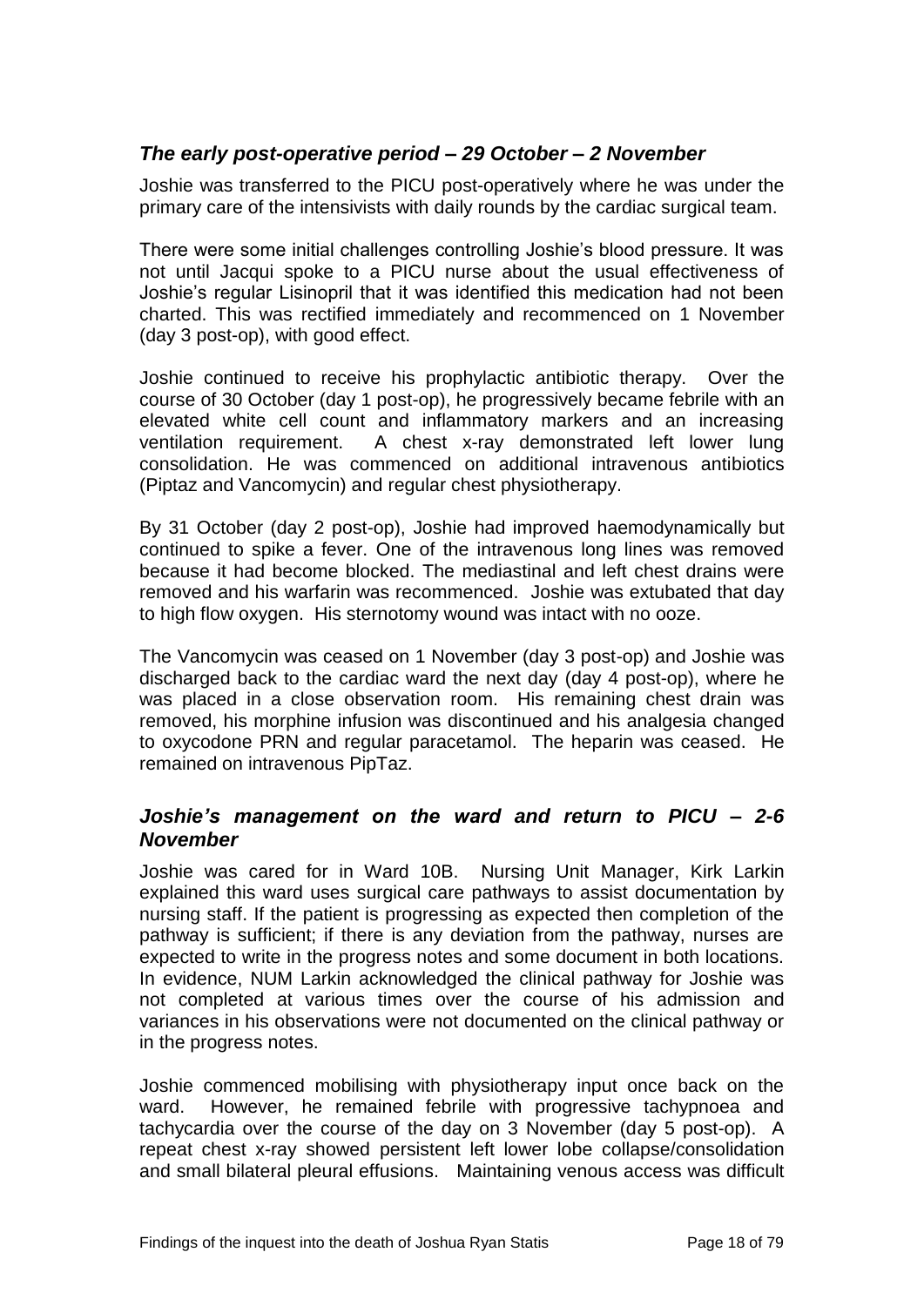### *The early post-operative period – 29 October – 2 November*

Joshie was transferred to the PICU post-operatively where he was under the primary care of the intensivists with daily rounds by the cardiac surgical team.

There were some initial challenges controlling Joshie's blood pressure. It was not until Jacqui spoke to a PICU nurse about the usual effectiveness of Joshie's regular Lisinopril that it was identified this medication had not been charted. This was rectified immediately and recommenced on 1 November (day 3 post-op), with good effect.

Joshie continued to receive his prophylactic antibiotic therapy. Over the course of 30 October (day 1 post-op), he progressively became febrile with an elevated white cell count and inflammatory markers and an increasing ventilation requirement. A chest x-ray demonstrated left lower lung consolidation. He was commenced on additional intravenous antibiotics (Piptaz and Vancomycin) and regular chest physiotherapy.

By 31 October (day 2 post-op), Joshie had improved haemodynamically but continued to spike a fever. One of the intravenous long lines was removed because it had become blocked. The mediastinal and left chest drains were removed and his warfarin was recommenced. Joshie was extubated that day to high flow oxygen. His sternotomy wound was intact with no ooze.

The Vancomycin was ceased on 1 November (day 3 post-op) and Joshie was discharged back to the cardiac ward the next day (day 4 post-op), where he was placed in a close observation room. His remaining chest drain was removed, his morphine infusion was discontinued and his analgesia changed to oxycodone PRN and regular paracetamol. The heparin was ceased. He remained on intravenous PipTaz.

### *Joshie's management on the ward and return to PICU – 2-6 November*

Joshie was cared for in Ward 10B. Nursing Unit Manager, Kirk Larkin explained this ward uses surgical care pathways to assist documentation by nursing staff. If the patient is progressing as expected then completion of the pathway is sufficient; if there is any deviation from the pathway, nurses are expected to write in the progress notes and some document in both locations. In evidence, NUM Larkin acknowledged the clinical pathway for Joshie was not completed at various times over the course of his admission and variances in his observations were not documented on the clinical pathway or in the progress notes.

Joshie commenced mobilising with physiotherapy input once back on the ward. However, he remained febrile with progressive tachypnoea and tachycardia over the course of the day on 3 November (day 5 post-op). A repeat chest x-ray showed persistent left lower lobe collapse/consolidation and small bilateral pleural effusions. Maintaining venous access was difficult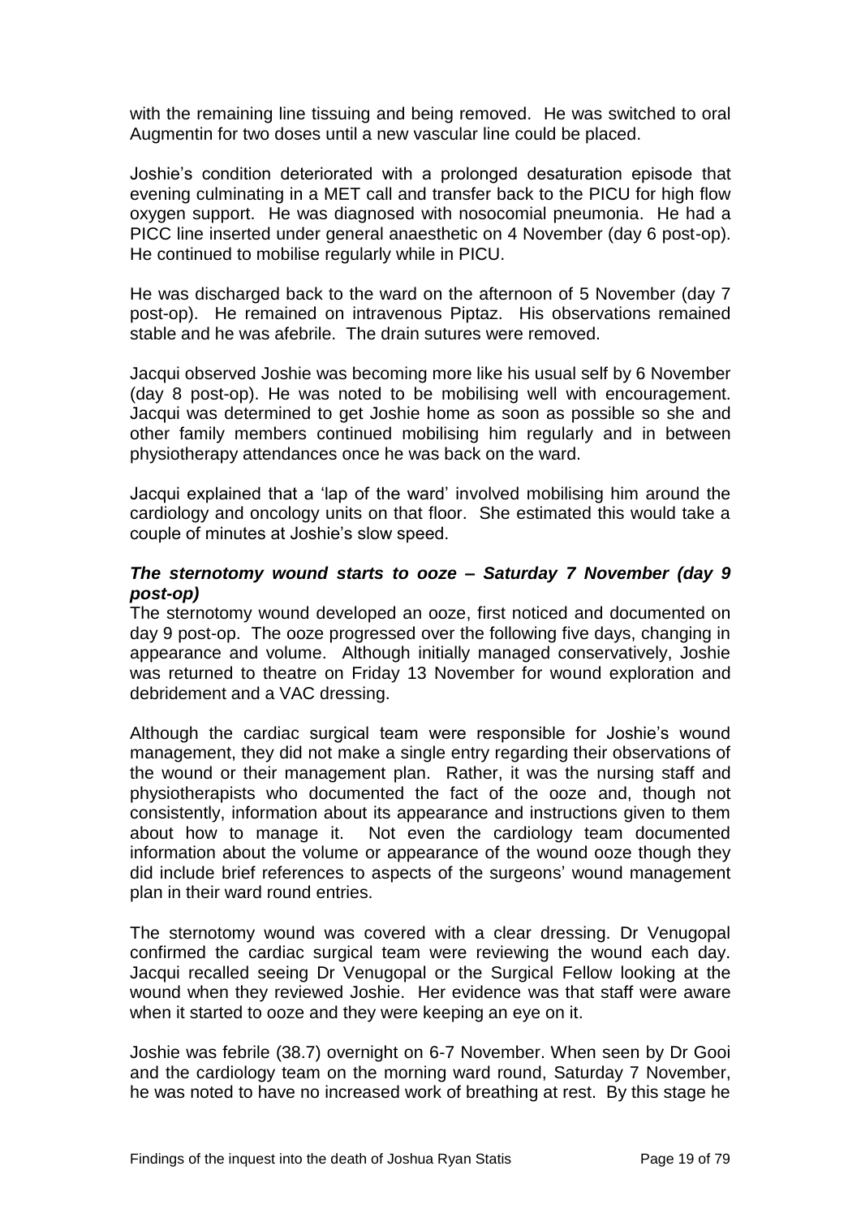with the remaining line tissuing and being removed. He was switched to oral Augmentin for two doses until a new vascular line could be placed.

Joshie's condition deteriorated with a prolonged desaturation episode that evening culminating in a MET call and transfer back to the PICU for high flow oxygen support. He was diagnosed with nosocomial pneumonia. He had a PICC line inserted under general anaesthetic on 4 November (day 6 post-op). He continued to mobilise regularly while in PICU.

He was discharged back to the ward on the afternoon of 5 November (day 7 post-op). He remained on intravenous Piptaz. His observations remained stable and he was afebrile. The drain sutures were removed.

Jacqui observed Joshie was becoming more like his usual self by 6 November (day 8 post-op). He was noted to be mobilising well with encouragement. Jacqui was determined to get Joshie home as soon as possible so she and other family members continued mobilising him regularly and in between physiotherapy attendances once he was back on the ward.

Jacqui explained that a 'lap of the ward' involved mobilising him around the cardiology and oncology units on that floor. She estimated this would take a couple of minutes at Joshie's slow speed.

### ***The sternotomy wound starts to ooze – Saturday 7 November (day 9 post-op)***

The sternotomy wound developed an ooze, first noticed and documented on day 9 post-op. The ooze progressed over the following five days, changing in appearance and volume. Although initially managed conservatively, Joshie was returned to theatre on Friday 13 November for wound exploration and debridement and a VAC dressing.

Although the cardiac surgical team were responsible for Joshie's wound management, they did not make a single entry regarding their observations of the wound or their management plan. Rather, it was the nursing staff and physiotherapists who documented the fact of the ooze and, though not consistently, information about its appearance and instructions given to them about how to manage it. Not even the cardiology team documented information about the volume or appearance of the wound ooze though they did include brief references to aspects of the surgeons' wound management plan in their ward round entries.

The sternotomy wound was covered with a clear dressing. Dr Venugopal confirmed the cardiac surgical team were reviewing the wound each day. Jacqui recalled seeing Dr Venugopal or the Surgical Fellow looking at the wound when they reviewed Joshie. Her evidence was that staff were aware when it started to ooze and they were keeping an eye on it.

Joshie was febrile (38.7) overnight on 6-7 November. When seen by Dr Gooi and the cardiology team on the morning ward round, Saturday 7 November, he was noted to have no increased work of breathing at rest. By this stage he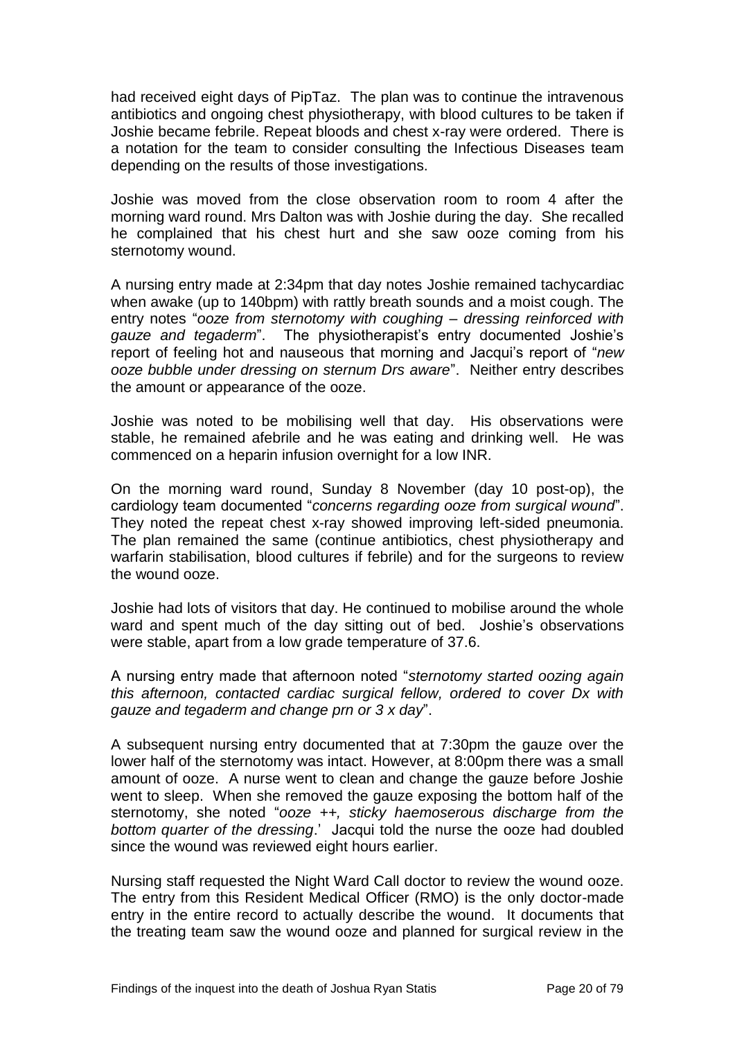had received eight days of PipTaz. The plan was to continue the intravenous antibiotics and ongoing chest physiotherapy, with blood cultures to be taken if Joshie became febrile. Repeat bloods and chest x-ray were ordered. There is a notation for the team to consider consulting the Infectious Diseases team depending on the results of those investigations.

Joshie was moved from the close observation room to room 4 after the morning ward round. Mrs Dalton was with Joshie during the day. She recalled he complained that his chest hurt and she saw ooze coming from his sternotomy wound.

A nursing entry made at 2:34pm that day notes Joshie remained tachycardiac when awake (up to 140bpm) with rattly breath sounds and a moist cough. The entry notes "*ooze from sternotomy with coughing – dressing reinforced with gauze and tegaderm*". The physiotherapist's entry documented Joshie's report of feeling hot and nauseous that morning and Jacqui's report of "*new ooze bubble under dressing on sternum Drs aware*". Neither entry describes the amount or appearance of the ooze.

Joshie was noted to be mobilising well that day. His observations were stable, he remained afebrile and he was eating and drinking well. He was commenced on a heparin infusion overnight for a low INR.

On the morning ward round, Sunday 8 November (day 10 post-op), the cardiology team documented "*concerns regarding ooze from surgical wound*". They noted the repeat chest x-ray showed improving left-sided pneumonia. The plan remained the same (continue antibiotics, chest physiotherapy and warfarin stabilisation, blood cultures if febrile) and for the surgeons to review the wound ooze.

Joshie had lots of visitors that day. He continued to mobilise around the whole ward and spent much of the day sitting out of bed. Joshie's observations were stable, apart from a low grade temperature of 37.6.

A nursing entry made that afternoon noted "*sternotomy started oozing again this afternoon, contacted cardiac surgical fellow, ordered to cover Dx with gauze and tegaderm and change prn or 3 x day*".

A subsequent nursing entry documented that at 7:30pm the gauze over the lower half of the sternotomy was intact. However, at 8:00pm there was a small amount of ooze. A nurse went to clean and change the gauze before Joshie went to sleep. When she removed the gauze exposing the bottom half of the sternotomy, she noted "*ooze ++, sticky haemoserous discharge from the bottom quarter of the dressing*.' Jacqui told the nurse the ooze had doubled since the wound was reviewed eight hours earlier.

Nursing staff requested the Night Ward Call doctor to review the wound ooze. The entry from this Resident Medical Officer (RMO) is the only doctor-made entry in the entire record to actually describe the wound. It documents that the treating team saw the wound ooze and planned for surgical review in the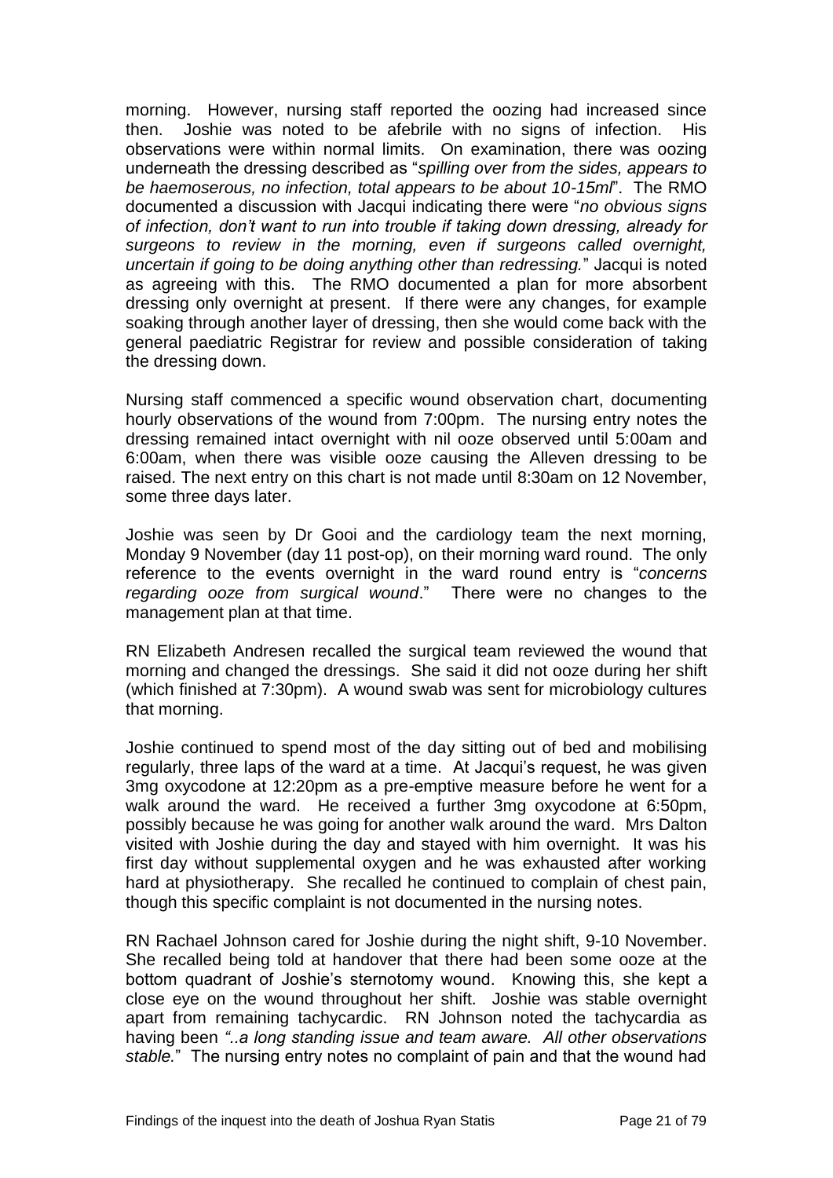morning. However, nursing staff reported the oozing had increased since then. Joshie was noted to be afebrile with no signs of infection. His observations were within normal limits. On examination, there was oozing underneath the dressing described as "*spilling over from the sides, appears to be haemoserous, no infection, total appears to be about 10-15ml*". The RMO documented a discussion with Jacqui indicating there were "*no obvious signs of infection, don't want to run into trouble if taking down dressing, already for surgeons to review in the morning, even if surgeons called overnight, uncertain if going to be doing anything other than redressing.*" Jacqui is noted as agreeing with this. The RMO documented a plan for more absorbent dressing only overnight at present. If there were any changes, for example soaking through another layer of dressing, then she would come back with the general paediatric Registrar for review and possible consideration of taking the dressing down.

Nursing staff commenced a specific wound observation chart, documenting hourly observations of the wound from 7:00pm. The nursing entry notes the dressing remained intact overnight with nil ooze observed until 5:00am and 6:00am, when there was visible ooze causing the Alleven dressing to be raised. The next entry on this chart is not made until 8:30am on 12 November, some three days later.

Joshie was seen by Dr Gooi and the cardiology team the next morning, Monday 9 November (day 11 post-op), on their morning ward round. The only reference to the events overnight in the ward round entry is "*concerns regarding ooze from surgical wound*." There were no changes to the management plan at that time.

RN Elizabeth Andresen recalled the surgical team reviewed the wound that morning and changed the dressings. She said it did not ooze during her shift (which finished at 7:30pm). A wound swab was sent for microbiology cultures that morning.

Joshie continued to spend most of the day sitting out of bed and mobilising regularly, three laps of the ward at a time. At Jacqui's request, he was given 3mg oxycodone at 12:20pm as a pre-emptive measure before he went for a walk around the ward. He received a further 3mg oxycodone at 6:50pm, possibly because he was going for another walk around the ward. Mrs Dalton visited with Joshie during the day and stayed with him overnight. It was his first day without supplemental oxygen and he was exhausted after working hard at physiotherapy. She recalled he continued to complain of chest pain, though this specific complaint is not documented in the nursing notes.

RN Rachael Johnson cared for Joshie during the night shift, 9-10 November. She recalled being told at handover that there had been some ooze at the bottom quadrant of Joshie's sternotomy wound. Knowing this, she kept a close eye on the wound throughout her shift. Joshie was stable overnight apart from remaining tachycardic. RN Johnson noted the tachycardia as having been *"..a long standing issue and team aware. All other observations stable.*" The nursing entry notes no complaint of pain and that the wound had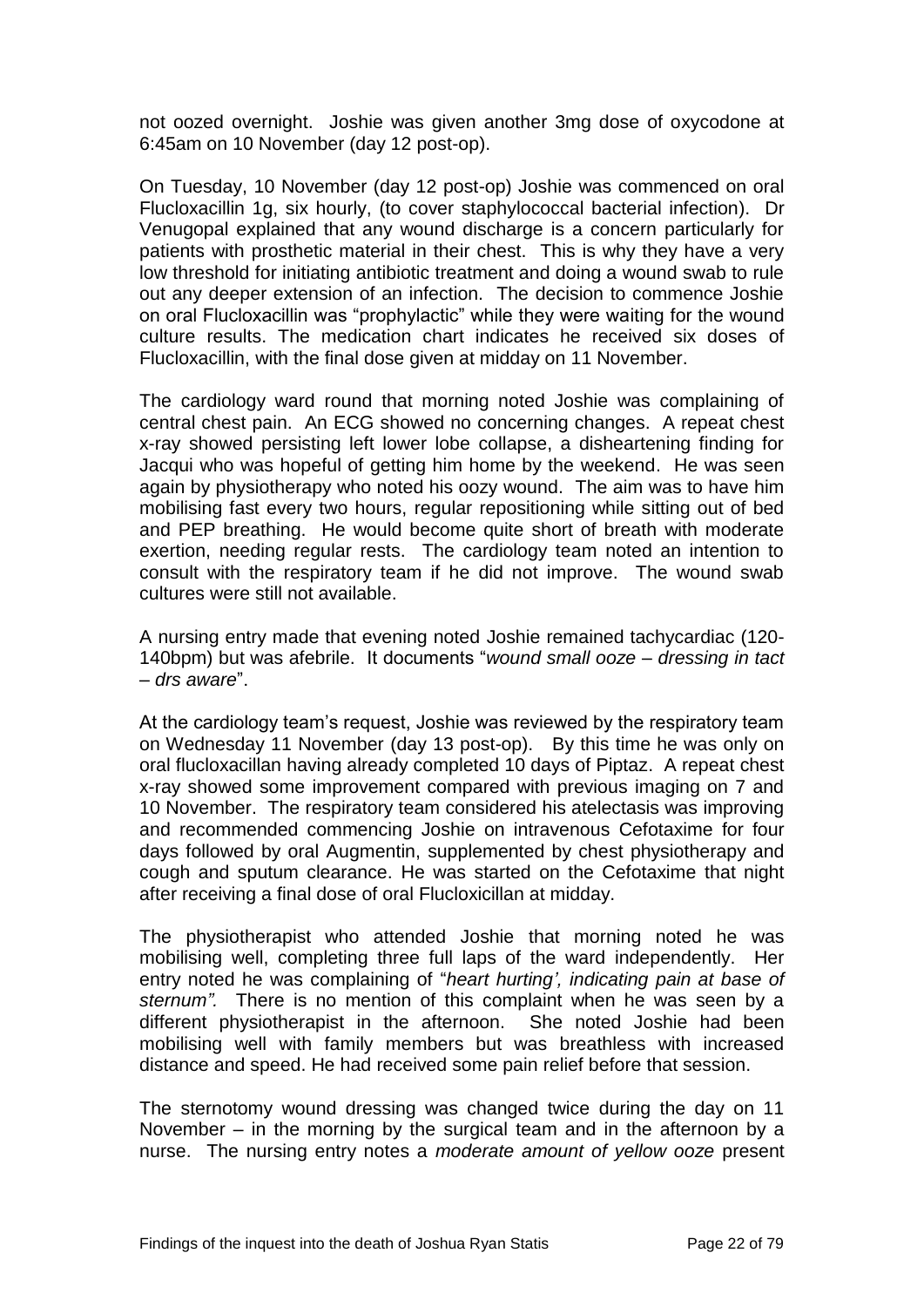not oozed overnight. Joshie was given another 3mg dose of oxycodone at 6:45am on 10 November (day 12 post-op).

On Tuesday, 10 November (day 12 post-op) Joshie was commenced on oral Flucloxacillin 1g, six hourly, (to cover staphylococcal bacterial infection). Dr Venugopal explained that any wound discharge is a concern particularly for patients with prosthetic material in their chest. This is why they have a very low threshold for initiating antibiotic treatment and doing a wound swab to rule out any deeper extension of an infection. The decision to commence Joshie on oral Flucloxacillin was "prophylactic" while they were waiting for the wound culture results. The medication chart indicates he received six doses of Flucloxacillin, with the final dose given at midday on 11 November.

The cardiology ward round that morning noted Joshie was complaining of central chest pain. An ECG showed no concerning changes. A repeat chest x-ray showed persisting left lower lobe collapse, a disheartening finding for Jacqui who was hopeful of getting him home by the weekend. He was seen again by physiotherapy who noted his oozy wound. The aim was to have him mobilising fast every two hours, regular repositioning while sitting out of bed and PEP breathing. He would become quite short of breath with moderate exertion, needing regular rests. The cardiology team noted an intention to consult with the respiratory team if he did not improve. The wound swab cultures were still not available.

A nursing entry made that evening noted Joshie remained tachycardiac (120-140bpm) but was afebrile. It documents "*wound small ooze – dressing in tact – drs aware*".

At the cardiology team's request, Joshie was reviewed by the respiratory team on Wednesday 11 November (day 13 post-op). By this time he was only on oral flucloxacillan having already completed 10 days of Piptaz. A repeat chest x-ray showed some improvement compared with previous imaging on 7 and 10 November. The respiratory team considered his atelectasis was improving and recommended commencing Joshie on intravenous Cefotaxime for four days followed by oral Augmentin, supplemented by chest physiotherapy and cough and sputum clearance. He was started on the Cefotaxime that night after receiving a final dose of oral Flucloxicillan at midday.

The physiotherapist who attended Joshie that morning noted he was mobilising well, completing three full laps of the ward independently. Her entry noted he was complaining of "*heart hurting', indicating pain at base of sternum".* There is no mention of this complaint when he was seen by a different physiotherapist in the afternoon. She noted Joshie had been mobilising well with family members but was breathless with increased distance and speed. He had received some pain relief before that session.

The sternotomy wound dressing was changed twice during the day on 11 November – in the morning by the surgical team and in the afternoon by a nurse. The nursing entry notes a *moderate amount of yellow ooze* present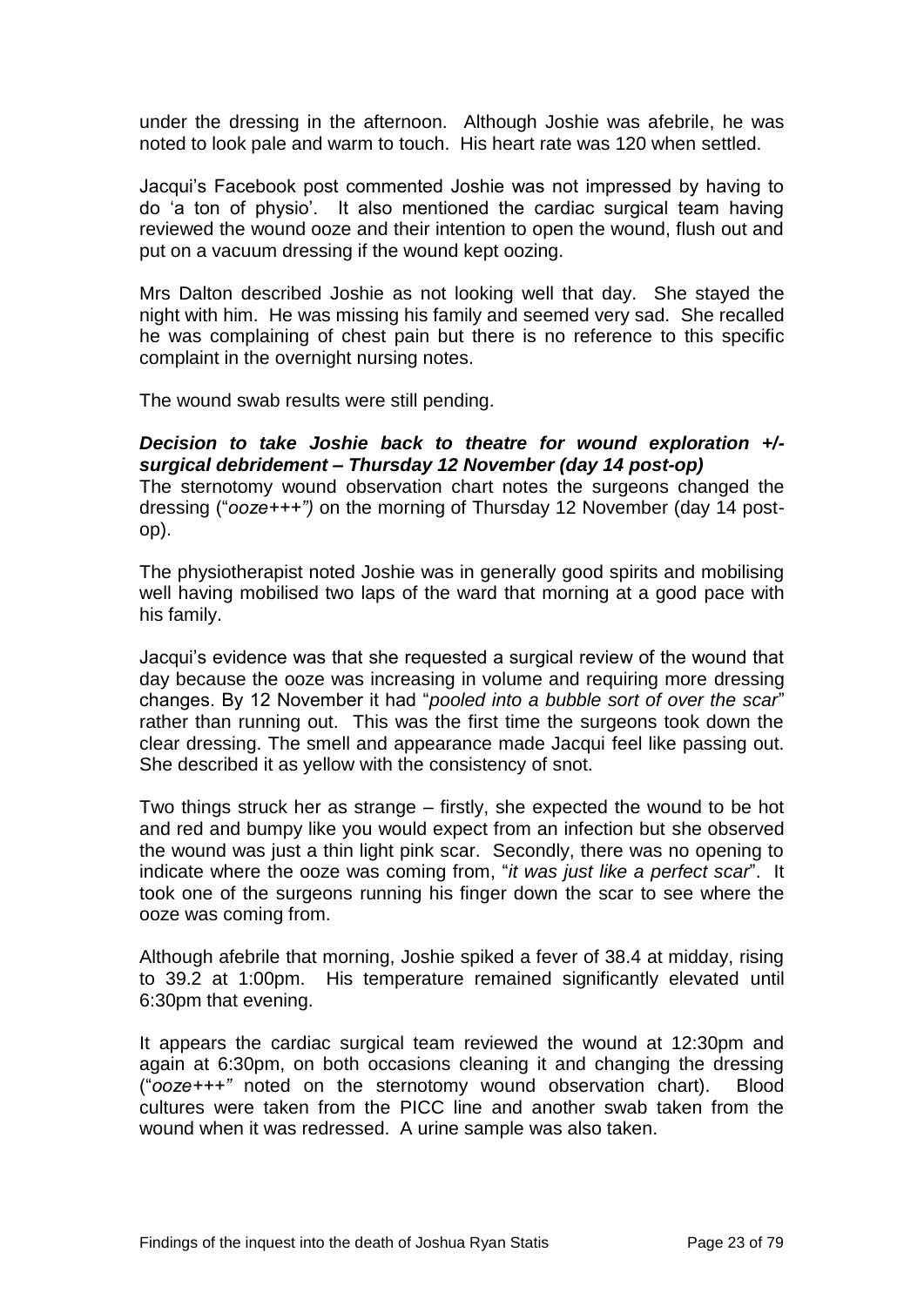under the dressing in the afternoon. Although Joshie was afebrile, he was noted to look pale and warm to touch. His heart rate was 120 when settled.

Jacqui's Facebook post commented Joshie was not impressed by having to do 'a ton of physio'. It also mentioned the cardiac surgical team having reviewed the wound ooze and their intention to open the wound, flush out and put on a vacuum dressing if the wound kept oozing.

Mrs Dalton described Joshie as not looking well that day. She stayed the night with him. He was missing his family and seemed very sad. She recalled he was complaining of chest pain but there is no reference to this specific complaint in the overnight nursing notes.

The wound swab results were still pending.

***Decision to take Joshie back to theatre for wound exploration +/- surgical debridement – Thursday 12 November (day 14 post-op)***

The sternotomy wound observation chart notes the surgeons changed the dressing ("*ooze+++")* on the morning of Thursday 12 November (day 14 post-op).

The physiotherapist noted Joshie was in generally good spirits and mobilising well having mobilised two laps of the ward that morning at a good pace with his family.

Jacqui's evidence was that she requested a surgical review of the wound that day because the ooze was increasing in volume and requiring more dressing changes. By 12 November it had "*pooled into a bubble sort of over the scar*" rather than running out. This was the first time the surgeons took down the clear dressing. The smell and appearance made Jacqui feel like passing out. She described it as yellow with the consistency of snot.

Two things struck her as strange – firstly, she expected the wound to be hot and red and bumpy like you would expect from an infection but she observed the wound was just a thin light pink scar. Secondly, there was no opening to indicate where the ooze was coming from, "*it was just like a perfect scar*". It took one of the surgeons running his finger down the scar to see where the ooze was coming from.

Although afebrile that morning, Joshie spiked a fever of 38.4 at midday, rising to 39.2 at 1:00pm. His temperature remained significantly elevated until 6:30pm that evening.

It appears the cardiac surgical team reviewed the wound at 12:30pm and again at 6:30pm, on both occasions cleaning it and changing the dressing ("*ooze+++"* noted on the sternotomy wound observation chart). Blood cultures were taken from the PICC line and another swab taken from the wound when it was redressed. A urine sample was also taken.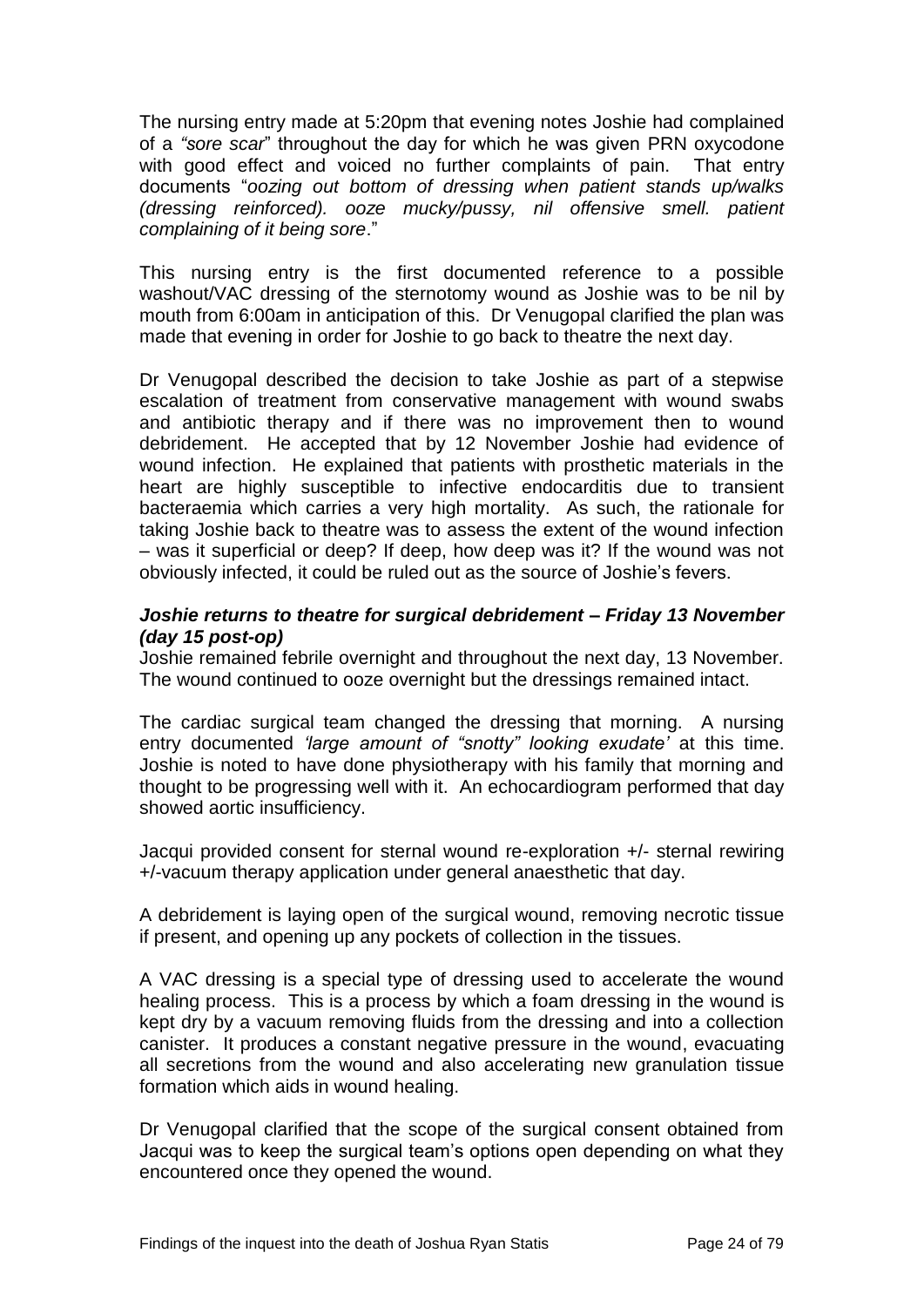The nursing entry made at 5:20pm that evening notes Joshie had complained of a *"sore scar"* throughout the day for which he was given PRN oxycodone with good effect and voiced no further complaints of pain. That entry documents "*oozing out bottom of dressing when patient stands up/walks (dressing reinforced). ooze mucky/pussy, nil offensive smell. patient complaining of it being sore*."

This nursing entry is the first documented reference to a possible washout/VAC dressing of the sternotomy wound as Joshie was to be nil by mouth from 6:00am in anticipation of this. Dr Venugopal clarified the plan was made that evening in order for Joshie to go back to theatre the next day.

Dr Venugopal described the decision to take Joshie as part of a stepwise escalation of treatment from conservative management with wound swabs and antibiotic therapy and if there was no improvement then to wound debridement. He accepted that by 12 November Joshie had evidence of wound infection. He explained that patients with prosthetic materials in the heart are highly susceptible to infective endocarditis due to transient bacteraemia which carries a very high mortality. As such, the rationale for taking Joshie back to theatre was to assess the extent of the wound infection – was it superficial or deep? If deep, how deep was it? If the wound was not obviously infected, it could be ruled out as the source of Joshie's fevers.

### *Joshie returns to theatre for surgical debridement – Friday 13 November (day 15 post-op)*

Joshie remained febrile overnight and throughout the next day, 13 November. The wound continued to ooze overnight but the dressings remained intact.

The cardiac surgical team changed the dressing that morning. A nursing entry documented *'large amount of "snotty" looking exudate'* at this time. Joshie is noted to have done physiotherapy with his family that morning and thought to be progressing well with it. An echocardiogram performed that day showed aortic insufficiency.

Jacqui provided consent for sternal wound re-exploration +/- sternal rewiring +/-vacuum therapy application under general anaesthetic that day.

A debridement is laying open of the surgical wound, removing necrotic tissue if present, and opening up any pockets of collection in the tissues.

A VAC dressing is a special type of dressing used to accelerate the wound healing process. This is a process by which a foam dressing in the wound is kept dry by a vacuum removing fluids from the dressing and into a collection canister. It produces a constant negative pressure in the wound, evacuating all secretions from the wound and also accelerating new granulation tissue formation which aids in wound healing.

Dr Venugopal clarified that the scope of the surgical consent obtained from Jacqui was to keep the surgical team's options open depending on what they encountered once they opened the wound.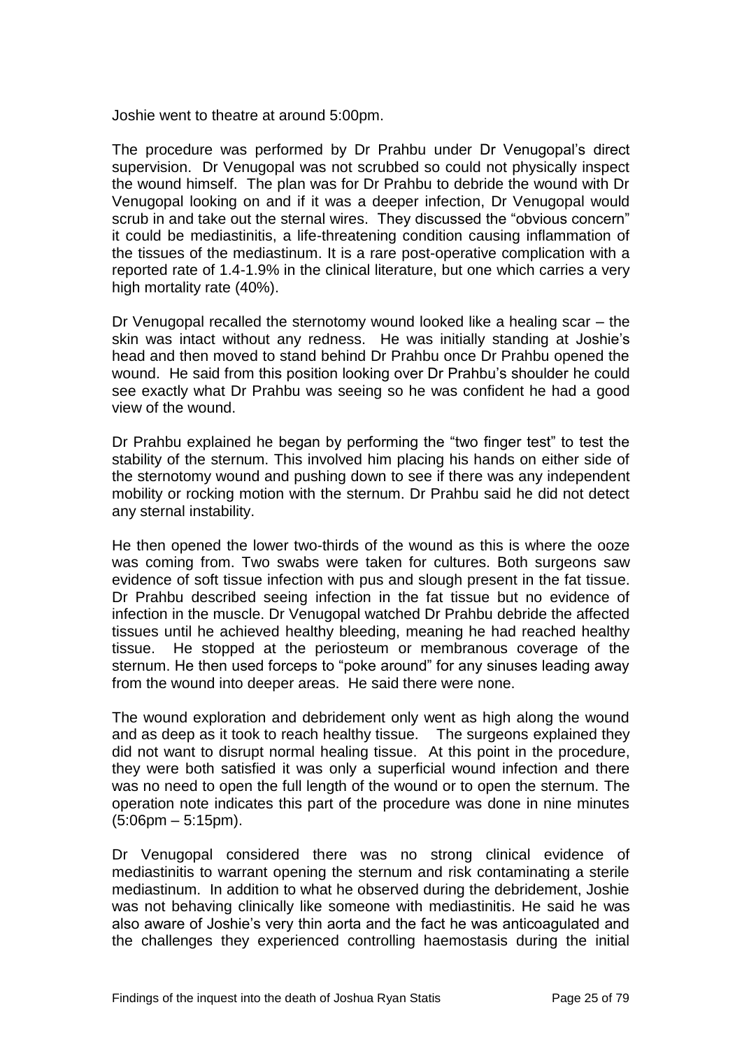Joshie went to theatre at around 5:00pm.

The procedure was performed by Dr Prahbu under Dr Venugopal's direct supervision. Dr Venugopal was not scrubbed so could not physically inspect the wound himself. The plan was for Dr Prahbu to debride the wound with Dr Venugopal looking on and if it was a deeper infection, Dr Venugopal would scrub in and take out the sternal wires. They discussed the "obvious concern" it could be mediastinitis, a life-threatening condition causing inflammation of the tissues of the mediastinum. It is a rare post-operative complication with a reported rate of 1.4-1.9% in the clinical literature, but one which carries a very high mortality rate (40%).

Dr Venugopal recalled the sternotomy wound looked like a healing scar – the skin was intact without any redness. He was initially standing at Joshie's head and then moved to stand behind Dr Prahbu once Dr Prahbu opened the wound. He said from this position looking over Dr Prahbu's shoulder he could see exactly what Dr Prahbu was seeing so he was confident he had a good view of the wound.

Dr Prahbu explained he began by performing the "two finger test" to test the stability of the sternum. This involved him placing his hands on either side of the sternotomy wound and pushing down to see if there was any independent mobility or rocking motion with the sternum. Dr Prahbu said he did not detect any sternal instability.

He then opened the lower two-thirds of the wound as this is where the ooze was coming from. Two swabs were taken for cultures. Both surgeons saw evidence of soft tissue infection with pus and slough present in the fat tissue. Dr Prahbu described seeing infection in the fat tissue but no evidence of infection in the muscle. Dr Venugopal watched Dr Prahbu debride the affected tissues until he achieved healthy bleeding, meaning he had reached healthy tissue. He stopped at the periosteum or membranous coverage of the sternum. He then used forceps to "poke around" for any sinuses leading away from the wound into deeper areas. He said there were none.

The wound exploration and debridement only went as high along the wound and as deep as it took to reach healthy tissue. The surgeons explained they did not want to disrupt normal healing tissue. At this point in the procedure, they were both satisfied it was only a superficial wound infection and there was no need to open the full length of the wound or to open the sternum. The operation note indicates this part of the procedure was done in nine minutes (5:06pm – 5:15pm).

Dr Venugopal considered there was no strong clinical evidence of mediastinitis to warrant opening the sternum and risk contaminating a sterile mediastinum. In addition to what he observed during the debridement, Joshie was not behaving clinically like someone with mediastinitis. He said he was also aware of Joshie's very thin aorta and the fact he was anticoagulated and the challenges they experienced controlling haemostasis during the initial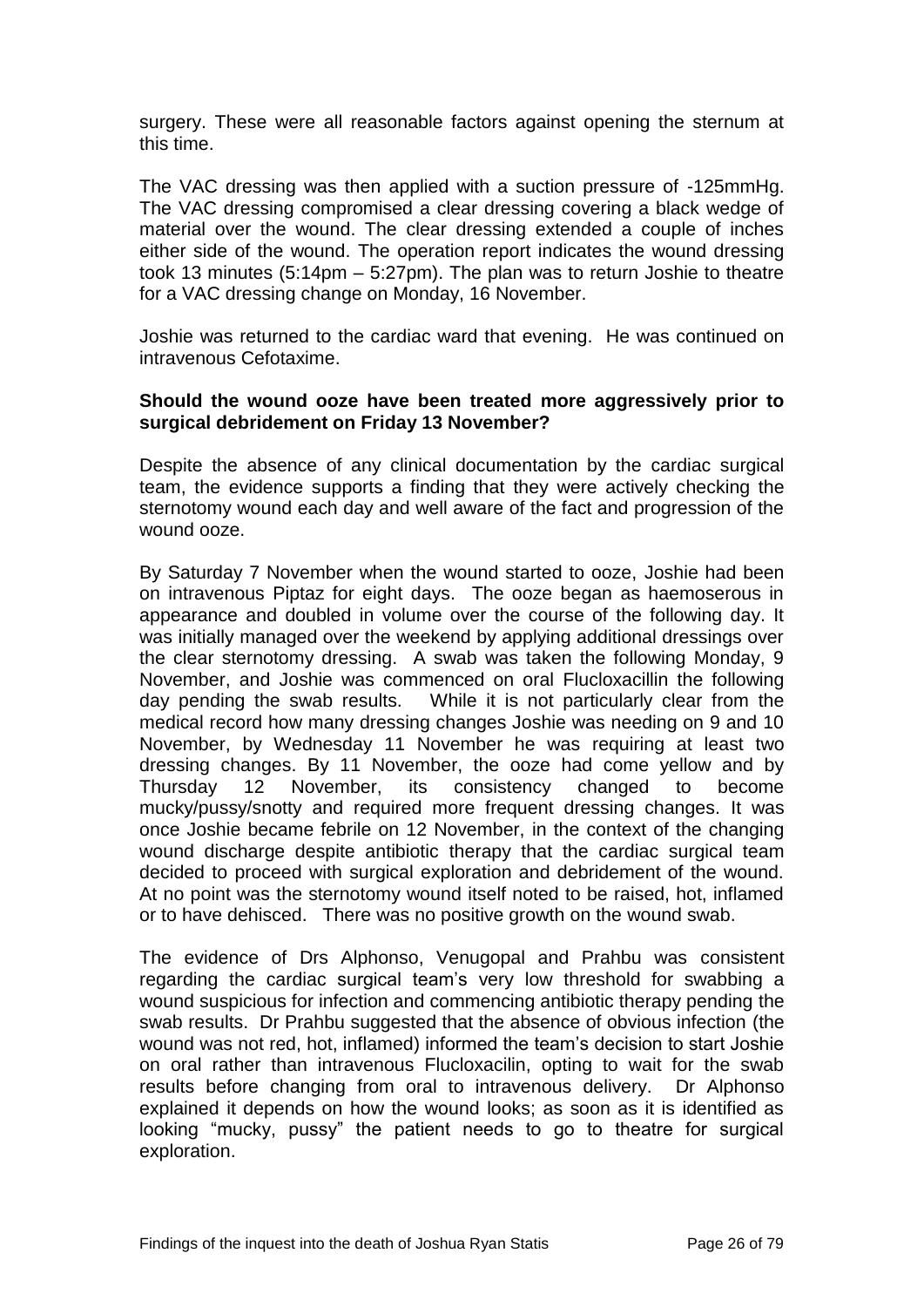surgery. These were all reasonable factors against opening the sternum at this time.

The VAC dressing was then applied with a suction pressure of -125mmHg. The VAC dressing compromised a clear dressing covering a black wedge of material over the wound. The clear dressing extended a couple of inches either side of the wound. The operation report indicates the wound dressing took 13 minutes (5:14pm – 5:27pm). The plan was to return Joshie to theatre for a VAC dressing change on Monday, 16 November.

Joshie was returned to the cardiac ward that evening. He was continued on intravenous Cefotaxime.

**Should the wound ooze have been treated more aggressively prior to surgical debridement on Friday 13 November?**

Despite the absence of any clinical documentation by the cardiac surgical team, the evidence supports a finding that they were actively checking the sternotomy wound each day and well aware of the fact and progression of the wound ooze.

By Saturday 7 November when the wound started to ooze, Joshie had been on intravenous Piptaz for eight days. The ooze began as haemoserous in appearance and doubled in volume over the course of the following day. It was initially managed over the weekend by applying additional dressings over the clear sternotomy dressing. A swab was taken the following Monday, 9 November, and Joshie was commenced on oral Flucloxacillin the following day pending the swab results. While it is not particularly clear from the medical record how many dressing changes Joshie was needing on 9 and 10 November, by Wednesday 11 November he was requiring at least two dressing changes. By 11 November, the ooze had come yellow and by Thursday 12 November, its consistency changed to become mucky/pussy/snotty and required more frequent dressing changes. It was once Joshie became febrile on 12 November, in the context of the changing wound discharge despite antibiotic therapy that the cardiac surgical team decided to proceed with surgical exploration and debridement of the wound. At no point was the sternotomy wound itself noted to be raised, hot, inflamed or to have dehisced. There was no positive growth on the wound swab.

The evidence of Drs Alphonso, Venugopal and Prahbu was consistent regarding the cardiac surgical team's very low threshold for swabbing a wound suspicious for infection and commencing antibiotic therapy pending the swab results. Dr Prahbu suggested that the absence of obvious infection (the wound was not red, hot, inflamed) informed the team's decision to start Joshie on oral rather than intravenous Flucloxacilin, opting to wait for the swab results before changing from oral to intravenous delivery. Dr Alphonso explained it depends on how the wound looks; as soon as it is identified as looking "mucky, pussy" the patient needs to go to theatre for surgical exploration.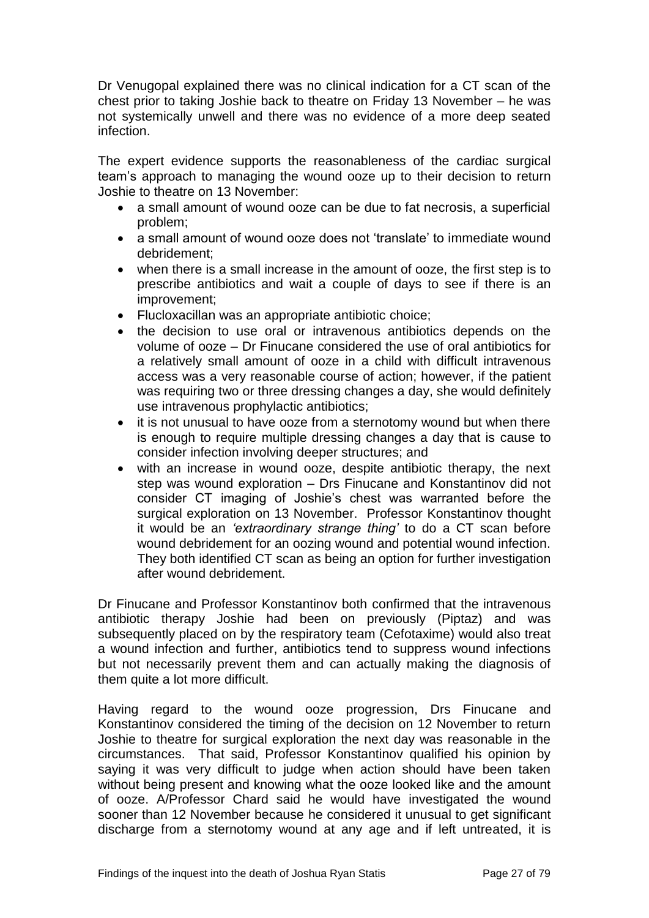Dr Venugopal explained there was no clinical indication for a CT scan of the chest prior to taking Joshie back to theatre on Friday 13 November – he was not systemically unwell and there was no evidence of a more deep seated infection.

The expert evidence supports the reasonableness of the cardiac surgical team's approach to managing the wound ooze up to their decision to return Joshie to theatre on 13 November:

- a small amount of wound ooze can be due to fat necrosis, a superficial problem;
- a small amount of wound ooze does not 'translate' to immediate wound debridement;
- when there is a small increase in the amount of ooze, the first step is to prescribe antibiotics and wait a couple of days to see if there is an improvement;
- Flucloxacillan was an appropriate antibiotic choice;
- the decision to use oral or intravenous antibiotics depends on the volume of ooze – Dr Finucane considered the use of oral antibiotics for a relatively small amount of ooze in a child with difficult intravenous access was a very reasonable course of action; however, if the patient was requiring two or three dressing changes a day, she would definitely use intravenous prophylactic antibiotics;
- it is not unusual to have ooze from a sternotomy wound but when there is enough to require multiple dressing changes a day that is cause to consider infection involving deeper structures; and
- with an increase in wound ooze, despite antibiotic therapy, the next step was wound exploration – Drs Finucane and Konstantinov did not consider CT imaging of Joshie's chest was warranted before the surgical exploration on 13 November. Professor Konstantinov thought it would be an *'extraordinary strange thing'* to do a CT scan before wound debridement for an oozing wound and potential wound infection. They both identified CT scan as being an option for further investigation after wound debridement.

Dr Finucane and Professor Konstantinov both confirmed that the intravenous antibiotic therapy Joshie had been on previously (Piptaz) and was subsequently placed on by the respiratory team (Cefotaxime) would also treat a wound infection and further, antibiotics tend to suppress wound infections but not necessarily prevent them and can actually making the diagnosis of them quite a lot more difficult.

Having regard to the wound ooze progression, Drs Finucane and Konstantinov considered the timing of the decision on 12 November to return Joshie to theatre for surgical exploration the next day was reasonable in the circumstances. That said, Professor Konstantinov qualified his opinion by saying it was very difficult to judge when action should have been taken without being present and knowing what the ooze looked like and the amount of ooze. A/Professor Chard said he would have investigated the wound sooner than 12 November because he considered it unusual to get significant discharge from a sternotomy wound at any age and if left untreated, it is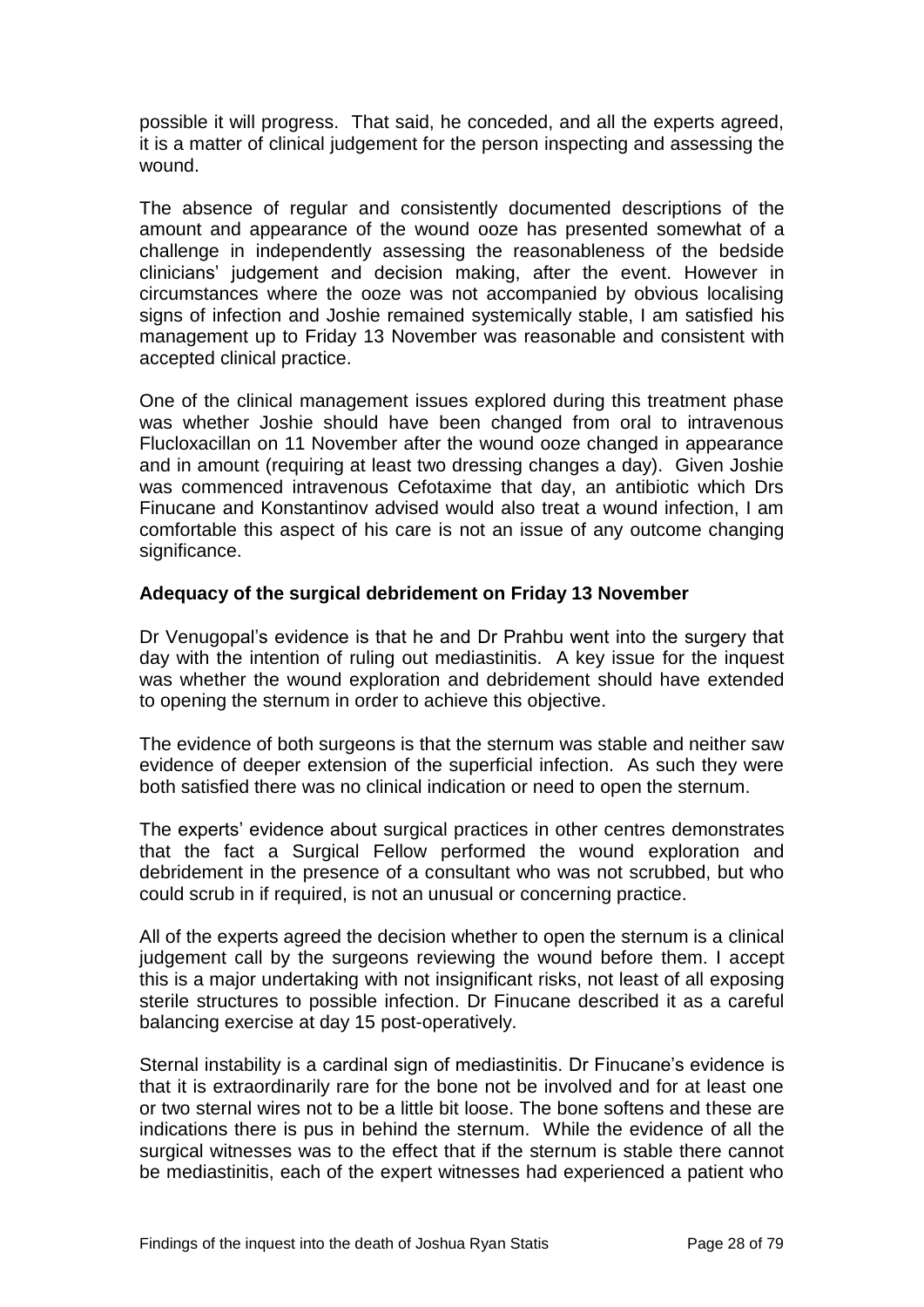possible it will progress. That said, he conceded, and all the experts agreed, it is a matter of clinical judgement for the person inspecting and assessing the wound.

The absence of regular and consistently documented descriptions of the amount and appearance of the wound ooze has presented somewhat of a challenge in independently assessing the reasonableness of the bedside clinicians' judgement and decision making, after the event. However in circumstances where the ooze was not accompanied by obvious localising signs of infection and Joshie remained systemically stable, I am satisfied his management up to Friday 13 November was reasonable and consistent with accepted clinical practice.

One of the clinical management issues explored during this treatment phase was whether Joshie should have been changed from oral to intravenous Flucloxacillan on 11 November after the wound ooze changed in appearance and in amount (requiring at least two dressing changes a day). Given Joshie was commenced intravenous Cefotaxime that day, an antibiotic which Drs Finucane and Konstantinov advised would also treat a wound infection, I am comfortable this aspect of his care is not an issue of any outcome changing significance.

**Adequacy of the surgical debridement on Friday 13 November**

Dr Venugopal's evidence is that he and Dr Prahbu went into the surgery that day with the intention of ruling out mediastinitis. A key issue for the inquest was whether the wound exploration and debridement should have extended to opening the sternum in order to achieve this objective.

The evidence of both surgeons is that the sternum was stable and neither saw evidence of deeper extension of the superficial infection. As such they were both satisfied there was no clinical indication or need to open the sternum.

The experts' evidence about surgical practices in other centres demonstrates that the fact a Surgical Fellow performed the wound exploration and debridement in the presence of a consultant who was not scrubbed, but who could scrub in if required, is not an unusual or concerning practice.

All of the experts agreed the decision whether to open the sternum is a clinical judgement call by the surgeons reviewing the wound before them. I accept this is a major undertaking with not insignificant risks, not least of all exposing sterile structures to possible infection. Dr Finucane described it as a careful balancing exercise at day 15 post-operatively.

Sternal instability is a cardinal sign of mediastinitis. Dr Finucane's evidence is that it is extraordinarily rare for the bone not be involved and for at least one or two sternal wires not to be a little bit loose. The bone softens and these are indications there is pus in behind the sternum. While the evidence of all the surgical witnesses was to the effect that if the sternum is stable there cannot be mediastinitis, each of the expert witnesses had experienced a patient who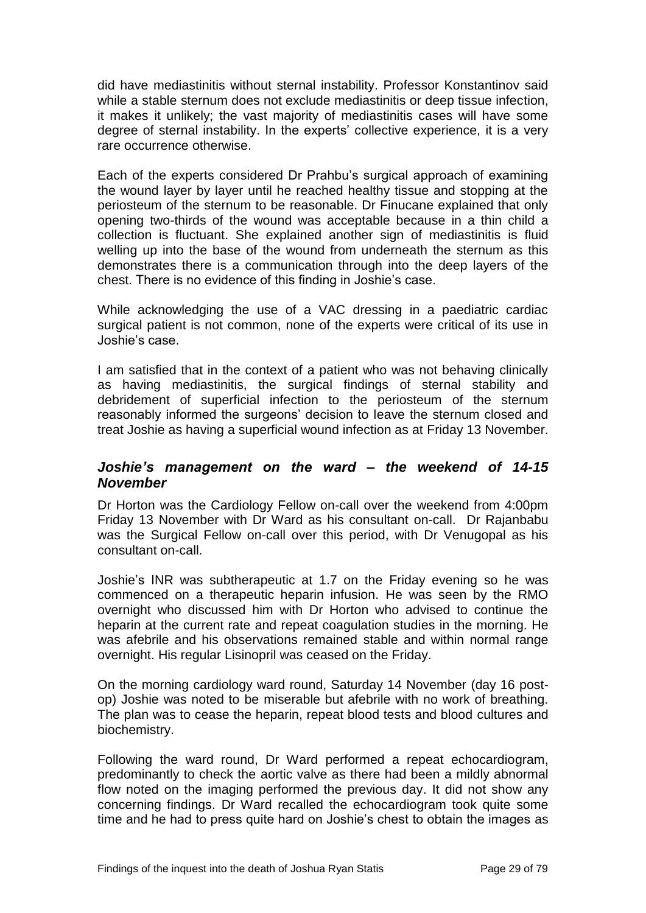did have mediastinitis without sternal instability. Professor Konstantinov said while a stable sternum does not exclude mediastinitis or deep tissue infection, it makes it unlikely; the vast majority of mediastinitis cases will have some degree of sternal instability. In the experts' collective experience, it is a very rare occurrence otherwise.

Each of the experts considered Dr Prahbu's surgical approach of examining the wound layer by layer until he reached healthy tissue and stopping at the periosteum of the sternum to be reasonable. Dr Finucane explained that only opening two-thirds of the wound was acceptable because in a thin child a collection is fluctuant. She explained another sign of mediastinitis is fluid welling up into the base of the wound from underneath the sternum as this demonstrates there is a communication through into the deep layers of the chest. There is no evidence of this finding in Joshie's case.

While acknowledging the use of a VAC dressing in a paediatric cardiac surgical patient is not common, none of the experts were critical of its use in Joshie's case.

I am satisfied that in the context of a patient who was not behaving clinically as having mediastinitis, the surgical findings of sternal stability and debridement of superficial infection to the periosteum of the sternum reasonably informed the surgeons' decision to leave the sternum closed and treat Joshie as having a superficial wound infection as at Friday 13 November.

### *Joshie's management on the ward – the weekend of 14-15 November*

Dr Horton was the Cardiology Fellow on-call over the weekend from 4:00pm Friday 13 November with Dr Ward as his consultant on-call. Dr Rajanbabu was the Surgical Fellow on-call over this period, with Dr Venugopal as his consultant on-call.

Joshie's INR was subtherapeutic at 1.7 on the Friday evening so he was commenced on a therapeutic heparin infusion. He was seen by the RMO overnight who discussed him with Dr Horton who advised to continue the heparin at the current rate and repeat coagulation studies in the morning. He was afebrile and his observations remained stable and within normal range overnight. His regular Lisinopril was ceased on the Friday.

On the morning cardiology ward round, Saturday 14 November (day 16 post-op) Joshie was noted to be miserable but afebrile with no work of breathing. The plan was to cease the heparin, repeat blood tests and blood cultures and biochemistry.

Following the ward round, Dr Ward performed a repeat echocardiogram, predominantly to check the aortic valve as there had been a mildly abnormal flow noted on the imaging performed the previous day. It did not show any concerning findings. Dr Ward recalled the echocardiogram took quite some time and he had to press quite hard on Joshie's chest to obtain the images as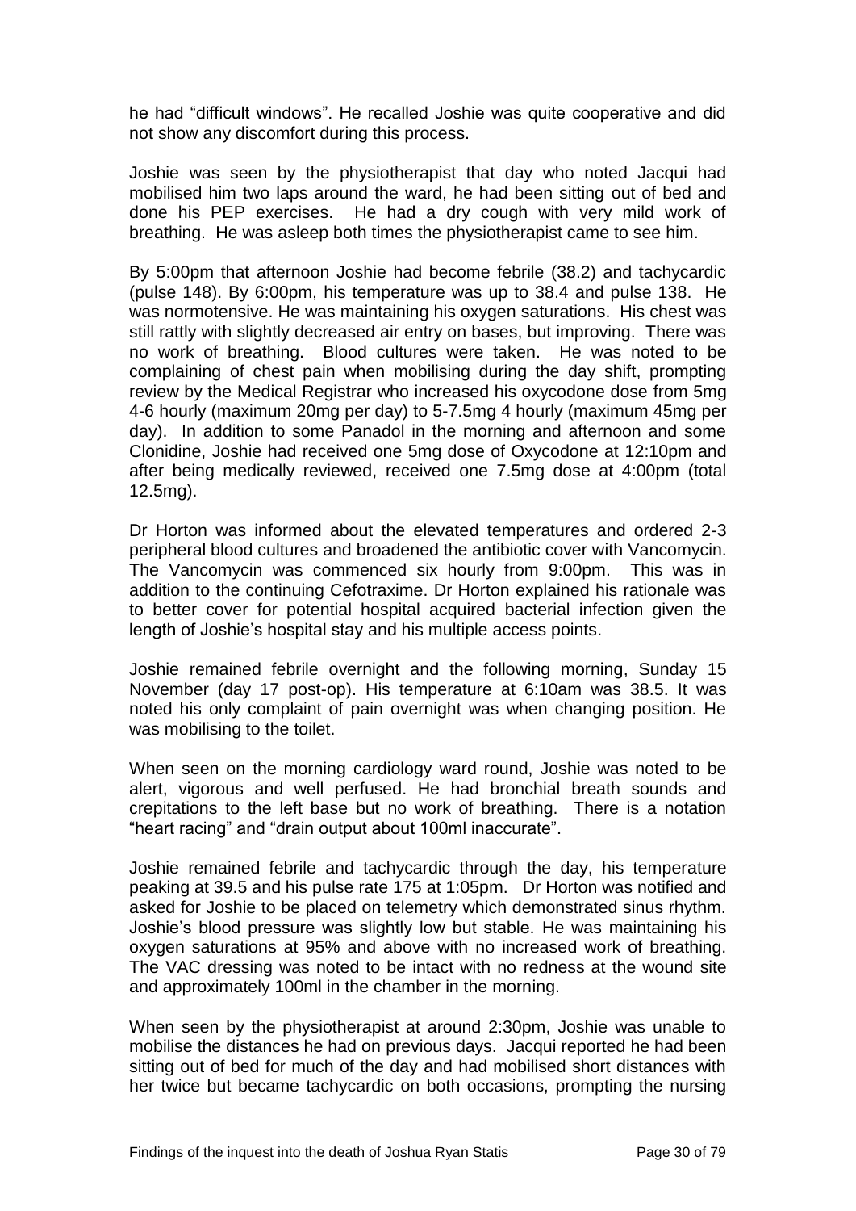he had "difficult windows". He recalled Joshie was quite cooperative and did not show any discomfort during this process.

Joshie was seen by the physiotherapist that day who noted Jacqui had mobilised him two laps around the ward, he had been sitting out of bed and done his PEP exercises. He had a dry cough with very mild work of breathing. He was asleep both times the physiotherapist came to see him.

By 5:00pm that afternoon Joshie had become febrile (38.2) and tachycardic (pulse 148). By 6:00pm, his temperature was up to 38.4 and pulse 138. He was normotensive. He was maintaining his oxygen saturations. His chest was still rattly with slightly decreased air entry on bases, but improving. There was no work of breathing. Blood cultures were taken. He was noted to be complaining of chest pain when mobilising during the day shift, prompting review by the Medical Registrar who increased his oxycodone dose from 5mg 4-6 hourly (maximum 20mg per day) to 5-7.5mg 4 hourly (maximum 45mg per day). In addition to some Panadol in the morning and afternoon and some Clonidine, Joshie had received one 5mg dose of Oxycodone at 12:10pm and after being medically reviewed, received one 7.5mg dose at 4:00pm (total 12.5mg).

Dr Horton was informed about the elevated temperatures and ordered 2-3 peripheral blood cultures and broadened the antibiotic cover with Vancomycin. The Vancomycin was commenced six hourly from 9:00pm. This was in addition to the continuing Cefotraxime. Dr Horton explained his rationale was to better cover for potential hospital acquired bacterial infection given the length of Joshie's hospital stay and his multiple access points.

Joshie remained febrile overnight and the following morning, Sunday 15 November (day 17 post-op). His temperature at 6:10am was 38.5. It was noted his only complaint of pain overnight was when changing position. He was mobilising to the toilet.

When seen on the morning cardiology ward round, Joshie was noted to be alert, vigorous and well perfused. He had bronchial breath sounds and crepitations to the left base but no work of breathing. There is a notation "heart racing" and "drain output about 100ml inaccurate".

Joshie remained febrile and tachycardic through the day, his temperature peaking at 39.5 and his pulse rate 175 at 1:05pm. Dr Horton was notified and asked for Joshie to be placed on telemetry which demonstrated sinus rhythm. Joshie's blood pressure was slightly low but stable. He was maintaining his oxygen saturations at 95% and above with no increased work of breathing. The VAC dressing was noted to be intact with no redness at the wound site and approximately 100ml in the chamber in the morning.

When seen by the physiotherapist at around 2:30pm, Joshie was unable to mobilise the distances he had on previous days. Jacqui reported he had been sitting out of bed for much of the day and had mobilised short distances with her twice but became tachycardic on both occasions, prompting the nursing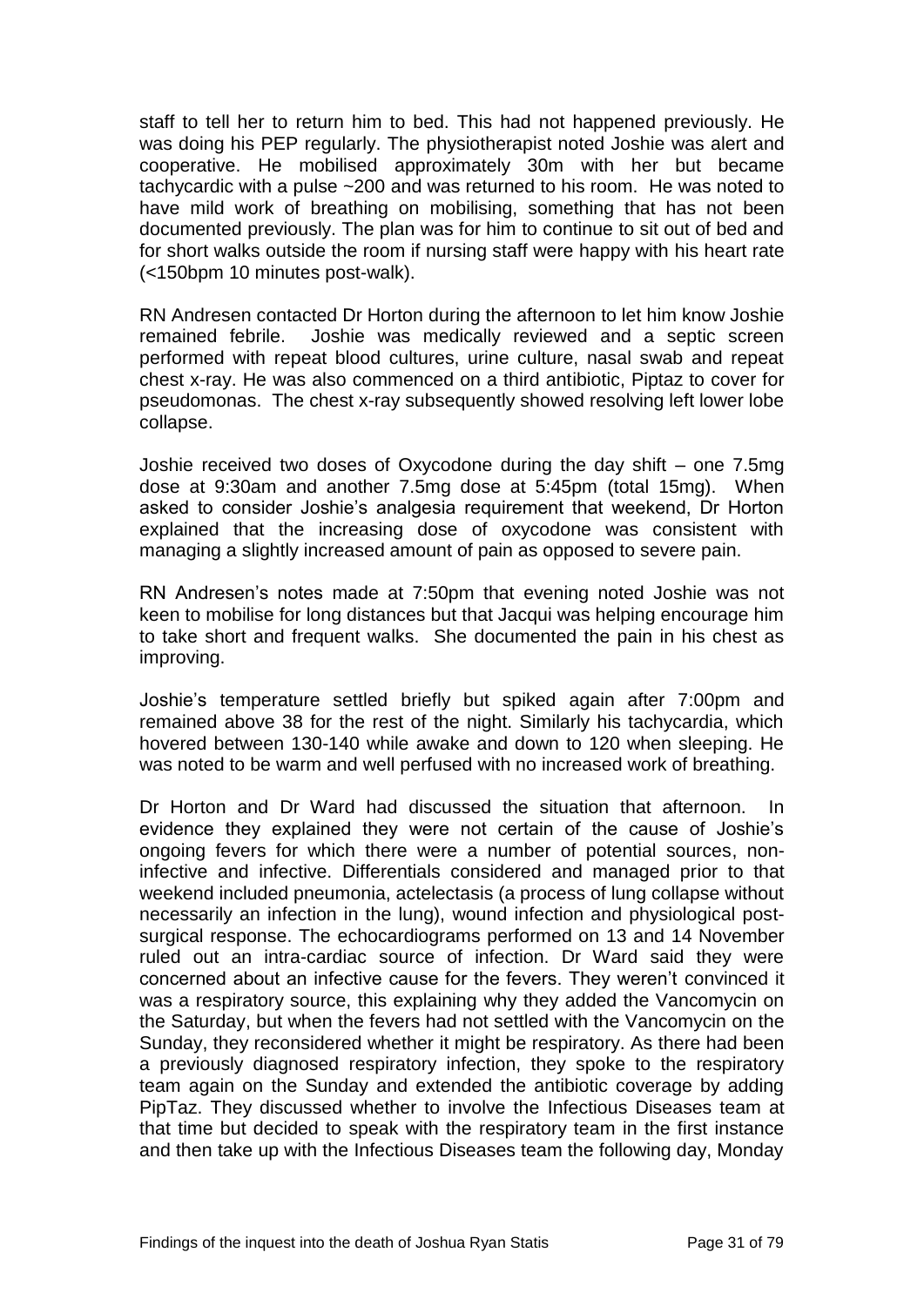staff to tell her to return him to bed. This had not happened previously. He was doing his PEP regularly. The physiotherapist noted Joshie was alert and cooperative. He mobilised approximately 30m with her but became tachycardic with a pulse ~200 and was returned to his room. He was noted to have mild work of breathing on mobilising, something that has not been documented previously. The plan was for him to continue to sit out of bed and for short walks outside the room if nursing staff were happy with his heart rate (<150bpm 10 minutes post-walk).

RN Andresen contacted Dr Horton during the afternoon to let him know Joshie remained febrile. Joshie was medically reviewed and a septic screen performed with repeat blood cultures, urine culture, nasal swab and repeat chest x-ray. He was also commenced on a third antibiotic, Piptaz to cover for pseudomonas. The chest x-ray subsequently showed resolving left lower lobe collapse.

Joshie received two doses of Oxycodone during the day shift – one 7.5mg dose at 9:30am and another 7.5mg dose at 5:45pm (total 15mg). When asked to consider Joshie's analgesia requirement that weekend, Dr Horton explained that the increasing dose of oxycodone was consistent with managing a slightly increased amount of pain as opposed to severe pain.

RN Andresen's notes made at 7:50pm that evening noted Joshie was not keen to mobilise for long distances but that Jacqui was helping encourage him to take short and frequent walks. She documented the pain in his chest as improving.

Joshie's temperature settled briefly but spiked again after 7:00pm and remained above 38 for the rest of the night. Similarly his tachycardia, which hovered between 130-140 while awake and down to 120 when sleeping. He was noted to be warm and well perfused with no increased work of breathing.

Dr Horton and Dr Ward had discussed the situation that afternoon. In evidence they explained they were not certain of the cause of Joshie's ongoing fevers for which there were a number of potential sources, non-infective and infective. Differentials considered and managed prior to that weekend included pneumonia, actelectasis (a process of lung collapse without necessarily an infection in the lung), wound infection and physiological post-surgical response. The echocardiograms performed on 13 and 14 November ruled out an intra-cardiac source of infection. Dr Ward said they were concerned about an infective cause for the fevers. They weren't convinced it was a respiratory source, this explaining why they added the Vancomycin on the Saturday, but when the fevers had not settled with the Vancomycin on the Sunday, they reconsidered whether it might be respiratory. As there had been a previously diagnosed respiratory infection, they spoke to the respiratory team again on the Sunday and extended the antibiotic coverage by adding PipTaz. They discussed whether to involve the Infectious Diseases team at that time but decided to speak with the respiratory team in the first instance and then take up with the Infectious Diseases team the following day, Monday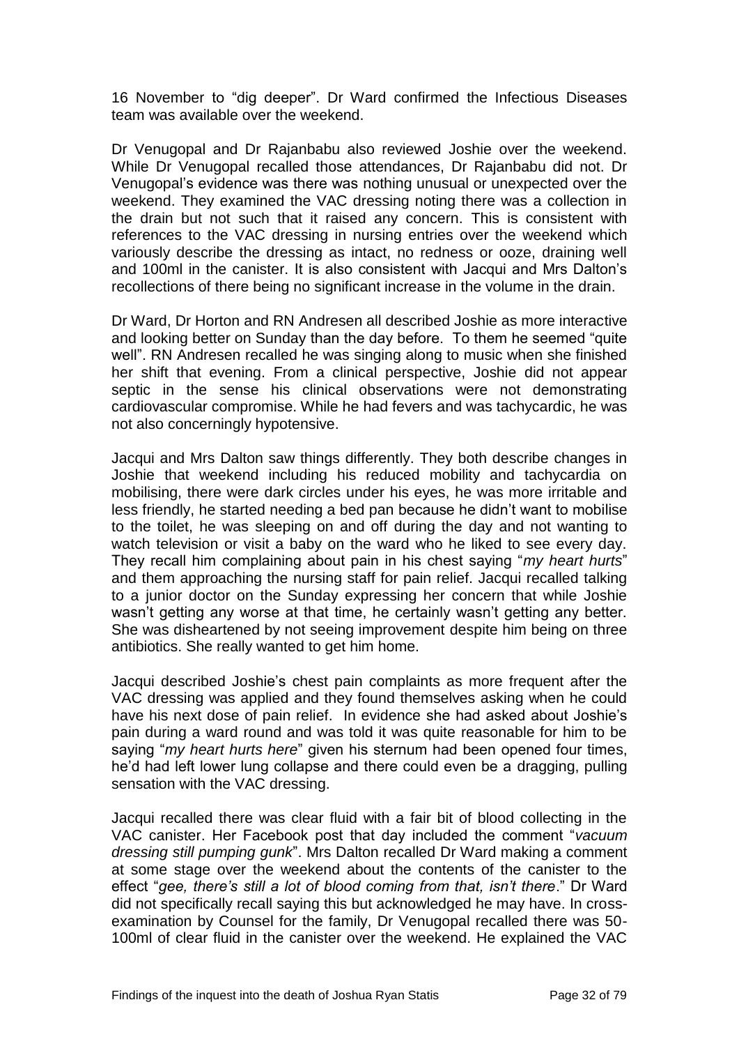16 November to "dig deeper". Dr Ward confirmed the Infectious Diseases team was available over the weekend.

Dr Venugopal and Dr Rajanbabu also reviewed Joshie over the weekend. While Dr Venugopal recalled those attendances, Dr Rajanbabu did not. Dr Venugopal's evidence was there was nothing unusual or unexpected over the weekend. They examined the VAC dressing noting there was a collection in the drain but not such that it raised any concern. This is consistent with references to the VAC dressing in nursing entries over the weekend which variously describe the dressing as intact, no redness or ooze, draining well and 100ml in the canister. It is also consistent with Jacqui and Mrs Dalton's recollections of there being no significant increase in the volume in the drain.

Dr Ward, Dr Horton and RN Andresen all described Joshie as more interactive and looking better on Sunday than the day before. To them he seemed "quite well". RN Andresen recalled he was singing along to music when she finished her shift that evening. From a clinical perspective, Joshie did not appear septic in the sense his clinical observations were not demonstrating cardiovascular compromise. While he had fevers and was tachycardic, he was not also concerningly hypotensive.

Jacqui and Mrs Dalton saw things differently. They both describe changes in Joshie that weekend including his reduced mobility and tachycardia on mobilising, there were dark circles under his eyes, he was more irritable and less friendly, he started needing a bed pan because he didn't want to mobilise to the toilet, he was sleeping on and off during the day and not wanting to watch television or visit a baby on the ward who he liked to see every day. They recall him complaining about pain in his chest saying "*my heart hurts*" and them approaching the nursing staff for pain relief. Jacqui recalled talking to a junior doctor on the Sunday expressing her concern that while Joshie wasn't getting any worse at that time, he certainly wasn't getting any better. She was disheartened by not seeing improvement despite him being on three antibiotics. She really wanted to get him home.

Jacqui described Joshie's chest pain complaints as more frequent after the VAC dressing was applied and they found themselves asking when he could have his next dose of pain relief. In evidence she had asked about Joshie's pain during a ward round and was told it was quite reasonable for him to be saying "*my heart hurts here*" given his sternum had been opened four times, he'd had left lower lung collapse and there could even be a dragging, pulling sensation with the VAC dressing.

Jacqui recalled there was clear fluid with a fair bit of blood collecting in the VAC canister. Her Facebook post that day included the comment "*vacuum dressing still pumping gunk*". Mrs Dalton recalled Dr Ward making a comment at some stage over the weekend about the contents of the canister to the effect "*gee, there's still a lot of blood coming from that, isn't there*." Dr Ward did not specifically recall saying this but acknowledged he may have. In cross-examination by Counsel for the family, Dr Venugopal recalled there was 50-100ml of clear fluid in the canister over the weekend. He explained the VAC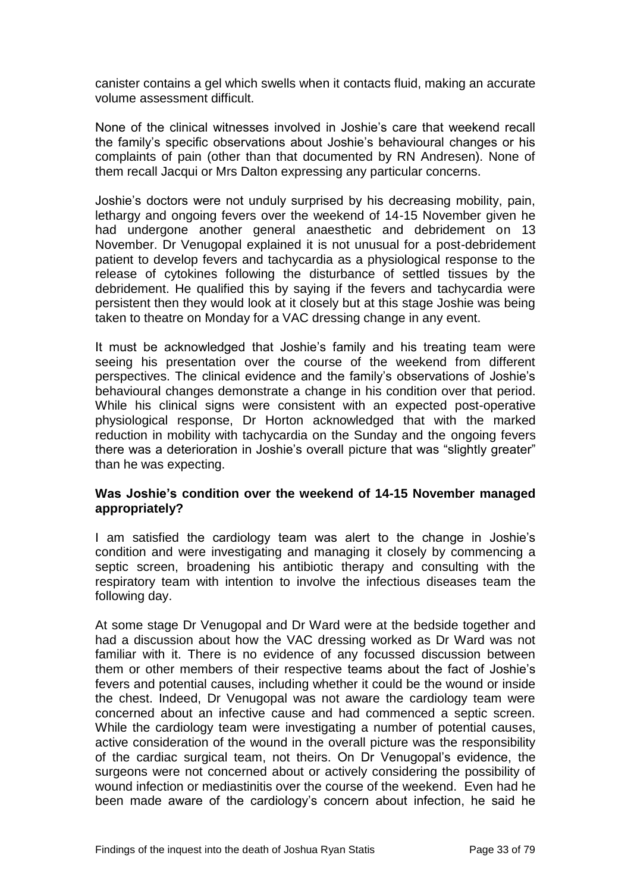canister contains a gel which swells when it contacts fluid, making an accurate volume assessment difficult.

None of the clinical witnesses involved in Joshie's care that weekend recall the family's specific observations about Joshie's behavioural changes or his complaints of pain (other than that documented by RN Andresen). None of them recall Jacqui or Mrs Dalton expressing any particular concerns.

Joshie's doctors were not unduly surprised by his decreasing mobility, pain, lethargy and ongoing fevers over the weekend of 14-15 November given he had undergone another general anaesthetic and debridement on 13 November. Dr Venugopal explained it is not unusual for a post-debridement patient to develop fevers and tachycardia as a physiological response to the release of cytokines following the disturbance of settled tissues by the debridement. He qualified this by saying if the fevers and tachycardia were persistent then they would look at it closely but at this stage Joshie was being taken to theatre on Monday for a VAC dressing change in any event.

It must be acknowledged that Joshie's family and his treating team were seeing his presentation over the course of the weekend from different perspectives. The clinical evidence and the family's observations of Joshie's behavioural changes demonstrate a change in his condition over that period. While his clinical signs were consistent with an expected post-operative physiological response, Dr Horton acknowledged that with the marked reduction in mobility with tachycardia on the Sunday and the ongoing fevers there was a deterioration in Joshie's overall picture that was "slightly greater" than he was expecting.

**Was Joshie's condition over the weekend of 14-15 November managed appropriately?**

I am satisfied the cardiology team was alert to the change in Joshie's condition and were investigating and managing it closely by commencing a septic screen, broadening his antibiotic therapy and consulting with the respiratory team with intention to involve the infectious diseases team the following day.

At some stage Dr Venugopal and Dr Ward were at the bedside together and had a discussion about how the VAC dressing worked as Dr Ward was not familiar with it. There is no evidence of any focussed discussion between them or other members of their respective teams about the fact of Joshie's fevers and potential causes, including whether it could be the wound or inside the chest. Indeed, Dr Venugopal was not aware the cardiology team were concerned about an infective cause and had commenced a septic screen. While the cardiology team were investigating a number of potential causes, active consideration of the wound in the overall picture was the responsibility of the cardiac surgical team, not theirs. On Dr Venugopal's evidence, the surgeons were not concerned about or actively considering the possibility of wound infection or mediastinitis over the course of the weekend. Even had he been made aware of the cardiology's concern about infection, he said he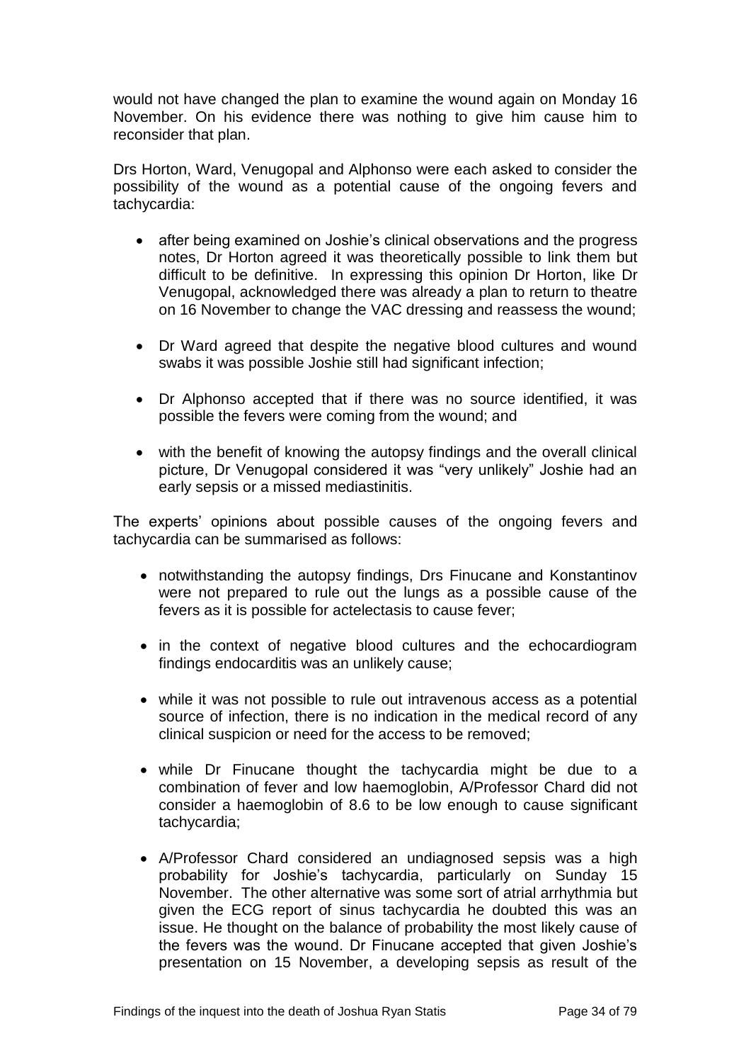would not have changed the plan to examine the wound again on Monday 16 November. On his evidence there was nothing to give him cause him to reconsider that plan.

Drs Horton, Ward, Venugopal and Alphonso were each asked to consider the possibility of the wound as a potential cause of the ongoing fevers and tachycardia:

- after being examined on Joshie's clinical observations and the progress notes, Dr Horton agreed it was theoretically possible to link them but difficult to be definitive. In expressing this opinion Dr Horton, like Dr Venugopal, acknowledged there was already a plan to return to theatre on 16 November to change the VAC dressing and reassess the wound;
- Dr Ward agreed that despite the negative blood cultures and wound swabs it was possible Joshie still had significant infection;
- Dr Alphonso accepted that if there was no source identified, it was possible the fevers were coming from the wound; and
- with the benefit of knowing the autopsy findings and the overall clinical picture, Dr Venugopal considered it was "very unlikely" Joshie had an early sepsis or a missed mediastinitis.

The experts' opinions about possible causes of the ongoing fevers and tachycardia can be summarised as follows:

- notwithstanding the autopsy findings, Drs Finucane and Konstantinov were not prepared to rule out the lungs as a possible cause of the fevers as it is possible for actelectasis to cause fever;
- in the context of negative blood cultures and the echocardiogram findings endocarditis was an unlikely cause;
- while it was not possible to rule out intravenous access as a potential source of infection, there is no indication in the medical record of any clinical suspicion or need for the access to be removed;
- while Dr Finucane thought the tachycardia might be due to a combination of fever and low haemoglobin, A/Professor Chard did not consider a haemoglobin of 8.6 to be low enough to cause significant tachycardia;
- A/Professor Chard considered an undiagnosed sepsis was a high probability for Joshie's tachycardia, particularly on Sunday 15 November. The other alternative was some sort of atrial arrhythmia but given the ECG report of sinus tachycardia he doubted this was an issue. He thought on the balance of probability the most likely cause of the fevers was the wound. Dr Finucane accepted that given Joshie's presentation on 15 November, a developing sepsis as result of the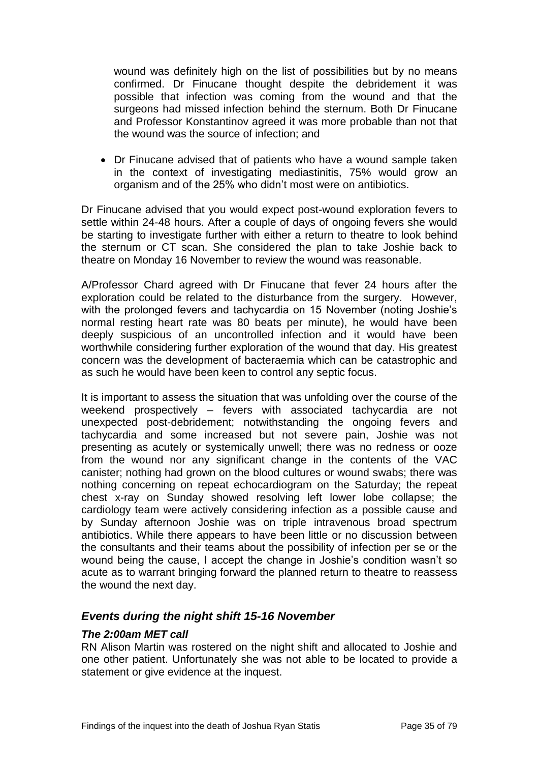wound was definitely high on the list of possibilities but by no means confirmed. Dr Finucane thought despite the debridement it was possible that infection was coming from the wound and that the surgeons had missed infection behind the sternum. Both Dr Finucane and Professor Konstantinov agreed it was more probable than not that the wound was the source of infection; and

- Dr Finucane advised that of patients who have a wound sample taken in the context of investigating mediastinitis, 75% would grow an organism and of the 25% who didn't most were on antibiotics.

Dr Finucane advised that you would expect post-wound exploration fevers to settle within 24-48 hours. After a couple of days of ongoing fevers she would be starting to investigate further with either a return to theatre to look behind the sternum or CT scan. She considered the plan to take Joshie back to theatre on Monday 16 November to review the wound was reasonable.

A/Professor Chard agreed with Dr Finucane that fever 24 hours after the exploration could be related to the disturbance from the surgery. However, with the prolonged fevers and tachycardia on 15 November (noting Joshie's normal resting heart rate was 80 beats per minute), he would have been deeply suspicious of an uncontrolled infection and it would have been worthwhile considering further exploration of the wound that day. His greatest concern was the development of bacteraemia which can be catastrophic and as such he would have been keen to control any septic focus.

It is important to assess the situation that was unfolding over the course of the weekend prospectively – fevers with associated tachycardia are not unexpected post-debridement; notwithstanding the ongoing fevers and tachycardia and some increased but not severe pain, Joshie was not presenting as acutely or systemically unwell; there was no redness or ooze from the wound nor any significant change in the contents of the VAC canister; nothing had grown on the blood cultures or wound swabs; there was nothing concerning on repeat echocardiogram on the Saturday; the repeat chest x-ray on Sunday showed resolving left lower lobe collapse; the cardiology team were actively considering infection as a possible cause and by Sunday afternoon Joshie was on triple intravenous broad spectrum antibiotics. While there appears to have been little or no discussion between the consultants and their teams about the possibility of infection per se or the wound being the cause, I accept the change in Joshie's condition wasn't so acute as to warrant bringing forward the planned return to theatre to reassess the wound the next day.

## *Events during the night shift 15-16 November*

### *The 2:00am MET call*

RN Alison Martin was rostered on the night shift and allocated to Joshie and one other patient. Unfortunately she was not able to be located to provide a statement or give evidence at the inquest.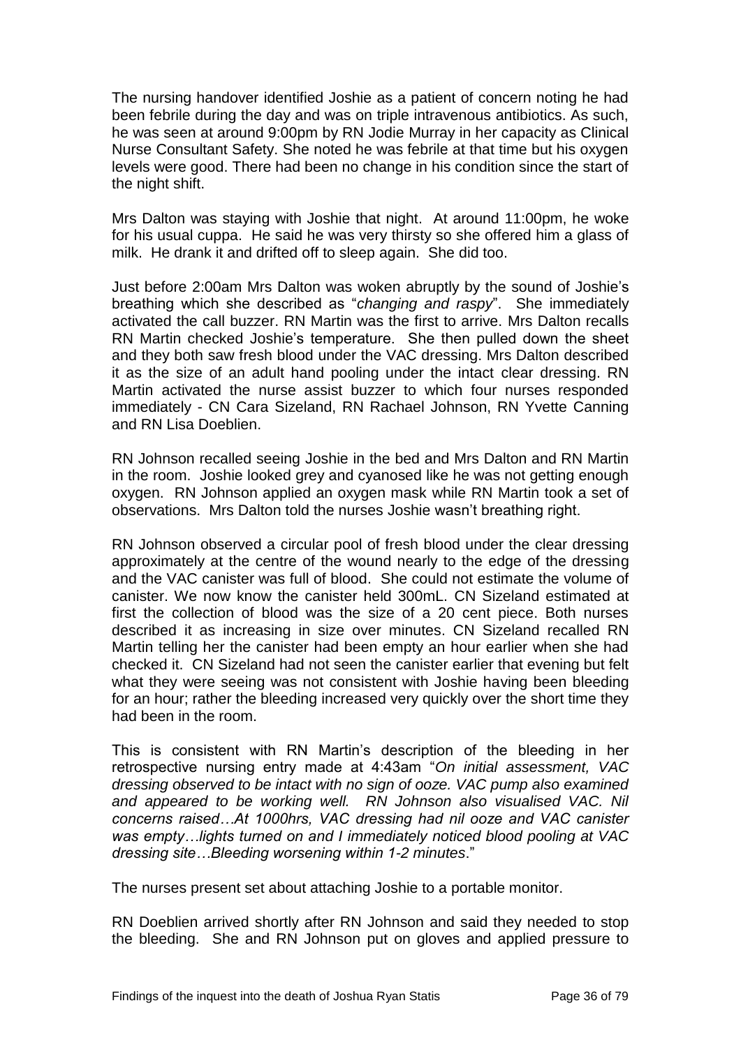The nursing handover identified Joshie as a patient of concern noting he had been febrile during the day and was on triple intravenous antibiotics. As such, he was seen at around 9:00pm by RN Jodie Murray in her capacity as Clinical Nurse Consultant Safety. She noted he was febrile at that time but his oxygen levels were good. There had been no change in his condition since the start of the night shift.

Mrs Dalton was staying with Joshie that night. At around 11:00pm, he woke for his usual cuppa. He said he was very thirsty so she offered him a glass of milk. He drank it and drifted off to sleep again. She did too.

Just before 2:00am Mrs Dalton was woken abruptly by the sound of Joshie's breathing which she described as "*changing and raspy*". She immediately activated the call buzzer. RN Martin was the first to arrive. Mrs Dalton recalls RN Martin checked Joshie's temperature. She then pulled down the sheet and they both saw fresh blood under the VAC dressing. Mrs Dalton described it as the size of an adult hand pooling under the intact clear dressing. RN Martin activated the nurse assist buzzer to which four nurses responded immediately - CN Cara Sizeland, RN Rachael Johnson, RN Yvette Canning and RN Lisa Doeblien.

RN Johnson recalled seeing Joshie in the bed and Mrs Dalton and RN Martin in the room. Joshie looked grey and cyanosed like he was not getting enough oxygen. RN Johnson applied an oxygen mask while RN Martin took a set of observations. Mrs Dalton told the nurses Joshie wasn't breathing right.

RN Johnson observed a circular pool of fresh blood under the clear dressing approximately at the centre of the wound nearly to the edge of the dressing and the VAC canister was full of blood. She could not estimate the volume of canister. We now know the canister held 300mL. CN Sizeland estimated at first the collection of blood was the size of a 20 cent piece. Both nurses described it as increasing in size over minutes. CN Sizeland recalled RN Martin telling her the canister had been empty an hour earlier when she had checked it. CN Sizeland had not seen the canister earlier that evening but felt what they were seeing was not consistent with Joshie having been bleeding for an hour; rather the bleeding increased very quickly over the short time they had been in the room.

This is consistent with RN Martin's description of the bleeding in her retrospective nursing entry made at 4:43am "*On initial assessment, VAC dressing observed to be intact with no sign of ooze. VAC pump also examined and appeared to be working well. RN Johnson also visualised VAC. Nil concerns raised…At 1000hrs, VAC dressing had nil ooze and VAC canister was empty…lights turned on and I immediately noticed blood pooling at VAC dressing site…Bleeding worsening within 1-2 minutes*."

The nurses present set about attaching Joshie to a portable monitor.

RN Doeblien arrived shortly after RN Johnson and said they needed to stop the bleeding. She and RN Johnson put on gloves and applied pressure to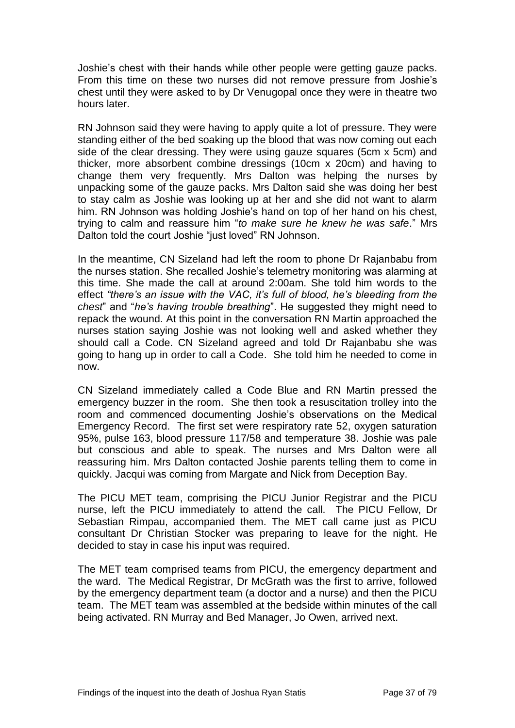Joshie's chest with their hands while other people were getting gauze packs. From this time on these two nurses did not remove pressure from Joshie's chest until they were asked to by Dr Venugopal once they were in theatre two hours later.

RN Johnson said they were having to apply quite a lot of pressure. They were standing either of the bed soaking up the blood that was now coming out each side of the clear dressing. They were using gauze squares (5cm x 5cm) and thicker, more absorbent combine dressings (10cm x 20cm) and having to change them very frequently. Mrs Dalton was helping the nurses by unpacking some of the gauze packs. Mrs Dalton said she was doing her best to stay calm as Joshie was looking up at her and she did not want to alarm him. RN Johnson was holding Joshie's hand on top of her hand on his chest, trying to calm and reassure him "*to make sure he knew he was safe*." Mrs Dalton told the court Joshie "just loved" RN Johnson.

In the meantime, CN Sizeland had left the room to phone Dr Rajanbabu from the nurses station. She recalled Joshie's telemetry monitoring was alarming at this time. She made the call at around 2:00am. She told him words to the effect *"there's an issue with the VAC, it's full of blood, he's bleeding from the chest*" and "*he's having trouble breathing*". He suggested they might need to repack the wound. At this point in the conversation RN Martin approached the nurses station saying Joshie was not looking well and asked whether they should call a Code. CN Sizeland agreed and told Dr Rajanbabu she was going to hang up in order to call a Code. She told him he needed to come in now.

CN Sizeland immediately called a Code Blue and RN Martin pressed the emergency buzzer in the room. She then took a resuscitation trolley into the room and commenced documenting Joshie's observations on the Medical Emergency Record. The first set were respiratory rate 52, oxygen saturation 95%, pulse 163, blood pressure 117/58 and temperature 38. Joshie was pale but conscious and able to speak. The nurses and Mrs Dalton were all reassuring him. Mrs Dalton contacted Joshie parents telling them to come in quickly. Jacqui was coming from Margate and Nick from Deception Bay.

The PICU MET team, comprising the PICU Junior Registrar and the PICU nurse, left the PICU immediately to attend the call. The PICU Fellow, Dr Sebastian Rimpau, accompanied them. The MET call came just as PICU consultant Dr Christian Stocker was preparing to leave for the night. He decided to stay in case his input was required.

The MET team comprised teams from PICU, the emergency department and the ward. The Medical Registrar, Dr McGrath was the first to arrive, followed by the emergency department team (a doctor and a nurse) and then the PICU team. The MET team was assembled at the bedside within minutes of the call being activated. RN Murray and Bed Manager, Jo Owen, arrived next.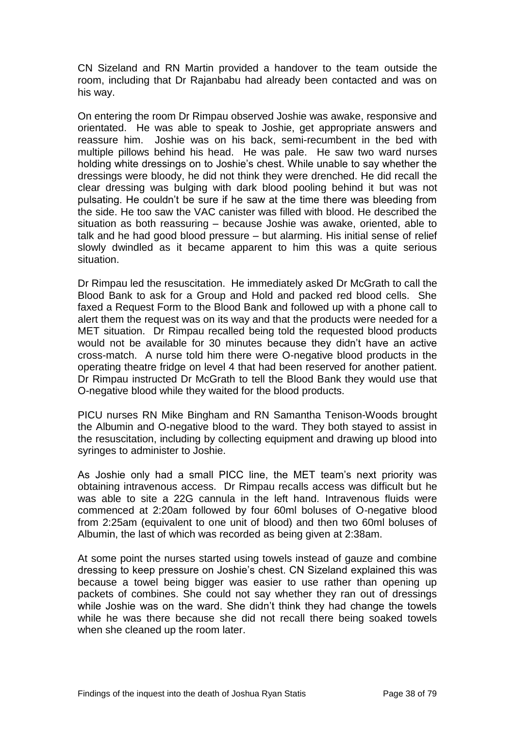CN Sizeland and RN Martin provided a handover to the team outside the room, including that Dr Rajanbabu had already been contacted and was on his way.

On entering the room Dr Rimpau observed Joshie was awake, responsive and orientated. He was able to speak to Joshie, get appropriate answers and reassure him. Joshie was on his back, semi-recumbent in the bed with multiple pillows behind his head. He was pale. He saw two ward nurses holding white dressings on to Joshie's chest. While unable to say whether the dressings were bloody, he did not think they were drenched. He did recall the clear dressing was bulging with dark blood pooling behind it but was not pulsating. He couldn't be sure if he saw at the time there was bleeding from the side. He too saw the VAC canister was filled with blood. He described the situation as both reassuring – because Joshie was awake, oriented, able to talk and he had good blood pressure – but alarming. His initial sense of relief slowly dwindled as it became apparent to him this was a quite serious situation.

Dr Rimpau led the resuscitation. He immediately asked Dr McGrath to call the Blood Bank to ask for a Group and Hold and packed red blood cells. She faxed a Request Form to the Blood Bank and followed up with a phone call to alert them the request was on its way and that the products were needed for a MET situation. Dr Rimpau recalled being told the requested blood products would not be available for 30 minutes because they didn't have an active cross-match. A nurse told him there were O-negative blood products in the operating theatre fridge on level 4 that had been reserved for another patient. Dr Rimpau instructed Dr McGrath to tell the Blood Bank they would use that O-negative blood while they waited for the blood products.

PICU nurses RN Mike Bingham and RN Samantha Tenison-Woods brought the Albumin and O-negative blood to the ward. They both stayed to assist in the resuscitation, including by collecting equipment and drawing up blood into syringes to administer to Joshie.

As Joshie only had a small PICC line, the MET team's next priority was obtaining intravenous access. Dr Rimpau recalls access was difficult but he was able to site a 22G cannula in the left hand. Intravenous fluids were commenced at 2:20am followed by four 60ml boluses of O-negative blood from 2:25am (equivalent to one unit of blood) and then two 60ml boluses of Albumin, the last of which was recorded as being given at 2:38am.

At some point the nurses started using towels instead of gauze and combine dressing to keep pressure on Joshie's chest. CN Sizeland explained this was because a towel being bigger was easier to use rather than opening up packets of combines. She could not say whether they ran out of dressings while Joshie was on the ward. She didn't think they had change the towels while he was there because she did not recall there being soaked towels when she cleaned up the room later.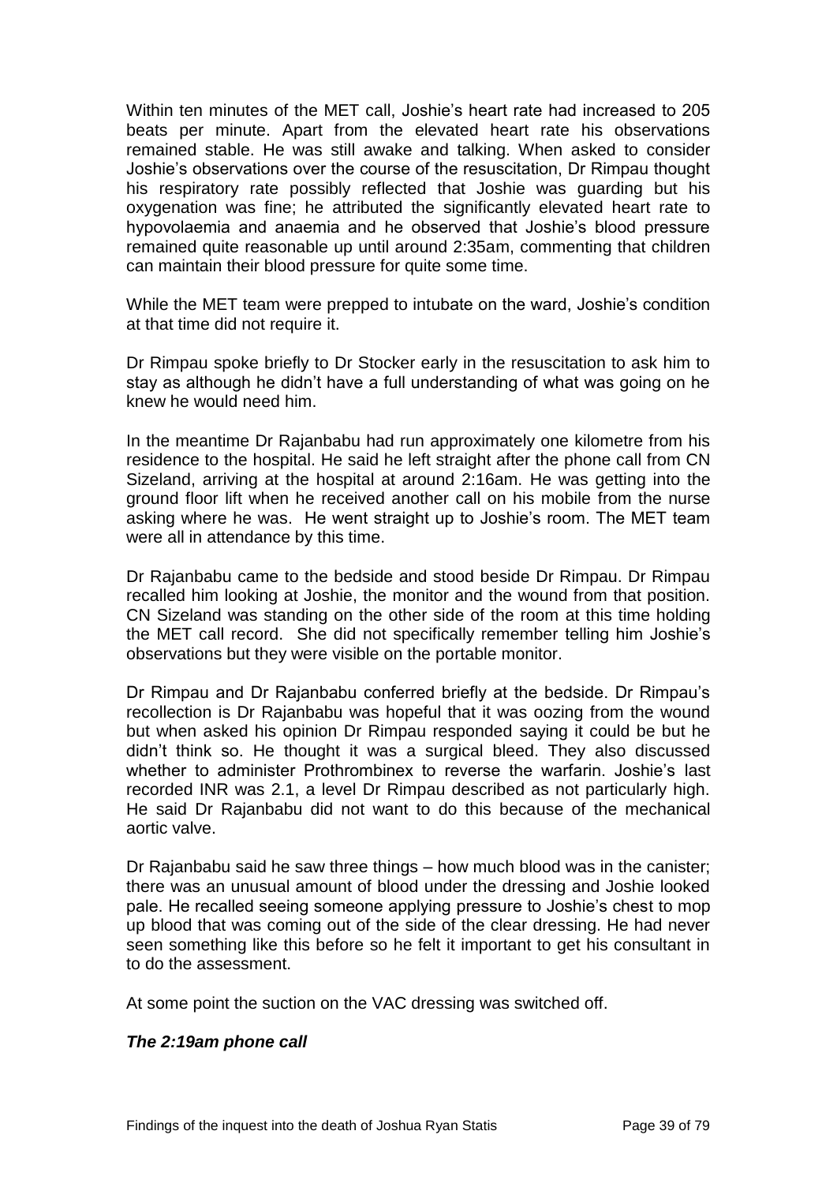Within ten minutes of the MET call, Joshie's heart rate had increased to 205 beats per minute. Apart from the elevated heart rate his observations remained stable. He was still awake and talking. When asked to consider Joshie's observations over the course of the resuscitation, Dr Rimpau thought his respiratory rate possibly reflected that Joshie was guarding but his oxygenation was fine; he attributed the significantly elevated heart rate to hypovolaemia and anaemia and he observed that Joshie's blood pressure remained quite reasonable up until around 2:35am, commenting that children can maintain their blood pressure for quite some time.

While the MET team were prepped to intubate on the ward, Joshie's condition at that time did not require it.

Dr Rimpau spoke briefly to Dr Stocker early in the resuscitation to ask him to stay as although he didn't have a full understanding of what was going on he knew he would need him.

In the meantime Dr Rajanbabu had run approximately one kilometre from his residence to the hospital. He said he left straight after the phone call from CN Sizeland, arriving at the hospital at around 2:16am. He was getting into the ground floor lift when he received another call on his mobile from the nurse asking where he was. He went straight up to Joshie's room. The MET team were all in attendance by this time.

Dr Rajanbabu came to the bedside and stood beside Dr Rimpau. Dr Rimpau recalled him looking at Joshie, the monitor and the wound from that position. CN Sizeland was standing on the other side of the room at this time holding the MET call record. She did not specifically remember telling him Joshie's observations but they were visible on the portable monitor.

Dr Rimpau and Dr Rajanbabu conferred briefly at the bedside. Dr Rimpau's recollection is Dr Rajanbabu was hopeful that it was oozing from the wound but when asked his opinion Dr Rimpau responded saying it could be but he didn't think so. He thought it was a surgical bleed. They also discussed whether to administer Prothrombinex to reverse the warfarin. Joshie's last recorded INR was 2.1, a level Dr Rimpau described as not particularly high. He said Dr Rajanbabu did not want to do this because of the mechanical aortic valve.

Dr Rajanbabu said he saw three things – how much blood was in the canister; there was an unusual amount of blood under the dressing and Joshie looked pale. He recalled seeing someone applying pressure to Joshie's chest to mop up blood that was coming out of the side of the clear dressing. He had never seen something like this before so he felt it important to get his consultant in to do the assessment.

At some point the suction on the VAC dressing was switched off.

### *The 2:19am phone call*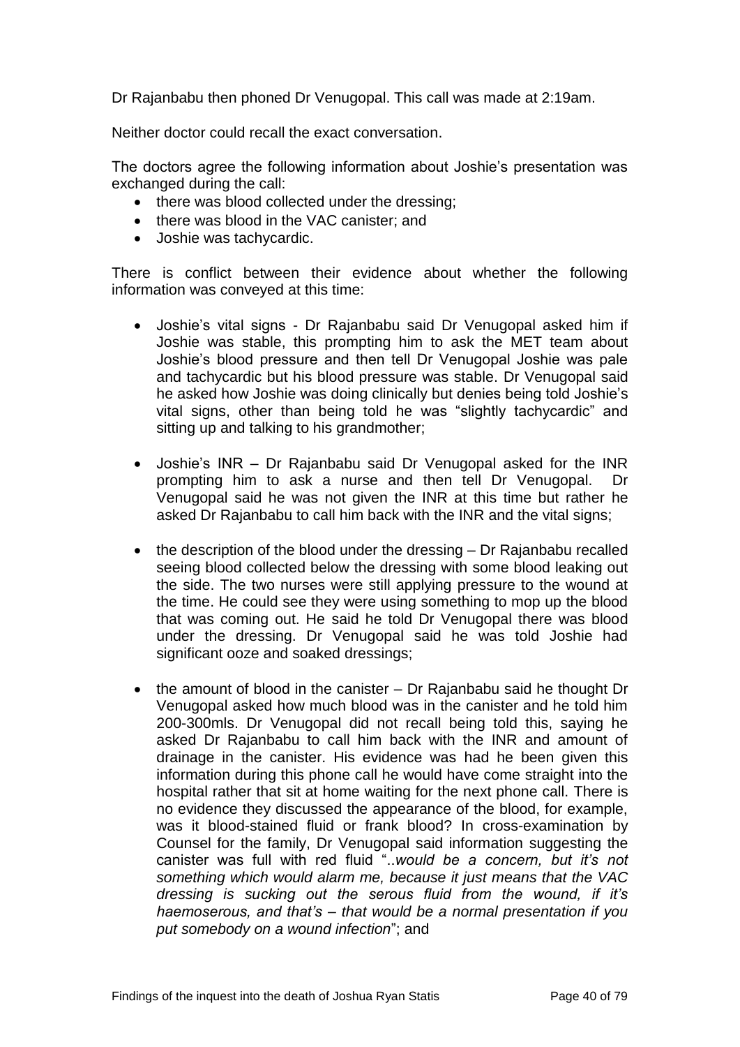Dr Rajanbabu then phoned Dr Venugopal. This call was made at 2:19am.

Neither doctor could recall the exact conversation.

The doctors agree the following information about Joshie's presentation was exchanged during the call:

- there was blood collected under the dressing;
- there was blood in the VAC canister; and
- Joshie was tachycardic.

There is conflict between their evidence about whether the following information was conveyed at this time:

- Joshie's vital signs - Dr Rajanbabu said Dr Venugopal asked him if Joshie was stable, this prompting him to ask the MET team about Joshie's blood pressure and then tell Dr Venugopal Joshie was pale and tachycardic but his blood pressure was stable. Dr Venugopal said he asked how Joshie was doing clinically but denies being told Joshie's vital signs, other than being told he was "slightly tachycardic" and sitting up and talking to his grandmother;

- Joshie's INR – Dr Rajanbabu said Dr Venugopal asked for the INR prompting him to ask a nurse and then tell Dr Venugopal. Dr Venugopal said he was not given the INR at this time but rather he asked Dr Rajanbabu to call him back with the INR and the vital signs;

- the description of the blood under the dressing – Dr Rajanbabu recalled seeing blood collected below the dressing with some blood leaking out the side. The two nurses were still applying pressure to the wound at the time. He could see they were using something to mop up the blood that was coming out. He said he told Dr Venugopal there was blood under the dressing. Dr Venugopal said he was told Joshie had significant ooze and soaked dressings;

- the amount of blood in the canister – Dr Rajanbabu said he thought Dr Venugopal asked how much blood was in the canister and he told him 200-300mls. Dr Venugopal did not recall being told this, saying he asked Dr Rajanbabu to call him back with the INR and amount of drainage in the canister. His evidence was had he been given this information during this phone call he would have come straight into the hospital rather that sit at home waiting for the next phone call. There is no evidence they discussed the appearance of the blood, for example, was it blood-stained fluid or frank blood? In cross-examination by Counsel for the family, Dr Venugopal said information suggesting the canister was full with red fluid "..*would be a concern, but it's not something which would alarm me, because it just means that the VAC dressing is sucking out the serous fluid from the wound, if it's haemoserous, and that's – that would be a normal presentation if you put somebody on a wound infection*"; and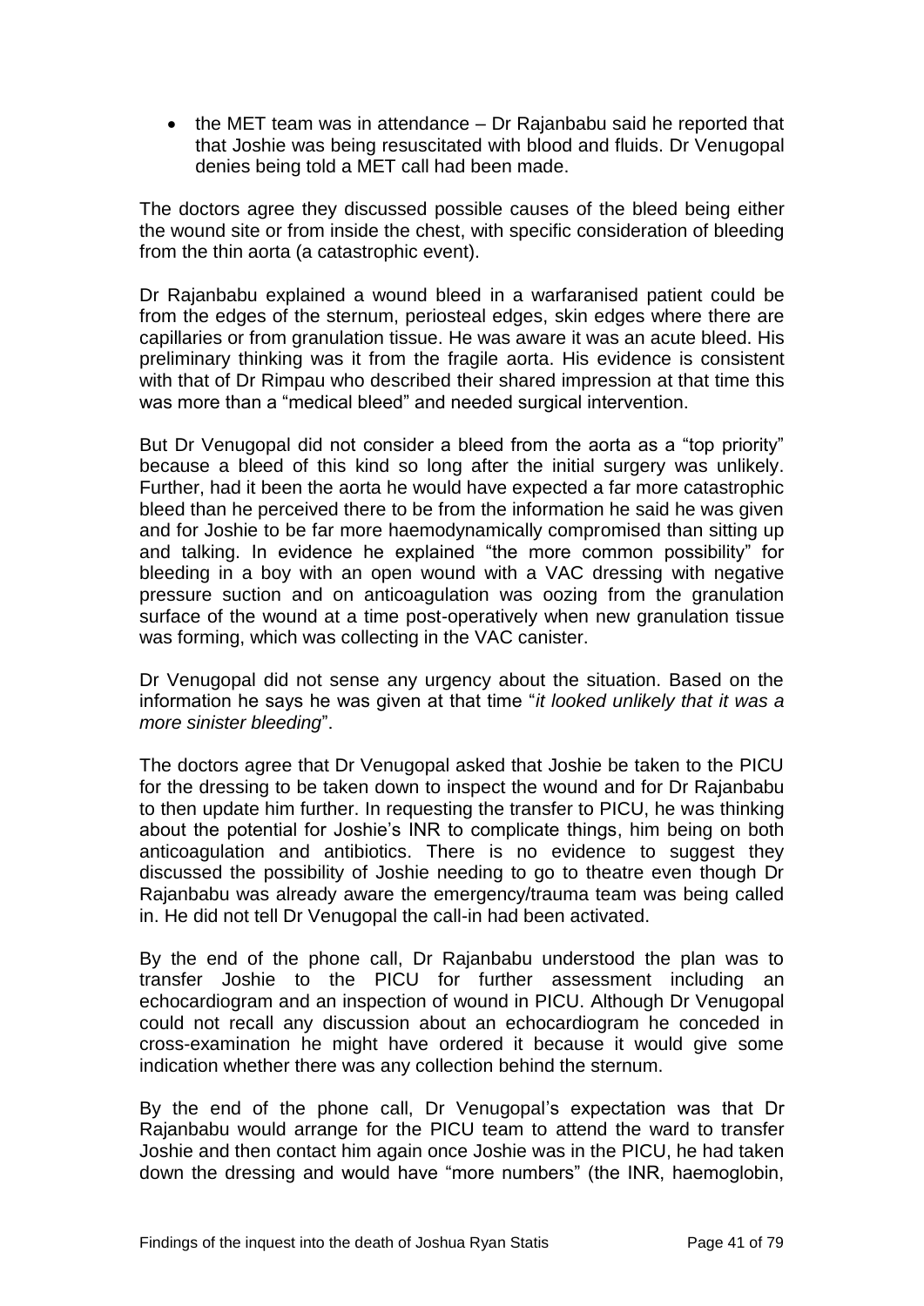- the MET team was in attendance – Dr Rajanbabu said he reported that that Joshie was being resuscitated with blood and fluids. Dr Venugopal denies being told a MET call had been made.

The doctors agree they discussed possible causes of the bleed being either the wound site or from inside the chest, with specific consideration of bleeding from the thin aorta (a catastrophic event).

Dr Rajanbabu explained a wound bleed in a warfaranised patient could be from the edges of the sternum, periosteal edges, skin edges where there are capillaries or from granulation tissue. He was aware it was an acute bleed. His preliminary thinking was it from the fragile aorta. His evidence is consistent with that of Dr Rimpau who described their shared impression at that time this was more than a "medical bleed" and needed surgical intervention.

But Dr Venugopal did not consider a bleed from the aorta as a "top priority" because a bleed of this kind so long after the initial surgery was unlikely. Further, had it been the aorta he would have expected a far more catastrophic bleed than he perceived there to be from the information he said he was given and for Joshie to be far more haemodynamically compromised than sitting up and talking. In evidence he explained "the more common possibility" for bleeding in a boy with an open wound with a VAC dressing with negative pressure suction and on anticoagulation was oozing from the granulation surface of the wound at a time post-operatively when new granulation tissue was forming, which was collecting in the VAC canister.

Dr Venugopal did not sense any urgency about the situation. Based on the information he says he was given at that time "*it looked unlikely that it was a more sinister bleeding*".

The doctors agree that Dr Venugopal asked that Joshie be taken to the PICU for the dressing to be taken down to inspect the wound and for Dr Rajanbabu to then update him further. In requesting the transfer to PICU, he was thinking about the potential for Joshie's INR to complicate things, him being on both anticoagulation and antibiotics. There is no evidence to suggest they discussed the possibility of Joshie needing to go to theatre even though Dr Rajanbabu was already aware the emergency/trauma team was being called in. He did not tell Dr Venugopal the call-in had been activated.

By the end of the phone call, Dr Rajanbabu understood the plan was to transfer Joshie to the PICU for further assessment including an echocardiogram and an inspection of wound in PICU. Although Dr Venugopal could not recall any discussion about an echocardiogram he conceded in cross-examination he might have ordered it because it would give some indication whether there was any collection behind the sternum.

By the end of the phone call, Dr Venugopal's expectation was that Dr Rajanbabu would arrange for the PICU team to attend the ward to transfer Joshie and then contact him again once Joshie was in the PICU, he had taken down the dressing and would have "more numbers" (the INR, haemoglobin,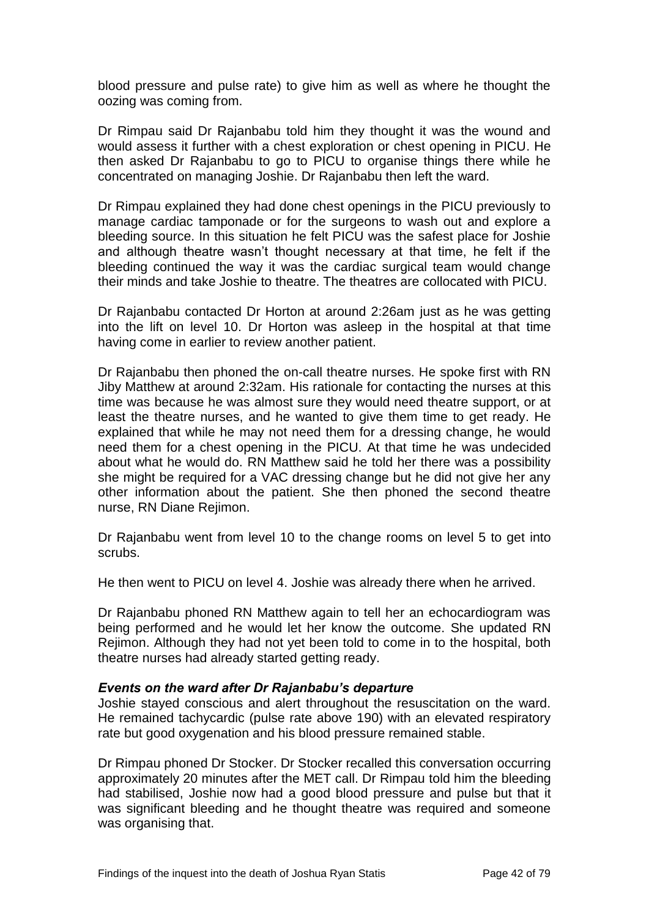blood pressure and pulse rate) to give him as well as where he thought the oozing was coming from.

Dr Rimpau said Dr Rajanbabu told him they thought it was the wound and would assess it further with a chest exploration or chest opening in PICU. He then asked Dr Rajanbabu to go to PICU to organise things there while he concentrated on managing Joshie. Dr Rajanbabu then left the ward.

Dr Rimpau explained they had done chest openings in the PICU previously to manage cardiac tamponade or for the surgeons to wash out and explore a bleeding source. In this situation he felt PICU was the safest place for Joshie and although theatre wasn't thought necessary at that time, he felt if the bleeding continued the way it was the cardiac surgical team would change their minds and take Joshie to theatre. The theatres are collocated with PICU.

Dr Rajanbabu contacted Dr Horton at around 2:26am just as he was getting into the lift on level 10. Dr Horton was asleep in the hospital at that time having come in earlier to review another patient.

Dr Rajanbabu then phoned the on-call theatre nurses. He spoke first with RN Jiby Matthew at around 2:32am. His rationale for contacting the nurses at this time was because he was almost sure they would need theatre support, or at least the theatre nurses, and he wanted to give them time to get ready. He explained that while he may not need them for a dressing change, he would need them for a chest opening in the PICU. At that time he was undecided about what he would do. RN Matthew said he told her there was a possibility she might be required for a VAC dressing change but he did not give her any other information about the patient. She then phoned the second theatre nurse, RN Diane Rejimon.

Dr Rajanbabu went from level 10 to the change rooms on level 5 to get into scrubs.

He then went to PICU on level 4. Joshie was already there when he arrived.

Dr Rajanbabu phoned RN Matthew again to tell her an echocardiogram was being performed and he would let her know the outcome. She updated RN Rejimon. Although they had not yet been told to come in to the hospital, both theatre nurses had already started getting ready.

***Events on the ward after Dr Rajanbabu's departure***

Joshie stayed conscious and alert throughout the resuscitation on the ward. He remained tachycardic (pulse rate above 190) with an elevated respiratory rate but good oxygenation and his blood pressure remained stable.

Dr Rimpau phoned Dr Stocker. Dr Stocker recalled this conversation occurring approximately 20 minutes after the MET call. Dr Rimpau told him the bleeding had stabilised, Joshie now had a good blood pressure and pulse but that it was significant bleeding and he thought theatre was required and someone was organising that.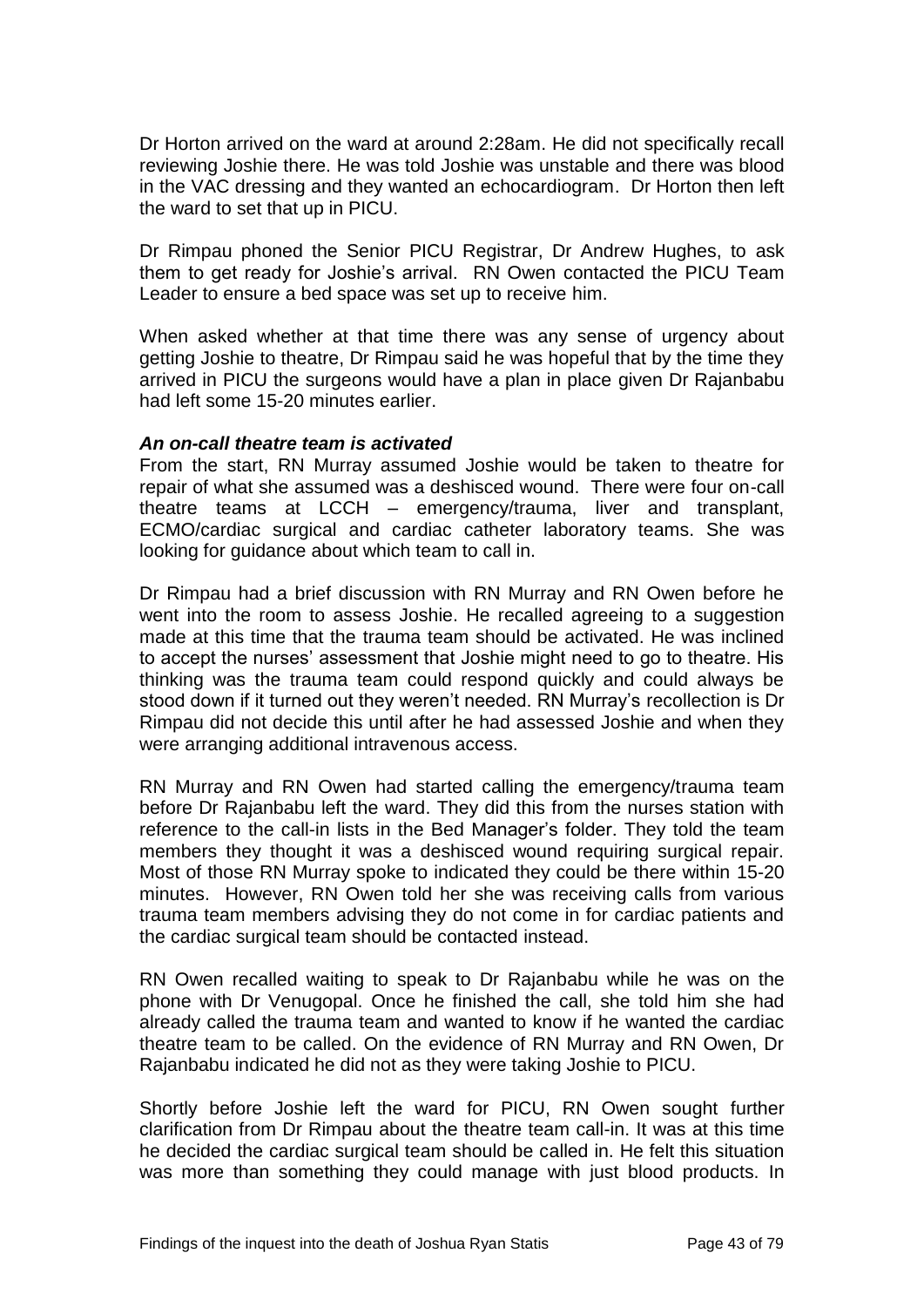Dr Horton arrived on the ward at around 2:28am. He did not specifically recall reviewing Joshie there. He was told Joshie was unstable and there was blood in the VAC dressing and they wanted an echocardiogram. Dr Horton then left the ward to set that up in PICU.

Dr Rimpau phoned the Senior PICU Registrar, Dr Andrew Hughes, to ask them to get ready for Joshie's arrival. RN Owen contacted the PICU Team Leader to ensure a bed space was set up to receive him.

When asked whether at that time there was any sense of urgency about getting Joshie to theatre, Dr Rimpau said he was hopeful that by the time they arrived in PICU the surgeons would have a plan in place given Dr Rajanbabu had left some 15-20 minutes earlier.

***An on-call theatre team is activated***

From the start, RN Murray assumed Joshie would be taken to theatre for repair of what she assumed was a deshisced wound. There were four on-call theatre teams at LCCH – emergency/trauma, liver and transplant, ECMO/cardiac surgical and cardiac catheter laboratory teams. She was looking for guidance about which team to call in.

Dr Rimpau had a brief discussion with RN Murray and RN Owen before he went into the room to assess Joshie. He recalled agreeing to a suggestion made at this time that the trauma team should be activated. He was inclined to accept the nurses' assessment that Joshie might need to go to theatre. His thinking was the trauma team could respond quickly and could always be stood down if it turned out they weren't needed. RN Murray's recollection is Dr Rimpau did not decide this until after he had assessed Joshie and when they were arranging additional intravenous access.

RN Murray and RN Owen had started calling the emergency/trauma team before Dr Rajanbabu left the ward. They did this from the nurses station with reference to the call-in lists in the Bed Manager's folder. They told the team members they thought it was a deshisced wound requiring surgical repair. Most of those RN Murray spoke to indicated they could be there within 15-20 minutes. However, RN Owen told her she was receiving calls from various trauma team members advising they do not come in for cardiac patients and the cardiac surgical team should be contacted instead.

RN Owen recalled waiting to speak to Dr Rajanbabu while he was on the phone with Dr Venugopal. Once he finished the call, she told him she had already called the trauma team and wanted to know if he wanted the cardiac theatre team to be called. On the evidence of RN Murray and RN Owen, Dr Rajanbabu indicated he did not as they were taking Joshie to PICU.

Shortly before Joshie left the ward for PICU, RN Owen sought further clarification from Dr Rimpau about the theatre team call-in. It was at this time he decided the cardiac surgical team should be called in. He felt this situation was more than something they could manage with just blood products. In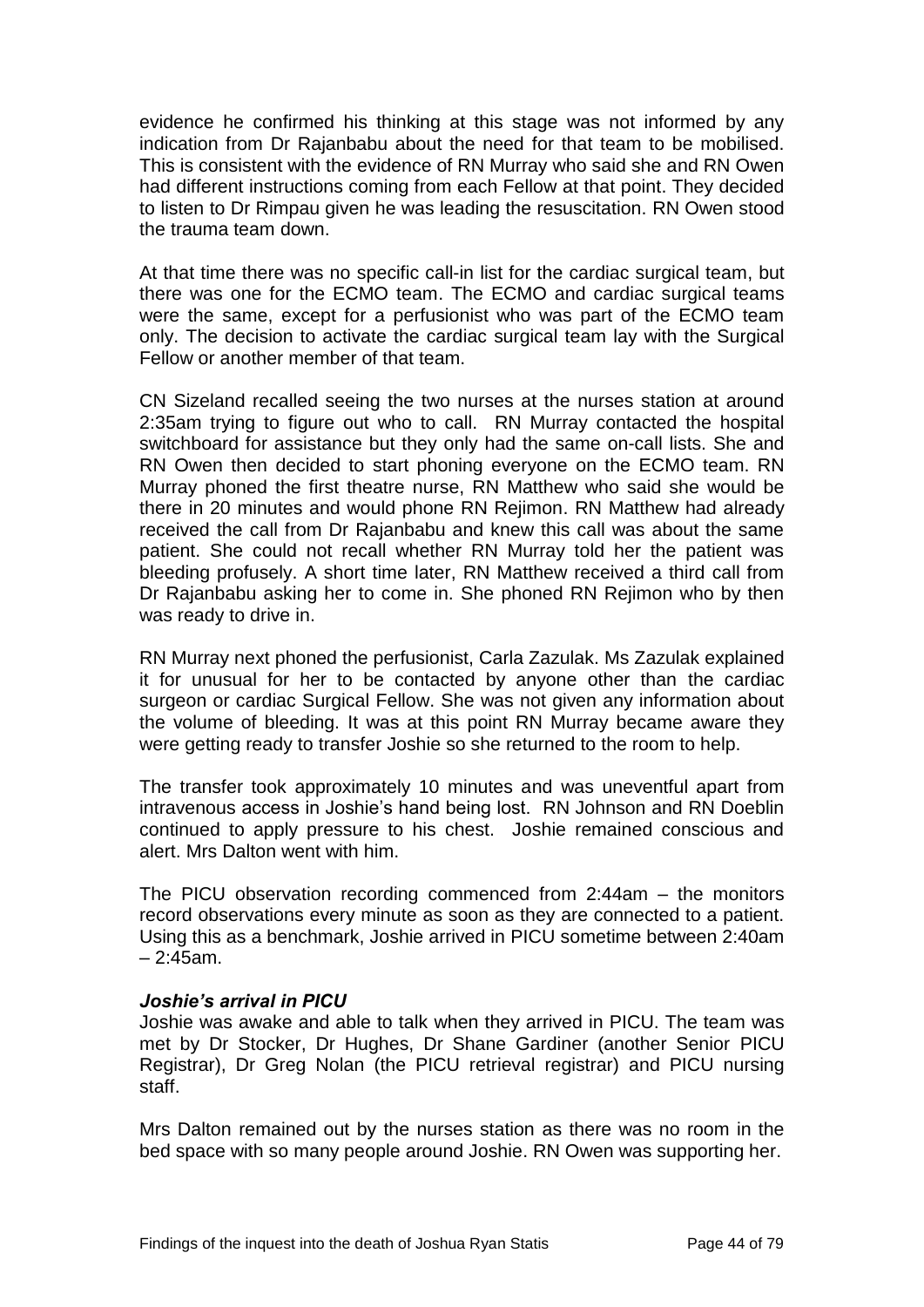evidence he confirmed his thinking at this stage was not informed by any indication from Dr Rajanbabu about the need for that team to be mobilised. This is consistent with the evidence of RN Murray who said she and RN Owen had different instructions coming from each Fellow at that point. They decided to listen to Dr Rimpau given he was leading the resuscitation. RN Owen stood the trauma team down.

At that time there was no specific call-in list for the cardiac surgical team, but there was one for the ECMO team. The ECMO and cardiac surgical teams were the same, except for a perfusionist who was part of the ECMO team only. The decision to activate the cardiac surgical team lay with the Surgical Fellow or another member of that team.

CN Sizeland recalled seeing the two nurses at the nurses station at around 2:35am trying to figure out who to call. RN Murray contacted the hospital switchboard for assistance but they only had the same on-call lists. She and RN Owen then decided to start phoning everyone on the ECMO team. RN Murray phoned the first theatre nurse, RN Matthew who said she would be there in 20 minutes and would phone RN Rejimon. RN Matthew had already received the call from Dr Rajanbabu and knew this call was about the same patient. She could not recall whether RN Murray told her the patient was bleeding profusely. A short time later, RN Matthew received a third call from Dr Rajanbabu asking her to come in. She phoned RN Rejimon who by then was ready to drive in.

RN Murray next phoned the perfusionist, Carla Zazulak. Ms Zazulak explained it for unusual for her to be contacted by anyone other than the cardiac surgeon or cardiac Surgical Fellow. She was not given any information about the volume of bleeding. It was at this point RN Murray became aware they were getting ready to transfer Joshie so she returned to the room to help.

The transfer took approximately 10 minutes and was uneventful apart from intravenous access in Joshie's hand being lost. RN Johnson and RN Doeblin continued to apply pressure to his chest. Joshie remained conscious and alert. Mrs Dalton went with him.

The PICU observation recording commenced from 2:44am – the monitors record observations every minute as soon as they are connected to a patient. Using this as a benchmark, Joshie arrived in PICU sometime between 2:40am – 2:45am.

#### ***Joshie's arrival in PICU***

Joshie was awake and able to talk when they arrived in PICU. The team was met by Dr Stocker, Dr Hughes, Dr Shane Gardiner (another Senior PICU Registrar), Dr Greg Nolan (the PICU retrieval registrar) and PICU nursing staff.

Mrs Dalton remained out by the nurses station as there was no room in the bed space with so many people around Joshie. RN Owen was supporting her.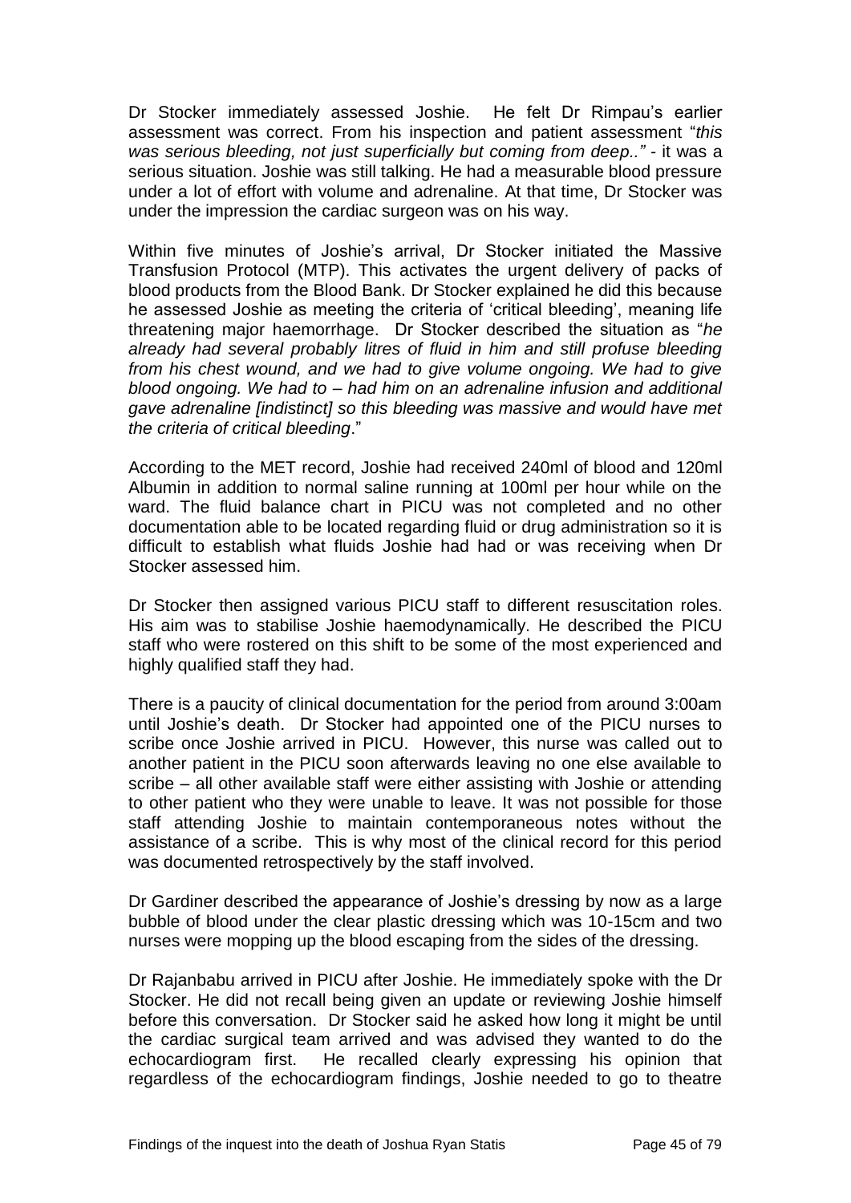Dr Stocker immediately assessed Joshie. He felt Dr Rimpau's earlier assessment was correct. From his inspection and patient assessment "*this was serious bleeding, not just superficially but coming from deep..*" - it was a serious situation. Joshie was still talking. He had a measurable blood pressure under a lot of effort with volume and adrenaline. At that time, Dr Stocker was under the impression the cardiac surgeon was on his way.

Within five minutes of Joshie's arrival, Dr Stocker initiated the Massive Transfusion Protocol (MTP). This activates the urgent delivery of packs of blood products from the Blood Bank. Dr Stocker explained he did this because he assessed Joshie as meeting the criteria of 'critical bleeding', meaning life threatening major haemorrhage. Dr Stocker described the situation as "*he already had several probably litres of fluid in him and still profuse bleeding from his chest wound, and we had to give volume ongoing. We had to give blood ongoing. We had to – had him on an adrenaline infusion and additional gave adrenaline [indistinct] so this bleeding was massive and would have met the criteria of critical bleeding*."

According to the MET record, Joshie had received 240ml of blood and 120ml Albumin in addition to normal saline running at 100ml per hour while on the ward. The fluid balance chart in PICU was not completed and no other documentation able to be located regarding fluid or drug administration so it is difficult to establish what fluids Joshie had had or was receiving when Dr Stocker assessed him.

Dr Stocker then assigned various PICU staff to different resuscitation roles. His aim was to stabilise Joshie haemodynamically. He described the PICU staff who were rostered on this shift to be some of the most experienced and highly qualified staff they had.

There is a paucity of clinical documentation for the period from around 3:00am until Joshie's death. Dr Stocker had appointed one of the PICU nurses to scribe once Joshie arrived in PICU. However, this nurse was called out to another patient in the PICU soon afterwards leaving no one else available to scribe – all other available staff were either assisting with Joshie or attending to other patient who they were unable to leave. It was not possible for those staff attending Joshie to maintain contemporaneous notes without the assistance of a scribe. This is why most of the clinical record for this period was documented retrospectively by the staff involved.

Dr Gardiner described the appearance of Joshie's dressing by now as a large bubble of blood under the clear plastic dressing which was 10-15cm and two nurses were mopping up the blood escaping from the sides of the dressing.

Dr Rajanbabu arrived in PICU after Joshie. He immediately spoke with the Dr Stocker. He did not recall being given an update or reviewing Joshie himself before this conversation. Dr Stocker said he asked how long it might be until the cardiac surgical team arrived and was advised they wanted to do the echocardiogram first. He recalled clearly expressing his opinion that regardless of the echocardiogram findings, Joshie needed to go to theatre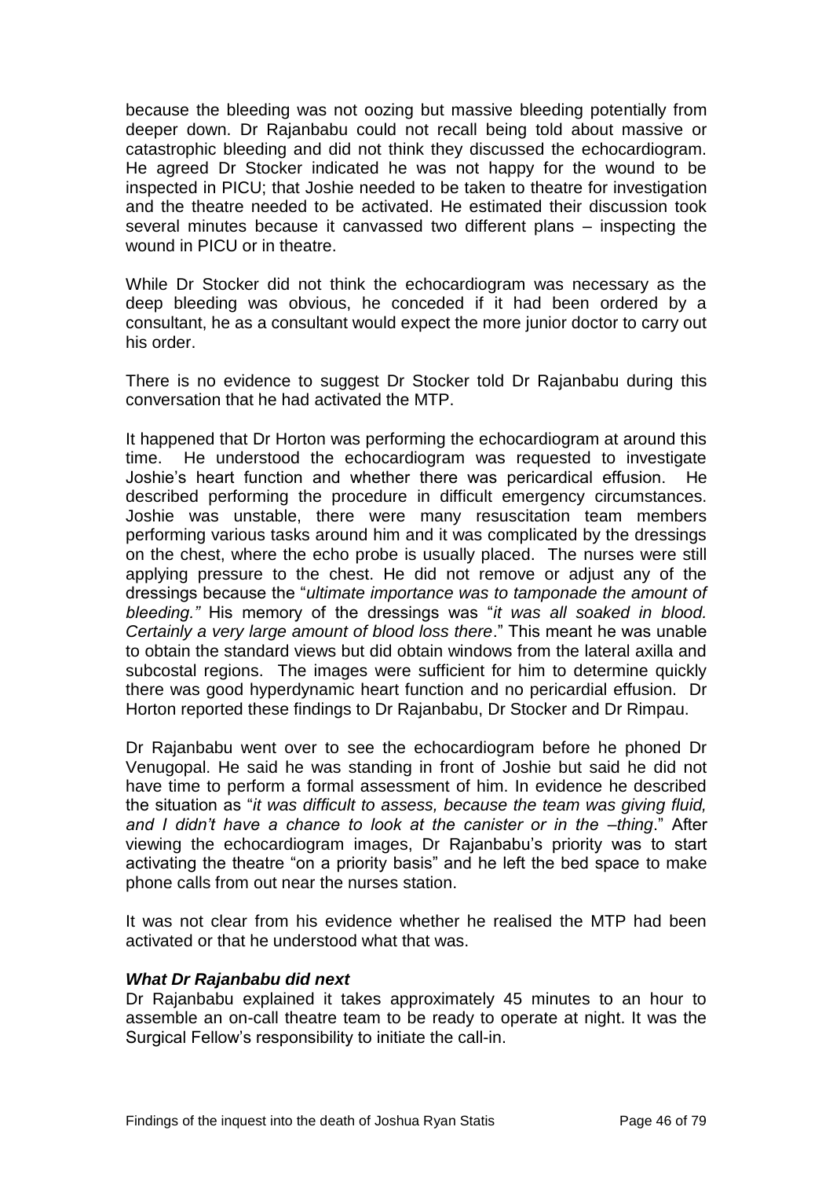because the bleeding was not oozing but massive bleeding potentially from deeper down. Dr Rajanbabu could not recall being told about massive or catastrophic bleeding and did not think they discussed the echocardiogram. He agreed Dr Stocker indicated he was not happy for the wound to be inspected in PICU; that Joshie needed to be taken to theatre for investigation and the theatre needed to be activated. He estimated their discussion took several minutes because it canvassed two different plans – inspecting the wound in PICU or in theatre.

While Dr Stocker did not think the echocardiogram was necessary as the deep bleeding was obvious, he conceded if it had been ordered by a consultant, he as a consultant would expect the more junior doctor to carry out his order.

There is no evidence to suggest Dr Stocker told Dr Rajanbabu during this conversation that he had activated the MTP.

It happened that Dr Horton was performing the echocardiogram at around this time. He understood the echocardiogram was requested to investigate Joshie's heart function and whether there was pericardical effusion. He described performing the procedure in difficult emergency circumstances. Joshie was unstable, there were many resuscitation team members performing various tasks around him and it was complicated by the dressings on the chest, where the echo probe is usually placed. The nurses were still applying pressure to the chest. He did not remove or adjust any of the dressings because the "*ultimate importance was to tamponade the amount of bleeding."* His memory of the dressings was "*it was all soaked in blood. Certainly a very large amount of blood loss there*." This meant he was unable to obtain the standard views but did obtain windows from the lateral axilla and subcostal regions. The images were sufficient for him to determine quickly there was good hyperdynamic heart function and no pericardial effusion. Dr Horton reported these findings to Dr Rajanbabu, Dr Stocker and Dr Rimpau.

Dr Rajanbabu went over to see the echocardiogram before he phoned Dr Venugopal. He said he was standing in front of Joshie but said he did not have time to perform a formal assessment of him. In evidence he described the situation as "*it was difficult to assess, because the team was giving fluid, and I didn't have a chance to look at the canister or in the –thing*." After viewing the echocardiogram images, Dr Rajanbabu's priority was to start activating the theatre "on a priority basis" and he left the bed space to make phone calls from out near the nurses station.

It was not clear from his evidence whether he realised the MTP had been activated or that he understood what that was.

***What Dr Rajanbabu did next***

Dr Rajanbabu explained it takes approximately 45 minutes to an hour to assemble an on-call theatre team to be ready to operate at night. It was the Surgical Fellow's responsibility to initiate the call-in.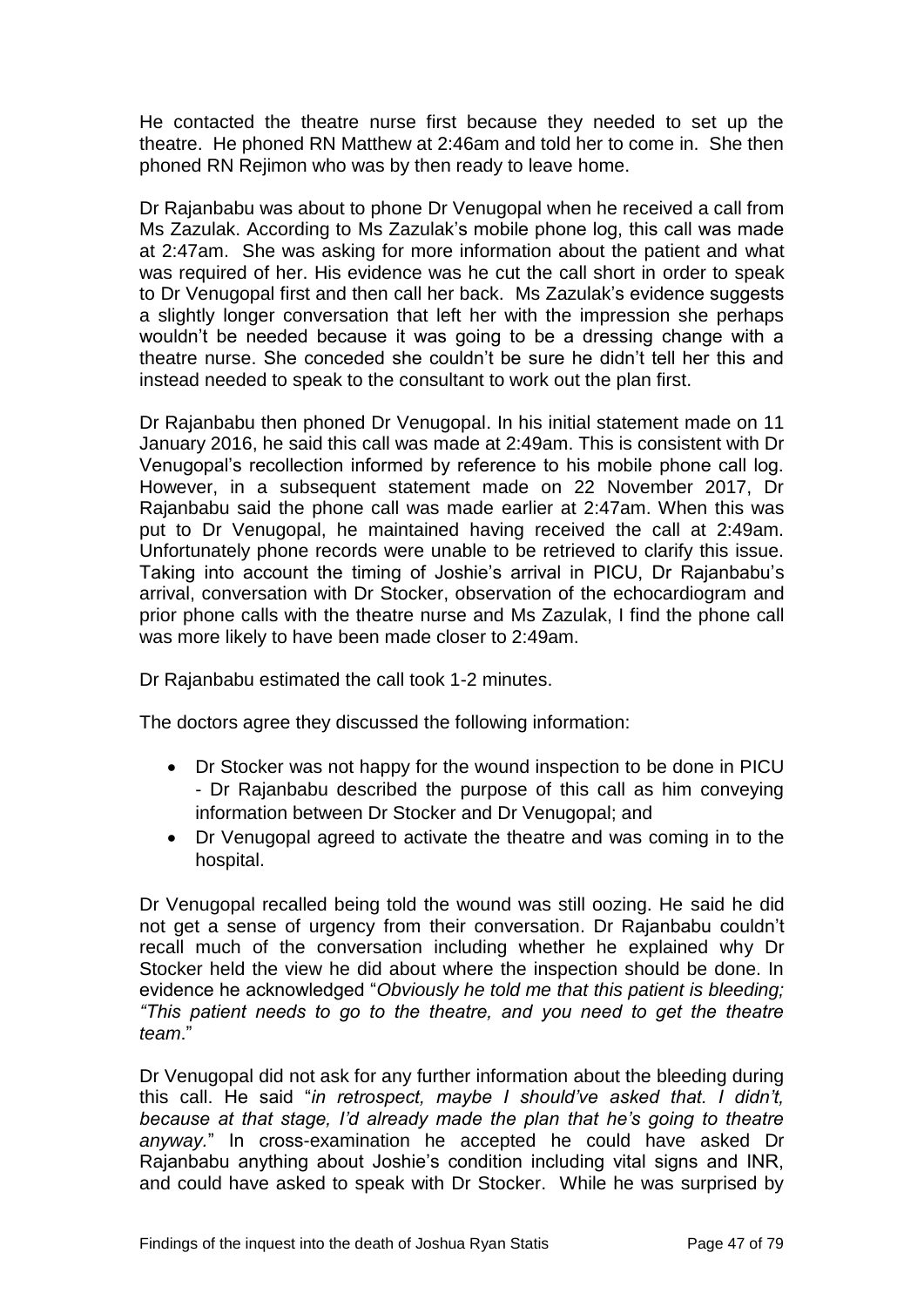He contacted the theatre nurse first because they needed to set up the theatre. He phoned RN Matthew at 2:46am and told her to come in. She then phoned RN Rejimon who was by then ready to leave home.

Dr Rajanbabu was about to phone Dr Venugopal when he received a call from Ms Zazulak. According to Ms Zazulak's mobile phone log, this call was made at 2:47am. She was asking for more information about the patient and what was required of her. His evidence was he cut the call short in order to speak to Dr Venugopal first and then call her back. Ms Zazulak's evidence suggests a slightly longer conversation that left her with the impression she perhaps wouldn't be needed because it was going to be a dressing change with a theatre nurse. She conceded she couldn't be sure he didn't tell her this and instead needed to speak to the consultant to work out the plan first.

Dr Rajanbabu then phoned Dr Venugopal. In his initial statement made on 11 January 2016, he said this call was made at 2:49am. This is consistent with Dr Venugopal's recollection informed by reference to his mobile phone call log. However, in a subsequent statement made on 22 November 2017, Dr Rajanbabu said the phone call was made earlier at 2:47am. When this was put to Dr Venugopal, he maintained having received the call at 2:49am. Unfortunately phone records were unable to be retrieved to clarify this issue. Taking into account the timing of Joshie's arrival in PICU, Dr Rajanbabu's arrival, conversation with Dr Stocker, observation of the echocardiogram and prior phone calls with the theatre nurse and Ms Zazulak, I find the phone call was more likely to have been made closer to 2:49am.

Dr Rajanbabu estimated the call took 1-2 minutes.

The doctors agree they discussed the following information:

- Dr Stocker was not happy for the wound inspection to be done in PICU - Dr Rajanbabu described the purpose of this call as him conveying information between Dr Stocker and Dr Venugopal; and
- Dr Venugopal agreed to activate the theatre and was coming in to the hospital.

Dr Venugopal recalled being told the wound was still oozing. He said he did not get a sense of urgency from their conversation. Dr Rajanbabu couldn't recall much of the conversation including whether he explained why Dr Stocker held the view he did about where the inspection should be done. In evidence he acknowledged "*Obviously he told me that this patient is bleeding; "This patient needs to go to the theatre, and you need to get the theatre team*."

Dr Venugopal did not ask for any further information about the bleeding during this call. He said "*in retrospect, maybe I should've asked that. I didn't, because at that stage, I'd already made the plan that he's going to theatre anyway.*" In cross-examination he accepted he could have asked Dr Rajanbabu anything about Joshie's condition including vital signs and INR, and could have asked to speak with Dr Stocker. While he was surprised by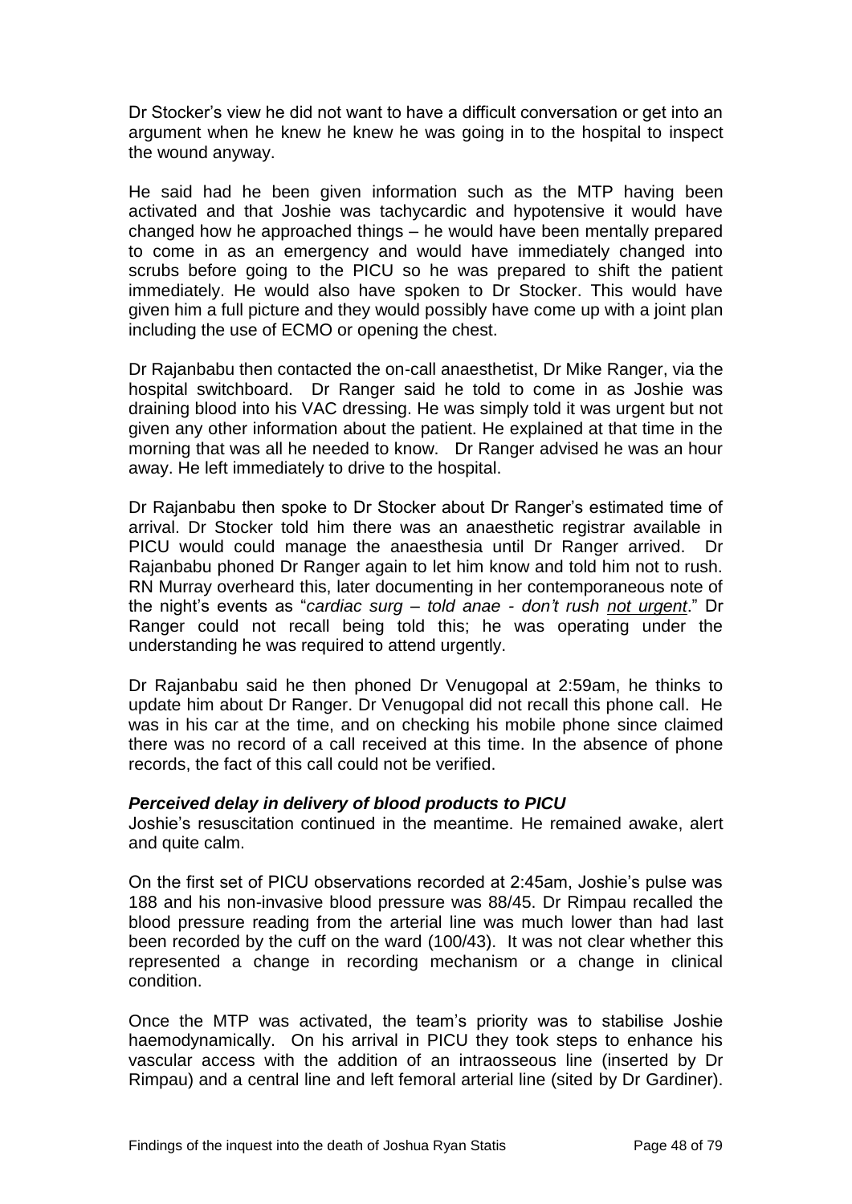Dr Stocker's view he did not want to have a difficult conversation or get into an argument when he knew he knew he was going in to the hospital to inspect the wound anyway.

He said had he been given information such as the MTP having been activated and that Joshie was tachycardic and hypotensive it would have changed how he approached things – he would have been mentally prepared to come in as an emergency and would have immediately changed into scrubs before going to the PICU so he was prepared to shift the patient immediately. He would also have spoken to Dr Stocker. This would have given him a full picture and they would possibly have come up with a joint plan including the use of ECMO or opening the chest.

Dr Rajanbabu then contacted the on-call anaesthetist, Dr Mike Ranger, via the hospital switchboard. Dr Ranger said he told to come in as Joshie was draining blood into his VAC dressing. He was simply told it was urgent but not given any other information about the patient. He explained at that time in the morning that was all he needed to know. Dr Ranger advised he was an hour away. He left immediately to drive to the hospital.

Dr Rajanbabu then spoke to Dr Stocker about Dr Ranger's estimated time of arrival. Dr Stocker told him there was an anaesthetic registrar available in PICU would could manage the anaesthesia until Dr Ranger arrived. Dr Rajanbabu phoned Dr Ranger again to let him know and told him not to rush. RN Murray overheard this, later documenting in her contemporaneous note of the night's events as "*cardiac surg – told anae - don't rush <u>not urgent</u>*." Dr Ranger could not recall being told this; he was operating under the understanding he was required to attend urgently.

Dr Rajanbabu said he then phoned Dr Venugopal at 2:59am, he thinks to update him about Dr Ranger. Dr Venugopal did not recall this phone call. He was in his car at the time, and on checking his mobile phone since claimed there was no record of a call received at this time. In the absence of phone records, the fact of this call could not be verified.

### *Perceived delay in delivery of blood products to PICU*

Joshie's resuscitation continued in the meantime. He remained awake, alert and quite calm.

On the first set of PICU observations recorded at 2:45am, Joshie's pulse was 188 and his non-invasive blood pressure was 88/45. Dr Rimpau recalled the blood pressure reading from the arterial line was much lower than had last been recorded by the cuff on the ward (100/43). It was not clear whether this represented a change in recording mechanism or a change in clinical condition.

Once the MTP was activated, the team's priority was to stabilise Joshie haemodynamically. On his arrival in PICU they took steps to enhance his vascular access with the addition of an intraosseous line (inserted by Dr Rimpau) and a central line and left femoral arterial line (sited by Dr Gardiner).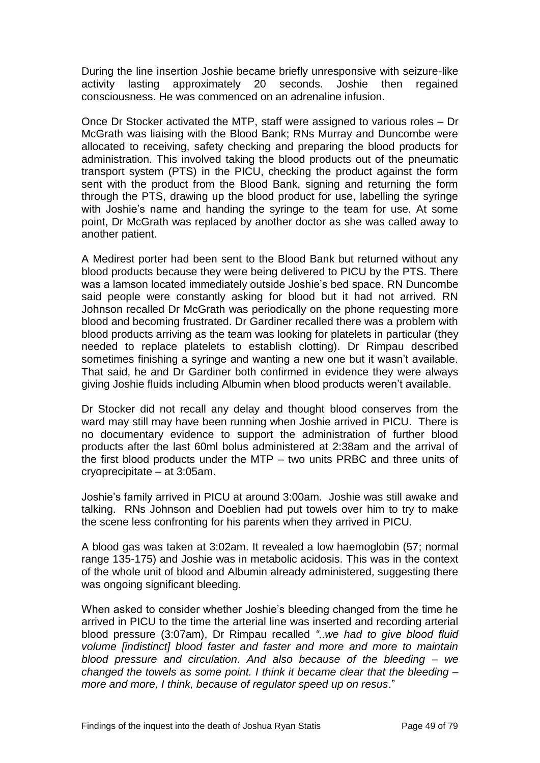During the line insertion Joshie became briefly unresponsive with seizure-like activity lasting approximately 20 seconds. Joshie then regained consciousness. He was commenced on an adrenaline infusion.

Once Dr Stocker activated the MTP, staff were assigned to various roles – Dr McGrath was liaising with the Blood Bank; RNs Murray and Duncombe were allocated to receiving, safety checking and preparing the blood products for administration. This involved taking the blood products out of the pneumatic transport system (PTS) in the PICU, checking the product against the form sent with the product from the Blood Bank, signing and returning the form through the PTS, drawing up the blood product for use, labelling the syringe with Joshie's name and handing the syringe to the team for use. At some point, Dr McGrath was replaced by another doctor as she was called away to another patient.

A Medirest porter had been sent to the Blood Bank but returned without any blood products because they were being delivered to PICU by the PTS. There was a lamson located immediately outside Joshie's bed space. RN Duncombe said people were constantly asking for blood but it had not arrived. RN Johnson recalled Dr McGrath was periodically on the phone requesting more blood and becoming frustrated. Dr Gardiner recalled there was a problem with blood products arriving as the team was looking for platelets in particular (they needed to replace platelets to establish clotting). Dr Rimpau described sometimes finishing a syringe and wanting a new one but it wasn't available. That said, he and Dr Gardiner both confirmed in evidence they were always giving Joshie fluids including Albumin when blood products weren't available.

Dr Stocker did not recall any delay and thought blood conserves from the ward may still may have been running when Joshie arrived in PICU. There is no documentary evidence to support the administration of further blood products after the last 60ml bolus administered at 2:38am and the arrival of the first blood products under the MTP – two units PRBC and three units of cryoprecipitate – at 3:05am.

Joshie's family arrived in PICU at around 3:00am. Joshie was still awake and talking. RNs Johnson and Doeblien had put towels over him to try to make the scene less confronting for his parents when they arrived in PICU.

A blood gas was taken at 3:02am. It revealed a low haemoglobin (57; normal range 135-175) and Joshie was in metabolic acidosis. This was in the context of the whole unit of blood and Albumin already administered, suggesting there was ongoing significant bleeding.

When asked to consider whether Joshie's bleeding changed from the time he arrived in PICU to the time the arterial line was inserted and recording arterial blood pressure (3:07am), Dr Rimpau recalled *"..we had to give blood fluid volume [indistinct] blood faster and faster and more and more to maintain blood pressure and circulation. And also because of the bleeding – we changed the towels as some point. I think it became clear that the bleeding – more and more, I think, because of regulator speed up on resus*."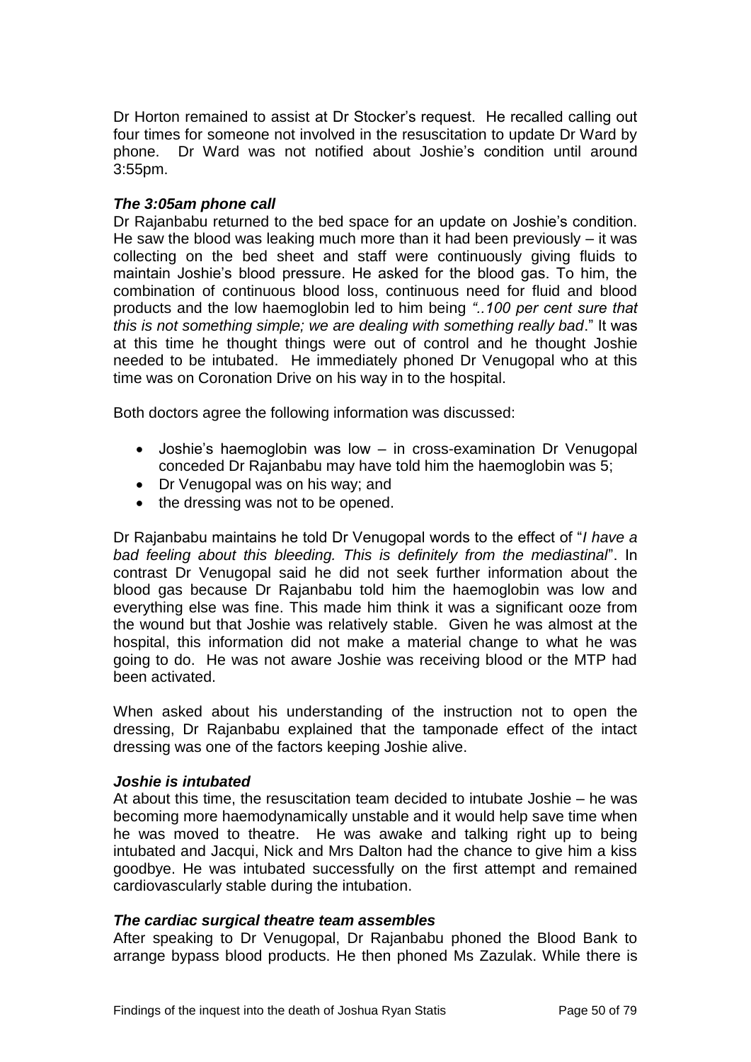Dr Horton remained to assist at Dr Stocker's request. He recalled calling out four times for someone not involved in the resuscitation to update Dr Ward by phone. Dr Ward was not notified about Joshie's condition until around 3:55pm.

### *The 3:05am phone call*

Dr Rajanbabu returned to the bed space for an update on Joshie's condition. He saw the blood was leaking much more than it had been previously – it was collecting on the bed sheet and staff were continuously giving fluids to maintain Joshie's blood pressure. He asked for the blood gas. To him, the combination of continuous blood loss, continuous need for fluid and blood products and the low haemoglobin led to him being *"..100 per cent sure that this is not something simple; we are dealing with something really bad*." It was at this time he thought things were out of control and he thought Joshie needed to be intubated. He immediately phoned Dr Venugopal who at this time was on Coronation Drive on his way in to the hospital.

Both doctors agree the following information was discussed:

- Joshie's haemoglobin was low – in cross-examination Dr Venugopal conceded Dr Rajanbabu may have told him the haemoglobin was 5;
- Dr Venugopal was on his way; and
- the dressing was not to be opened.

Dr Rajanbabu maintains he told Dr Venugopal words to the effect of "*I have a bad feeling about this bleeding. This is definitely from the mediastinal*". In contrast Dr Venugopal said he did not seek further information about the blood gas because Dr Rajanbabu told him the haemoglobin was low and everything else was fine. This made him think it was a significant ooze from the wound but that Joshie was relatively stable. Given he was almost at the hospital, this information did not make a material change to what he was going to do. He was not aware Joshie was receiving blood or the MTP had been activated.

When asked about his understanding of the instruction not to open the dressing, Dr Rajanbabu explained that the tamponade effect of the intact dressing was one of the factors keeping Joshie alive.

### *Joshie is intubated*

At about this time, the resuscitation team decided to intubate Joshie – he was becoming more haemodynamically unstable and it would help save time when he was moved to theatre. He was awake and talking right up to being intubated and Jacqui, Nick and Mrs Dalton had the chance to give him a kiss goodbye. He was intubated successfully on the first attempt and remained cardiovascularly stable during the intubation.

### *The cardiac surgical theatre team assembles*

After speaking to Dr Venugopal, Dr Rajanbabu phoned the Blood Bank to arrange bypass blood products. He then phoned Ms Zazulak. While there is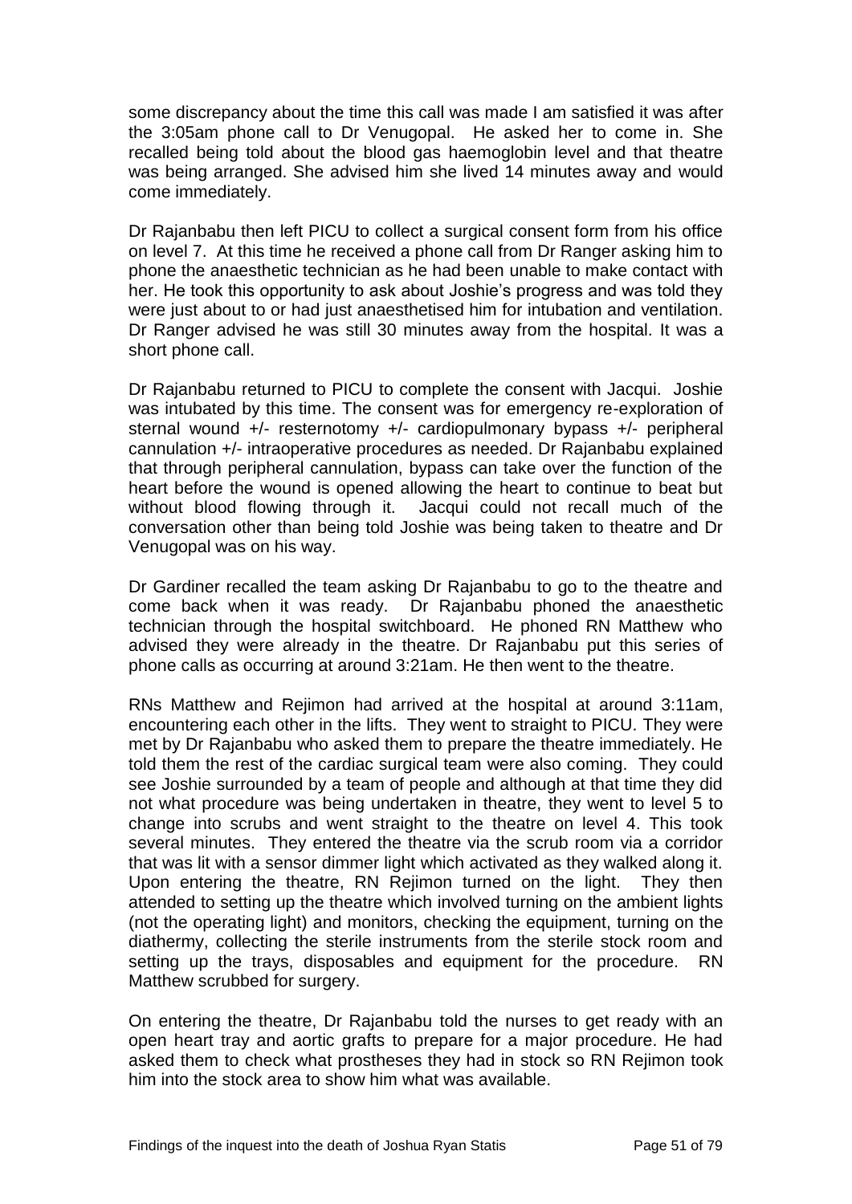some discrepancy about the time this call was made I am satisfied it was after the 3:05am phone call to Dr Venugopal. He asked her to come in. She recalled being told about the blood gas haemoglobin level and that theatre was being arranged. She advised him she lived 14 minutes away and would come immediately.

Dr Rajanbabu then left PICU to collect a surgical consent form from his office on level 7. At this time he received a phone call from Dr Ranger asking him to phone the anaesthetic technician as he had been unable to make contact with her. He took this opportunity to ask about Joshie's progress and was told they were just about to or had just anaesthetised him for intubation and ventilation. Dr Ranger advised he was still 30 minutes away from the hospital. It was a short phone call.

Dr Rajanbabu returned to PICU to complete the consent with Jacqui. Joshie was intubated by this time. The consent was for emergency re-exploration of sternal wound +/- resternotomy +/- cardiopulmonary bypass +/- peripheral cannulation +/- intraoperative procedures as needed. Dr Rajanbabu explained that through peripheral cannulation, bypass can take over the function of the heart before the wound is opened allowing the heart to continue to beat but without blood flowing through it. Jacqui could not recall much of the conversation other than being told Joshie was being taken to theatre and Dr Venugopal was on his way.

Dr Gardiner recalled the team asking Dr Rajanbabu to go to the theatre and come back when it was ready. Dr Rajanbabu phoned the anaesthetic technician through the hospital switchboard. He phoned RN Matthew who advised they were already in the theatre. Dr Rajanbabu put this series of phone calls as occurring at around 3:21am. He then went to the theatre.

RNs Matthew and Rejimon had arrived at the hospital at around 3:11am, encountering each other in the lifts. They went to straight to PICU. They were met by Dr Rajanbabu who asked them to prepare the theatre immediately. He told them the rest of the cardiac surgical team were also coming. They could see Joshie surrounded by a team of people and although at that time they did not what procedure was being undertaken in theatre, they went to level 5 to change into scrubs and went straight to the theatre on level 4. This took several minutes. They entered the theatre via the scrub room via a corridor that was lit with a sensor dimmer light which activated as they walked along it. Upon entering the theatre, RN Rejimon turned on the light. They then attended to setting up the theatre which involved turning on the ambient lights (not the operating light) and monitors, checking the equipment, turning on the diathermy, collecting the sterile instruments from the sterile stock room and setting up the trays, disposables and equipment for the procedure. RN Matthew scrubbed for surgery.

On entering the theatre, Dr Rajanbabu told the nurses to get ready with an open heart tray and aortic grafts to prepare for a major procedure. He had asked them to check what prostheses they had in stock so RN Rejimon took him into the stock area to show him what was available.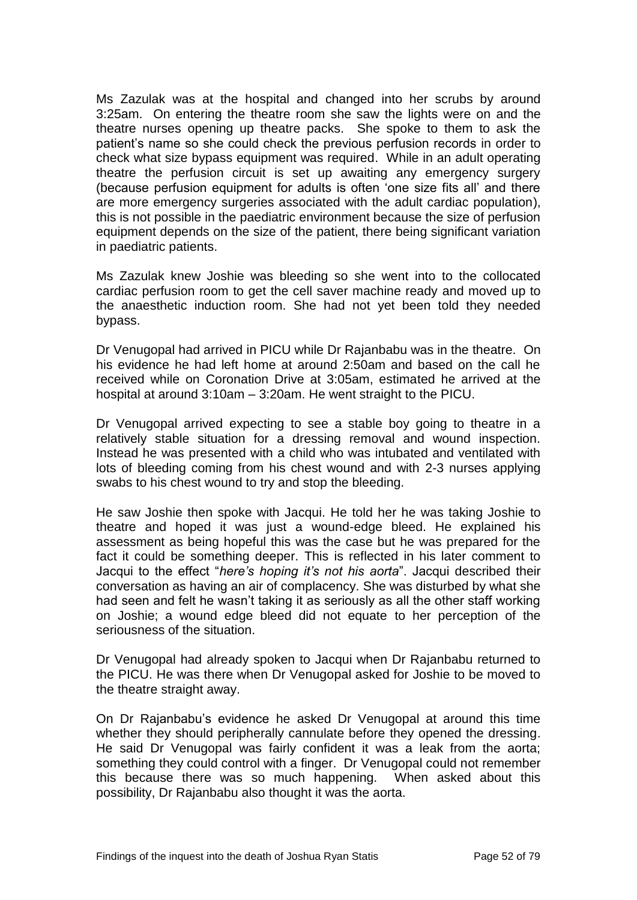Ms Zazulak was at the hospital and changed into her scrubs by around 3:25am. On entering the theatre room she saw the lights were on and the theatre nurses opening up theatre packs. She spoke to them to ask the patient's name so she could check the previous perfusion records in order to check what size bypass equipment was required. While in an adult operating theatre the perfusion circuit is set up awaiting any emergency surgery (because perfusion equipment for adults is often 'one size fits all' and there are more emergency surgeries associated with the adult cardiac population), this is not possible in the paediatric environment because the size of perfusion equipment depends on the size of the patient, there being significant variation in paediatric patients.

Ms Zazulak knew Joshie was bleeding so she went into to the collocated cardiac perfusion room to get the cell saver machine ready and moved up to the anaesthetic induction room. She had not yet been told they needed bypass.

Dr Venugopal had arrived in PICU while Dr Rajanbabu was in the theatre. On his evidence he had left home at around 2:50am and based on the call he received while on Coronation Drive at 3:05am, estimated he arrived at the hospital at around 3:10am – 3:20am. He went straight to the PICU.

Dr Venugopal arrived expecting to see a stable boy going to theatre in a relatively stable situation for a dressing removal and wound inspection. Instead he was presented with a child who was intubated and ventilated with lots of bleeding coming from his chest wound and with 2-3 nurses applying swabs to his chest wound to try and stop the bleeding.

He saw Joshie then spoke with Jacqui. He told her he was taking Joshie to theatre and hoped it was just a wound-edge bleed. He explained his assessment as being hopeful this was the case but he was prepared for the fact it could be something deeper. This is reflected in his later comment to Jacqui to the effect "*here's hoping it's not his aorta*". Jacqui described their conversation as having an air of complacency. She was disturbed by what she had seen and felt he wasn't taking it as seriously as all the other staff working on Joshie; a wound edge bleed did not equate to her perception of the seriousness of the situation.

Dr Venugopal had already spoken to Jacqui when Dr Rajanbabu returned to the PICU. He was there when Dr Venugopal asked for Joshie to be moved to the theatre straight away.

On Dr Rajanbabu's evidence he asked Dr Venugopal at around this time whether they should peripherally cannulate before they opened the dressing. He said Dr Venugopal was fairly confident it was a leak from the aorta; something they could control with a finger. Dr Venugopal could not remember this because there was so much happening. When asked about this possibility, Dr Rajanbabu also thought it was the aorta.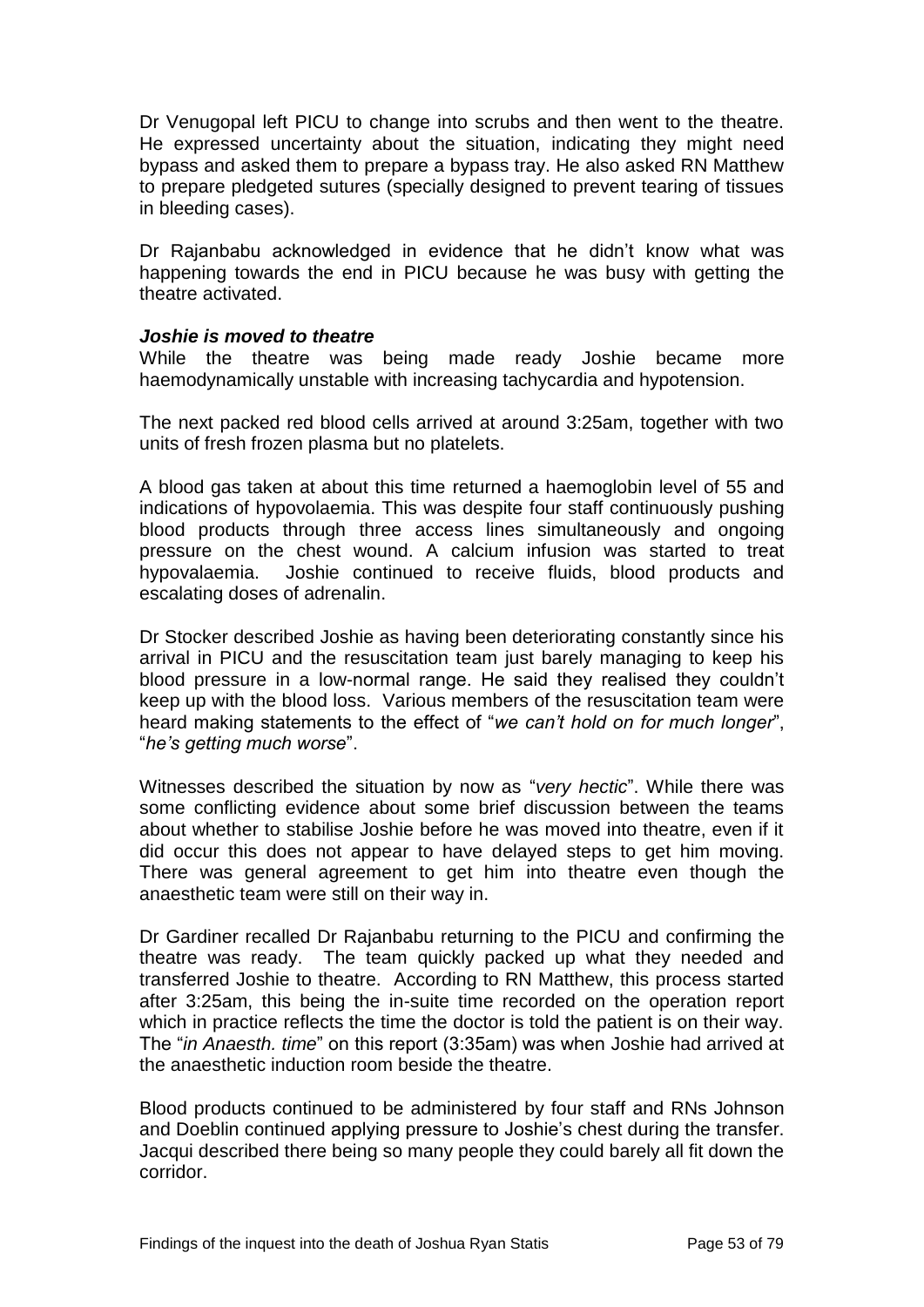Dr Venugopal left PICU to change into scrubs and then went to the theatre. He expressed uncertainty about the situation, indicating they might need bypass and asked them to prepare a bypass tray. He also asked RN Matthew to prepare pledgeted sutures (specially designed to prevent tearing of tissues in bleeding cases).

Dr Rajanbabu acknowledged in evidence that he didn't know what was happening towards the end in PICU because he was busy with getting the theatre activated.

***Joshie is moved to theatre***

While the theatre was being made ready Joshie became more haemodynamically unstable with increasing tachycardia and hypotension.

The next packed red blood cells arrived at around 3:25am, together with two units of fresh frozen plasma but no platelets.

A blood gas taken at about this time returned a haemoglobin level of 55 and indications of hypovolaemia. This was despite four staff continuously pushing blood products through three access lines simultaneously and ongoing pressure on the chest wound. A calcium infusion was started to treat hypovalaemia. Joshie continued to receive fluids, blood products and escalating doses of adrenalin.

Dr Stocker described Joshie as having been deteriorating constantly since his arrival in PICU and the resuscitation team just barely managing to keep his blood pressure in a low-normal range. He said they realised they couldn't keep up with the blood loss. Various members of the resuscitation team were heard making statements to the effect of "*we can't hold on for much longer*", "*he's getting much worse*".

Witnesses described the situation by now as "*very hectic*". While there was some conflicting evidence about some brief discussion between the teams about whether to stabilise Joshie before he was moved into theatre, even if it did occur this does not appear to have delayed steps to get him moving. There was general agreement to get him into theatre even though the anaesthetic team were still on their way in.

Dr Gardiner recalled Dr Rajanbabu returning to the PICU and confirming the theatre was ready. The team quickly packed up what they needed and transferred Joshie to theatre. According to RN Matthew, this process started after 3:25am, this being the in-suite time recorded on the operation report which in practice reflects the time the doctor is told the patient is on their way. The "*in Anaesth. time*" on this report (3:35am) was when Joshie had arrived at the anaesthetic induction room beside the theatre.

Blood products continued to be administered by four staff and RNs Johnson and Doeblin continued applying pressure to Joshie's chest during the transfer. Jacqui described there being so many people they could barely all fit down the corridor.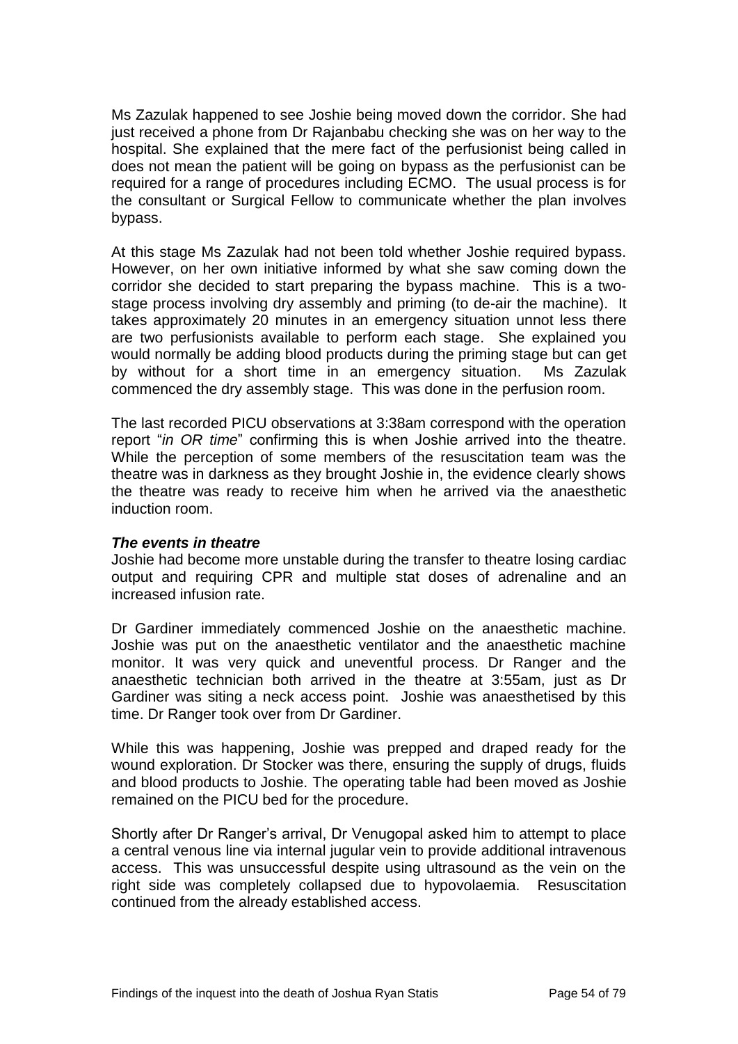Ms Zazulak happened to see Joshie being moved down the corridor. She had just received a phone from Dr Rajanbabu checking she was on her way to the hospital. She explained that the mere fact of the perfusionist being called in does not mean the patient will be going on bypass as the perfusionist can be required for a range of procedures including ECMO. The usual process is for the consultant or Surgical Fellow to communicate whether the plan involves bypass.

At this stage Ms Zazulak had not been told whether Joshie required bypass. However, on her own initiative informed by what she saw coming down the corridor she decided to start preparing the bypass machine. This is a two-stage process involving dry assembly and priming (to de-air the machine). It takes approximately 20 minutes in an emergency situation unnot less there are two perfusionists available to perform each stage. She explained you would normally be adding blood products during the priming stage but can get by without for a short time in an emergency situation. Ms Zazulak commenced the dry assembly stage. This was done in the perfusion room.

The last recorded PICU observations at 3:38am correspond with the operation report "*in OR time*" confirming this is when Joshie arrived into the theatre. While the perception of some members of the resuscitation team was the theatre was in darkness as they brought Joshie in, the evidence clearly shows the theatre was ready to receive him when he arrived via the anaesthetic induction room.

***The events in theatre***

Joshie had become more unstable during the transfer to theatre losing cardiac output and requiring CPR and multiple stat doses of adrenaline and an increased infusion rate.

Dr Gardiner immediately commenced Joshie on the anaesthetic machine. Joshie was put on the anaesthetic ventilator and the anaesthetic machine monitor. It was very quick and uneventful process. Dr Ranger and the anaesthetic technician both arrived in the theatre at 3:55am, just as Dr Gardiner was siting a neck access point. Joshie was anaesthetised by this time. Dr Ranger took over from Dr Gardiner.

While this was happening, Joshie was prepped and draped ready for the wound exploration. Dr Stocker was there, ensuring the supply of drugs, fluids and blood products to Joshie. The operating table had been moved as Joshie remained on the PICU bed for the procedure.

Shortly after Dr Ranger's arrival, Dr Venugopal asked him to attempt to place a central venous line via internal jugular vein to provide additional intravenous access. This was unsuccessful despite using ultrasound as the vein on the right side was completely collapsed due to hypovolaemia. Resuscitation continued from the already established access.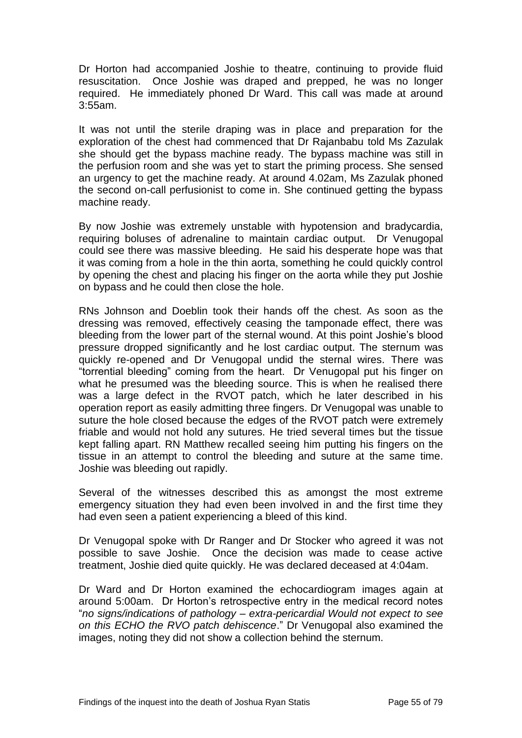Dr Horton had accompanied Joshie to theatre, continuing to provide fluid resuscitation. Once Joshie was draped and prepped, he was no longer required. He immediately phoned Dr Ward. This call was made at around 3:55am.

It was not until the sterile draping was in place and preparation for the exploration of the chest had commenced that Dr Rajanbabu told Ms Zazulak she should get the bypass machine ready. The bypass machine was still in the perfusion room and she was yet to start the priming process. She sensed an urgency to get the machine ready. At around 4.02am, Ms Zazulak phoned the second on-call perfusionist to come in. She continued getting the bypass machine ready.

By now Joshie was extremely unstable with hypotension and bradycardia, requiring boluses of adrenaline to maintain cardiac output. Dr Venugopal could see there was massive bleeding. He said his desperate hope was that it was coming from a hole in the thin aorta, something he could quickly control by opening the chest and placing his finger on the aorta while they put Joshie on bypass and he could then close the hole.

RNs Johnson and Doeblin took their hands off the chest. As soon as the dressing was removed, effectively ceasing the tamponade effect, there was bleeding from the lower part of the sternal wound. At this point Joshie's blood pressure dropped significantly and he lost cardiac output. The sternum was quickly re-opened and Dr Venugopal undid the sternal wires. There was "torrential bleeding" coming from the heart. Dr Venugopal put his finger on what he presumed was the bleeding source. This is when he realised there was a large defect in the RVOT patch, which he later described in his operation report as easily admitting three fingers. Dr Venugopal was unable to suture the hole closed because the edges of the RVOT patch were extremely friable and would not hold any sutures. He tried several times but the tissue kept falling apart. RN Matthew recalled seeing him putting his fingers on the tissue in an attempt to control the bleeding and suture at the same time. Joshie was bleeding out rapidly.

Several of the witnesses described this as amongst the most extreme emergency situation they had even been involved in and the first time they had even seen a patient experiencing a bleed of this kind.

Dr Venugopal spoke with Dr Ranger and Dr Stocker who agreed it was not possible to save Joshie. Once the decision was made to cease active treatment, Joshie died quite quickly. He was declared deceased at 4:04am.

Dr Ward and Dr Horton examined the echocardiogram images again at around 5:00am. Dr Horton's retrospective entry in the medical record notes "*no signs/indications of pathology – extra-pericardial Would not expect to see on this ECHO the RVO patch dehiscence*." Dr Venugopal also examined the images, noting they did not show a collection behind the sternum.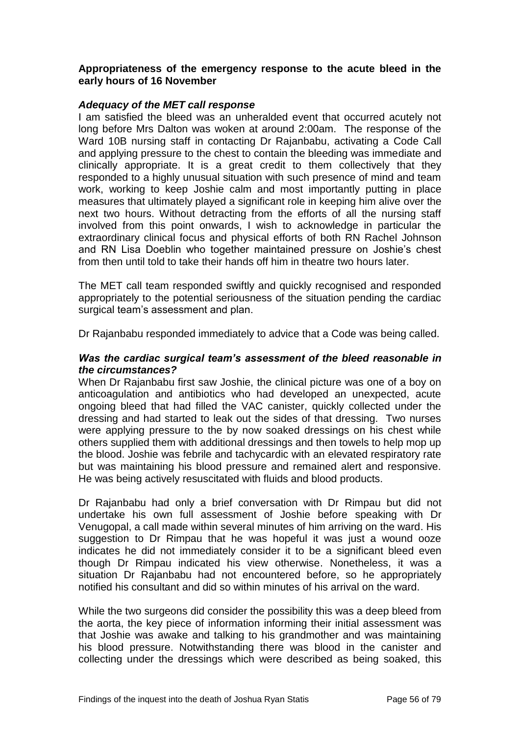**Appropriateness of the emergency response to the acute bleed in the early hours of 16 November**

***Adequacy of the MET call response***

I am satisfied the bleed was an unheralded event that occurred acutely not long before Mrs Dalton was woken at around 2:00am. The response of the Ward 10B nursing staff in contacting Dr Rajanbabu, activating a Code Call and applying pressure to the chest to contain the bleeding was immediate and clinically appropriate. It is a great credit to them collectively that they responded to a highly unusual situation with such presence of mind and team work, working to keep Joshie calm and most importantly putting in place measures that ultimately played a significant role in keeping him alive over the next two hours. Without detracting from the efforts of all the nursing staff involved from this point onwards, I wish to acknowledge in particular the extraordinary clinical focus and physical efforts of both RN Rachel Johnson and RN Lisa Doeblin who together maintained pressure on Joshie's chest from then until told to take their hands off him in theatre two hours later.

The MET call team responded swiftly and quickly recognised and responded appropriately to the potential seriousness of the situation pending the cardiac surgical team's assessment and plan.

Dr Rajanbabu responded immediately to advice that a Code was being called.

***Was the cardiac surgical team's assessment of the bleed reasonable in the circumstances?***

When Dr Rajanbabu first saw Joshie, the clinical picture was one of a boy on anticoagulation and antibiotics who had developed an unexpected, acute ongoing bleed that had filled the VAC canister, quickly collected under the dressing and had started to leak out the sides of that dressing. Two nurses were applying pressure to the by now soaked dressings on his chest while others supplied them with additional dressings and then towels to help mop up the blood. Joshie was febrile and tachycardic with an elevated respiratory rate but was maintaining his blood pressure and remained alert and responsive. He was being actively resuscitated with fluids and blood products.

Dr Rajanbabu had only a brief conversation with Dr Rimpau but did not undertake his own full assessment of Joshie before speaking with Dr Venugopal, a call made within several minutes of him arriving on the ward. His suggestion to Dr Rimpau that he was hopeful it was just a wound ooze indicates he did not immediately consider it to be a significant bleed even though Dr Rimpau indicated his view otherwise. Nonetheless, it was a situation Dr Rajanbabu had not encountered before, so he appropriately notified his consultant and did so within minutes of his arrival on the ward.

While the two surgeons did consider the possibility this was a deep bleed from the aorta, the key piece of information informing their initial assessment was that Joshie was awake and talking to his grandmother and was maintaining his blood pressure. Notwithstanding there was blood in the canister and collecting under the dressings which were described as being soaked, this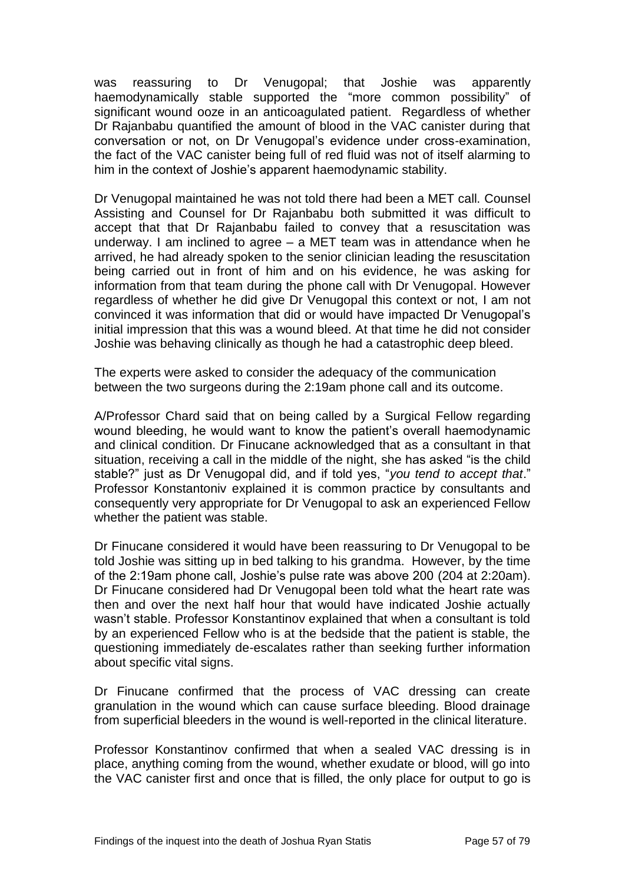was reassuring to Dr Venugopal; that Joshie was apparently haemodynamically stable supported the "more common possibility" of significant wound ooze in an anticoagulated patient. Regardless of whether Dr Rajanbabu quantified the amount of blood in the VAC canister during that conversation or not, on Dr Venugopal's evidence under cross-examination, the fact of the VAC canister being full of red fluid was not of itself alarming to him in the context of Joshie's apparent haemodynamic stability.

Dr Venugopal maintained he was not told there had been a MET call. Counsel Assisting and Counsel for Dr Rajanbabu both submitted it was difficult to accept that that Dr Rajanbabu failed to convey that a resuscitation was underway. I am inclined to agree – a MET team was in attendance when he arrived, he had already spoken to the senior clinician leading the resuscitation being carried out in front of him and on his evidence, he was asking for information from that team during the phone call with Dr Venugopal. However regardless of whether he did give Dr Venugopal this context or not, I am not convinced it was information that did or would have impacted Dr Venugopal's initial impression that this was a wound bleed. At that time he did not consider Joshie was behaving clinically as though he had a catastrophic deep bleed.

The experts were asked to consider the adequacy of the communication between the two surgeons during the 2:19am phone call and its outcome.

A/Professor Chard said that on being called by a Surgical Fellow regarding wound bleeding, he would want to know the patient's overall haemodynamic and clinical condition. Dr Finucane acknowledged that as a consultant in that situation, receiving a call in the middle of the night, she has asked "is the child stable?" just as Dr Venugopal did, and if told yes, "*you tend to accept that*." Professor Konstantoniv explained it is common practice by consultants and consequently very appropriate for Dr Venugopal to ask an experienced Fellow whether the patient was stable.

Dr Finucane considered it would have been reassuring to Dr Venugopal to be told Joshie was sitting up in bed talking to his grandma. However, by the time of the 2:19am phone call, Joshie's pulse rate was above 200 (204 at 2:20am). Dr Finucane considered had Dr Venugopal been told what the heart rate was then and over the next half hour that would have indicated Joshie actually wasn't stable. Professor Konstantinov explained that when a consultant is told by an experienced Fellow who is at the bedside that the patient is stable, the questioning immediately de-escalates rather than seeking further information about specific vital signs.

Dr Finucane confirmed that the process of VAC dressing can create granulation in the wound which can cause surface bleeding. Blood drainage from superficial bleeders in the wound is well-reported in the clinical literature.

Professor Konstantinov confirmed that when a sealed VAC dressing is in place, anything coming from the wound, whether exudate or blood, will go into the VAC canister first and once that is filled, the only place for output to go is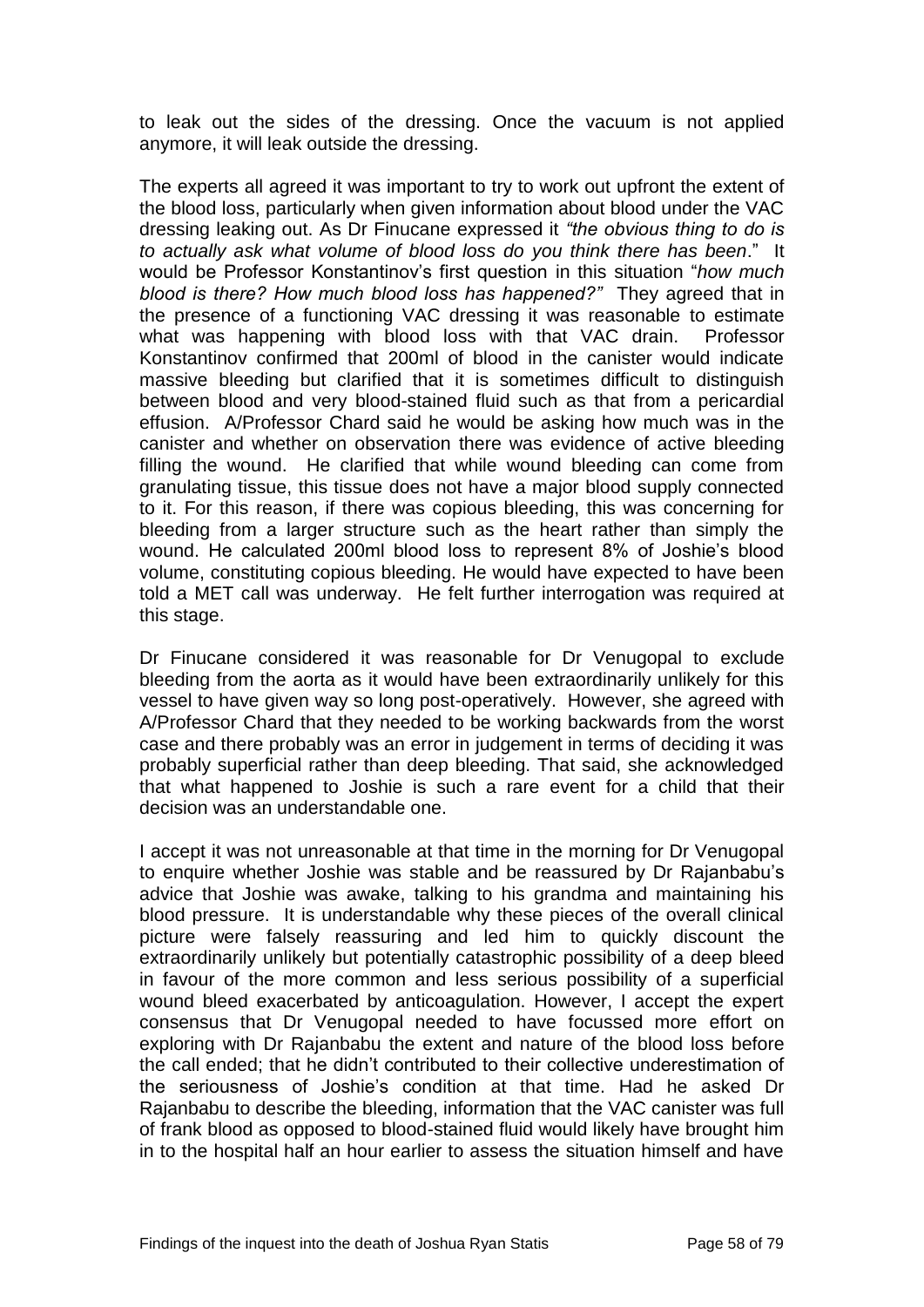to leak out the sides of the dressing. Once the vacuum is not applied anymore, it will leak outside the dressing.

The experts all agreed it was important to try to work out upfront the extent of the blood loss, particularly when given information about blood under the VAC dressing leaking out. As Dr Finucane expressed it *"the obvious thing to do is to actually ask what volume of blood loss do you think there has been*." It would be Professor Konstantinov's first question in this situation "*how much blood is there? How much blood loss has happened?"* They agreed that in the presence of a functioning VAC dressing it was reasonable to estimate what was happening with blood loss with that VAC drain. Professor Konstantinov confirmed that 200ml of blood in the canister would indicate massive bleeding but clarified that it is sometimes difficult to distinguish between blood and very blood-stained fluid such as that from a pericardial effusion. A/Professor Chard said he would be asking how much was in the canister and whether on observation there was evidence of active bleeding filling the wound. He clarified that while wound bleeding can come from granulating tissue, this tissue does not have a major blood supply connected to it. For this reason, if there was copious bleeding, this was concerning for bleeding from a larger structure such as the heart rather than simply the wound. He calculated 200ml blood loss to represent 8% of Joshie's blood volume, constituting copious bleeding. He would have expected to have been told a MET call was underway. He felt further interrogation was required at this stage.

Dr Finucane considered it was reasonable for Dr Venugopal to exclude bleeding from the aorta as it would have been extraordinarily unlikely for this vessel to have given way so long post-operatively. However, she agreed with A/Professor Chard that they needed to be working backwards from the worst case and there probably was an error in judgement in terms of deciding it was probably superficial rather than deep bleeding. That said, she acknowledged that what happened to Joshie is such a rare event for a child that their decision was an understandable one.

I accept it was not unreasonable at that time in the morning for Dr Venugopal to enquire whether Joshie was stable and be reassured by Dr Rajanbabu's advice that Joshie was awake, talking to his grandma and maintaining his blood pressure. It is understandable why these pieces of the overall clinical picture were falsely reassuring and led him to quickly discount the extraordinarily unlikely but potentially catastrophic possibility of a deep bleed in favour of the more common and less serious possibility of a superficial wound bleed exacerbated by anticoagulation. However, I accept the expert consensus that Dr Venugopal needed to have focussed more effort on exploring with Dr Rajanbabu the extent and nature of the blood loss before the call ended; that he didn't contributed to their collective underestimation of the seriousness of Joshie's condition at that time. Had he asked Dr Rajanbabu to describe the bleeding, information that the VAC canister was full of frank blood as opposed to blood-stained fluid would likely have brought him in to the hospital half an hour earlier to assess the situation himself and have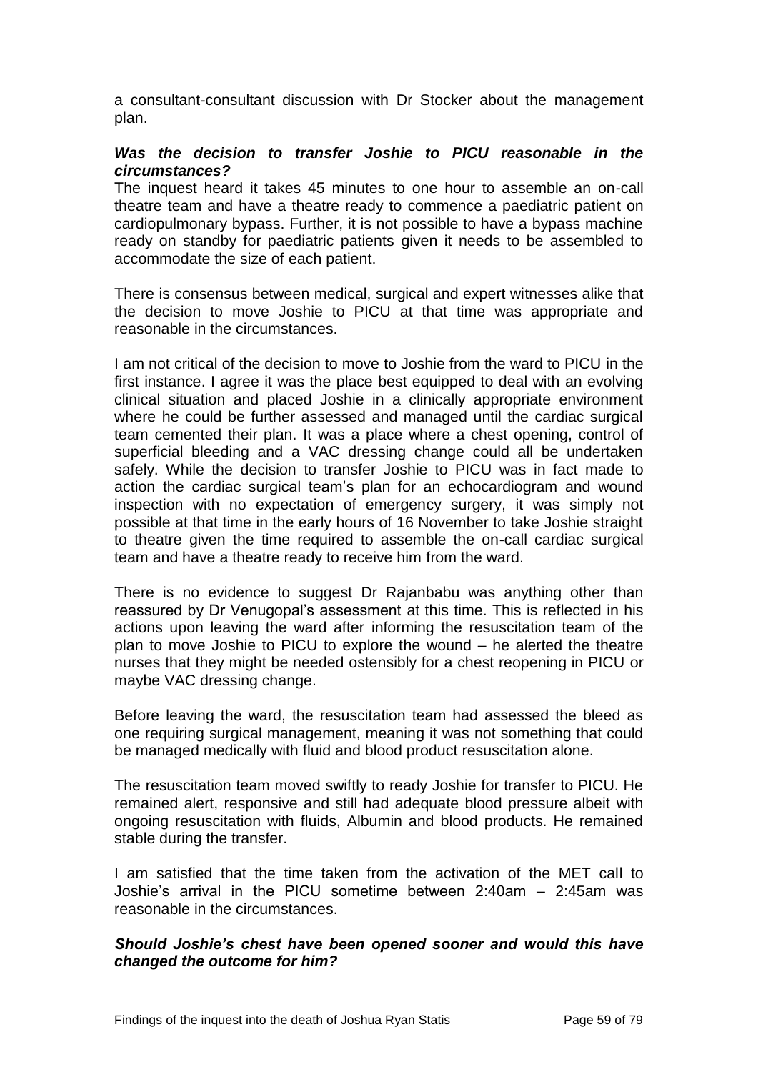a consultant-consultant discussion with Dr Stocker about the management plan.

***Was the decision to transfer Joshie to PICU reasonable in the circumstances?***

The inquest heard it takes 45 minutes to one hour to assemble an on-call theatre team and have a theatre ready to commence a paediatric patient on cardiopulmonary bypass. Further, it is not possible to have a bypass machine ready on standby for paediatric patients given it needs to be assembled to accommodate the size of each patient.

There is consensus between medical, surgical and expert witnesses alike that the decision to move Joshie to PICU at that time was appropriate and reasonable in the circumstances.

I am not critical of the decision to move to Joshie from the ward to PICU in the first instance. I agree it was the place best equipped to deal with an evolving clinical situation and placed Joshie in a clinically appropriate environment where he could be further assessed and managed until the cardiac surgical team cemented their plan. It was a place where a chest opening, control of superficial bleeding and a VAC dressing change could all be undertaken safely. While the decision to transfer Joshie to PICU was in fact made to action the cardiac surgical team's plan for an echocardiogram and wound inspection with no expectation of emergency surgery, it was simply not possible at that time in the early hours of 16 November to take Joshie straight to theatre given the time required to assemble the on-call cardiac surgical team and have a theatre ready to receive him from the ward.

There is no evidence to suggest Dr Rajanbabu was anything other than reassured by Dr Venugopal's assessment at this time. This is reflected in his actions upon leaving the ward after informing the resuscitation team of the plan to move Joshie to PICU to explore the wound – he alerted the theatre nurses that they might be needed ostensibly for a chest reopening in PICU or maybe VAC dressing change.

Before leaving the ward, the resuscitation team had assessed the bleed as one requiring surgical management, meaning it was not something that could be managed medically with fluid and blood product resuscitation alone.

The resuscitation team moved swiftly to ready Joshie for transfer to PICU. He remained alert, responsive and still had adequate blood pressure albeit with ongoing resuscitation with fluids, Albumin and blood products. He remained stable during the transfer.

I am satisfied that the time taken from the activation of the MET call to Joshie's arrival in the PICU sometime between 2:40am – 2:45am was reasonable in the circumstances.

***Should Joshie's chest have been opened sooner and would this have changed the outcome for him?***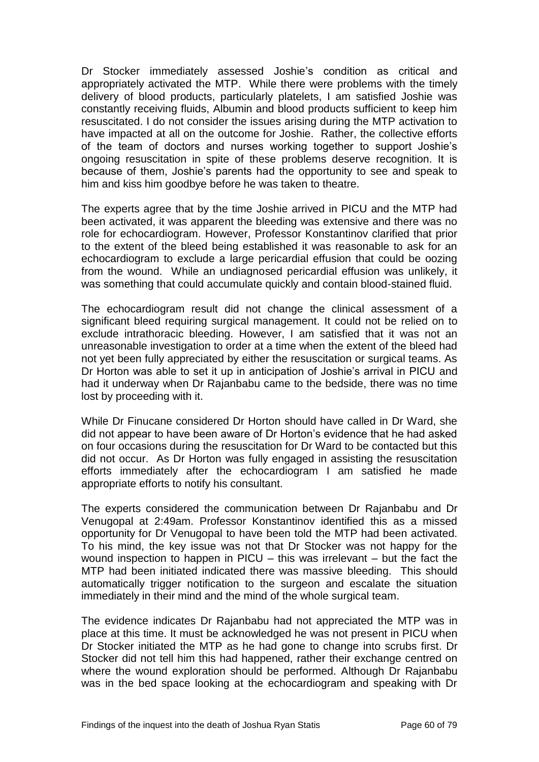Dr Stocker immediately assessed Joshie's condition as critical and appropriately activated the MTP. While there were problems with the timely delivery of blood products, particularly platelets, I am satisfied Joshie was constantly receiving fluids, Albumin and blood products sufficient to keep him resuscitated. I do not consider the issues arising during the MTP activation to have impacted at all on the outcome for Joshie. Rather, the collective efforts of the team of doctors and nurses working together to support Joshie's ongoing resuscitation in spite of these problems deserve recognition. It is because of them, Joshie's parents had the opportunity to see and speak to him and kiss him goodbye before he was taken to theatre.

The experts agree that by the time Joshie arrived in PICU and the MTP had been activated, it was apparent the bleeding was extensive and there was no role for echocardiogram. However, Professor Konstantinov clarified that prior to the extent of the bleed being established it was reasonable to ask for an echocardiogram to exclude a large pericardial effusion that could be oozing from the wound. While an undiagnosed pericardial effusion was unlikely, it was something that could accumulate quickly and contain blood-stained fluid.

The echocardiogram result did not change the clinical assessment of a significant bleed requiring surgical management. It could not be relied on to exclude intrathoracic bleeding. However, I am satisfied that it was not an unreasonable investigation to order at a time when the extent of the bleed had not yet been fully appreciated by either the resuscitation or surgical teams. As Dr Horton was able to set it up in anticipation of Joshie's arrival in PICU and had it underway when Dr Rajanbabu came to the bedside, there was no time lost by proceeding with it.

While Dr Finucane considered Dr Horton should have called in Dr Ward, she did not appear to have been aware of Dr Horton's evidence that he had asked on four occasions during the resuscitation for Dr Ward to be contacted but this did not occur. As Dr Horton was fully engaged in assisting the resuscitation efforts immediately after the echocardiogram I am satisfied he made appropriate efforts to notify his consultant.

The experts considered the communication between Dr Rajanbabu and Dr Venugopal at 2:49am. Professor Konstantinov identified this as a missed opportunity for Dr Venugopal to have been told the MTP had been activated. To his mind, the key issue was not that Dr Stocker was not happy for the wound inspection to happen in PICU – this was irrelevant – but the fact the MTP had been initiated indicated there was massive bleeding. This should automatically trigger notification to the surgeon and escalate the situation immediately in their mind and the mind of the whole surgical team.

The evidence indicates Dr Rajanbabu had not appreciated the MTP was in place at this time. It must be acknowledged he was not present in PICU when Dr Stocker initiated the MTP as he had gone to change into scrubs first. Dr Stocker did not tell him this had happened, rather their exchange centred on where the wound exploration should be performed. Although Dr Rajanbabu was in the bed space looking at the echocardiogram and speaking with Dr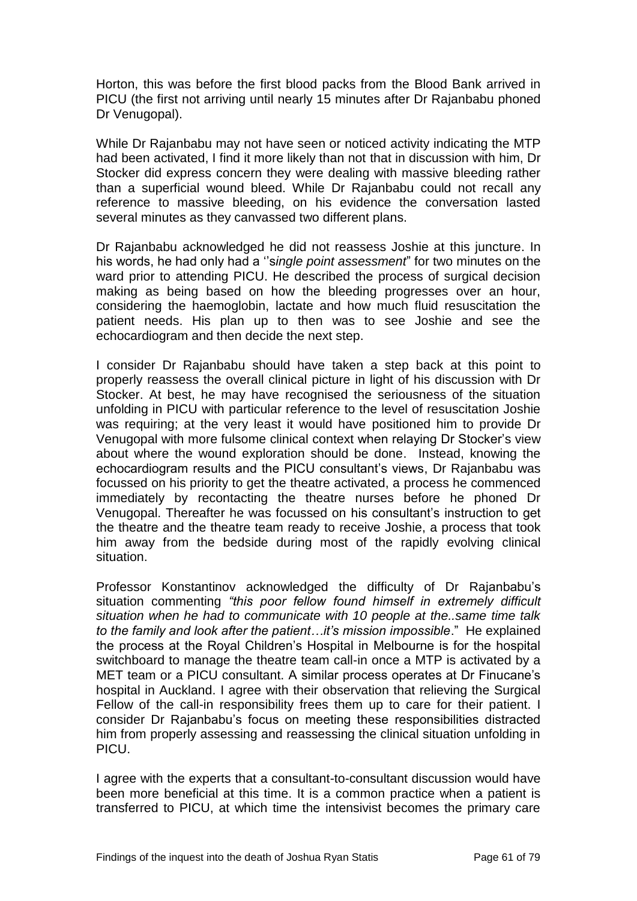Horton, this was before the first blood packs from the Blood Bank arrived in PICU (the first not arriving until nearly 15 minutes after Dr Rajanbabu phoned Dr Venugopal).

While Dr Rajanbabu may not have seen or noticed activity indicating the MTP had been activated, I find it more likely than not that in discussion with him, Dr Stocker did express concern they were dealing with massive bleeding rather than a superficial wound bleed. While Dr Rajanbabu could not recall any reference to massive bleeding, on his evidence the conversation lasted several minutes as they canvassed two different plans.

Dr Rajanbabu acknowledged he did not reassess Joshie at this juncture. In his words, he had only had a ''s*ingle point assessment*" for two minutes on the ward prior to attending PICU. He described the process of surgical decision making as being based on how the bleeding progresses over an hour, considering the haemoglobin, lactate and how much fluid resuscitation the patient needs. His plan up to then was to see Joshie and see the echocardiogram and then decide the next step.

I consider Dr Rajanbabu should have taken a step back at this point to properly reassess the overall clinical picture in light of his discussion with Dr Stocker. At best, he may have recognised the seriousness of the situation unfolding in PICU with particular reference to the level of resuscitation Joshie was requiring; at the very least it would have positioned him to provide Dr Venugopal with more fulsome clinical context when relaying Dr Stocker's view about where the wound exploration should be done. Instead, knowing the echocardiogram results and the PICU consultant's views, Dr Rajanbabu was focussed on his priority to get the theatre activated, a process he commenced immediately by recontacting the theatre nurses before he phoned Dr Venugopal. Thereafter he was focussed on his consultant's instruction to get the theatre and the theatre team ready to receive Joshie, a process that took him away from the bedside during most of the rapidly evolving clinical situation.

Professor Konstantinov acknowledged the difficulty of Dr Rajanbabu's situation commenting *"this poor fellow found himself in extremely difficult situation when he had to communicate with 10 people at the..same time talk to the family and look after the patient…it's mission impossible*." He explained the process at the Royal Children's Hospital in Melbourne is for the hospital switchboard to manage the theatre team call-in once a MTP is activated by a MET team or a PICU consultant. A similar process operates at Dr Finucane's hospital in Auckland. I agree with their observation that relieving the Surgical Fellow of the call-in responsibility frees them up to care for their patient. I consider Dr Rajanbabu's focus on meeting these responsibilities distracted him from properly assessing and reassessing the clinical situation unfolding in PICU.

I agree with the experts that a consultant-to-consultant discussion would have been more beneficial at this time. It is a common practice when a patient is transferred to PICU, at which time the intensivist becomes the primary care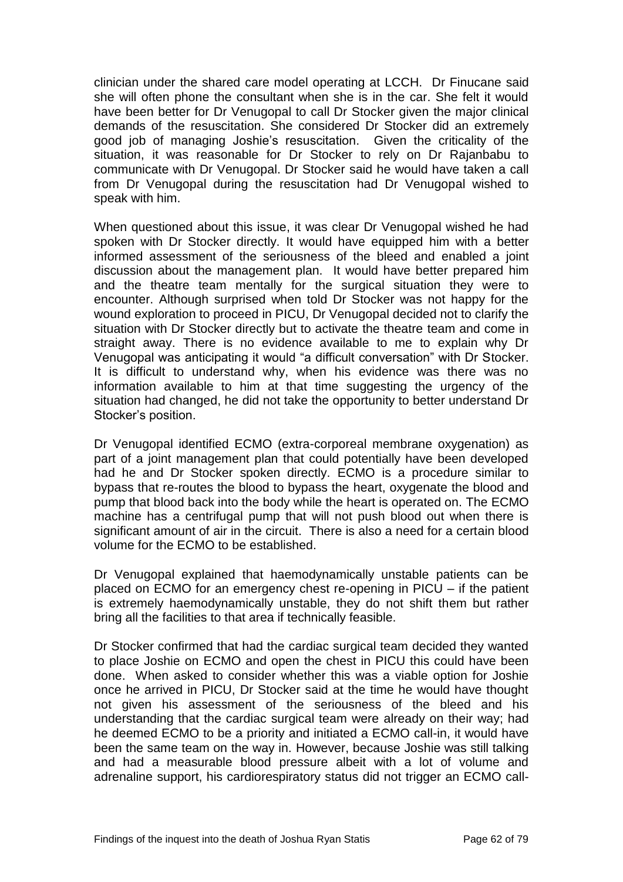clinician under the shared care model operating at LCCH. Dr Finucane said she will often phone the consultant when she is in the car. She felt it would have been better for Dr Venugopal to call Dr Stocker given the major clinical demands of the resuscitation. She considered Dr Stocker did an extremely good job of managing Joshie's resuscitation. Given the criticality of the situation, it was reasonable for Dr Stocker to rely on Dr Rajanbabu to communicate with Dr Venugopal. Dr Stocker said he would have taken a call from Dr Venugopal during the resuscitation had Dr Venugopal wished to speak with him.

When questioned about this issue, it was clear Dr Venugopal wished he had spoken with Dr Stocker directly. It would have equipped him with a better informed assessment of the seriousness of the bleed and enabled a joint discussion about the management plan. It would have better prepared him and the theatre team mentally for the surgical situation they were to encounter. Although surprised when told Dr Stocker was not happy for the wound exploration to proceed in PICU, Dr Venugopal decided not to clarify the situation with Dr Stocker directly but to activate the theatre team and come in straight away. There is no evidence available to me to explain why Dr Venugopal was anticipating it would "a difficult conversation" with Dr Stocker. It is difficult to understand why, when his evidence was there was no information available to him at that time suggesting the urgency of the situation had changed, he did not take the opportunity to better understand Dr Stocker's position.

Dr Venugopal identified ECMO (extra-corporeal membrane oxygenation) as part of a joint management plan that could potentially have been developed had he and Dr Stocker spoken directly. ECMO is a procedure similar to bypass that re-routes the blood to bypass the heart, oxygenate the blood and pump that blood back into the body while the heart is operated on. The ECMO machine has a centrifugal pump that will not push blood out when there is significant amount of air in the circuit. There is also a need for a certain blood volume for the ECMO to be established.

Dr Venugopal explained that haemodynamically unstable patients can be placed on ECMO for an emergency chest re-opening in PICU – if the patient is extremely haemodynamically unstable, they do not shift them but rather bring all the facilities to that area if technically feasible.

Dr Stocker confirmed that had the cardiac surgical team decided they wanted to place Joshie on ECMO and open the chest in PICU this could have been done. When asked to consider whether this was a viable option for Joshie once he arrived in PICU, Dr Stocker said at the time he would have thought not given his assessment of the seriousness of the bleed and his understanding that the cardiac surgical team were already on their way; had he deemed ECMO to be a priority and initiated a ECMO call-in, it would have been the same team on the way in. However, because Joshie was still talking and had a measurable blood pressure albeit with a lot of volume and adrenaline support, his cardiorespiratory status did not trigger an ECMO call-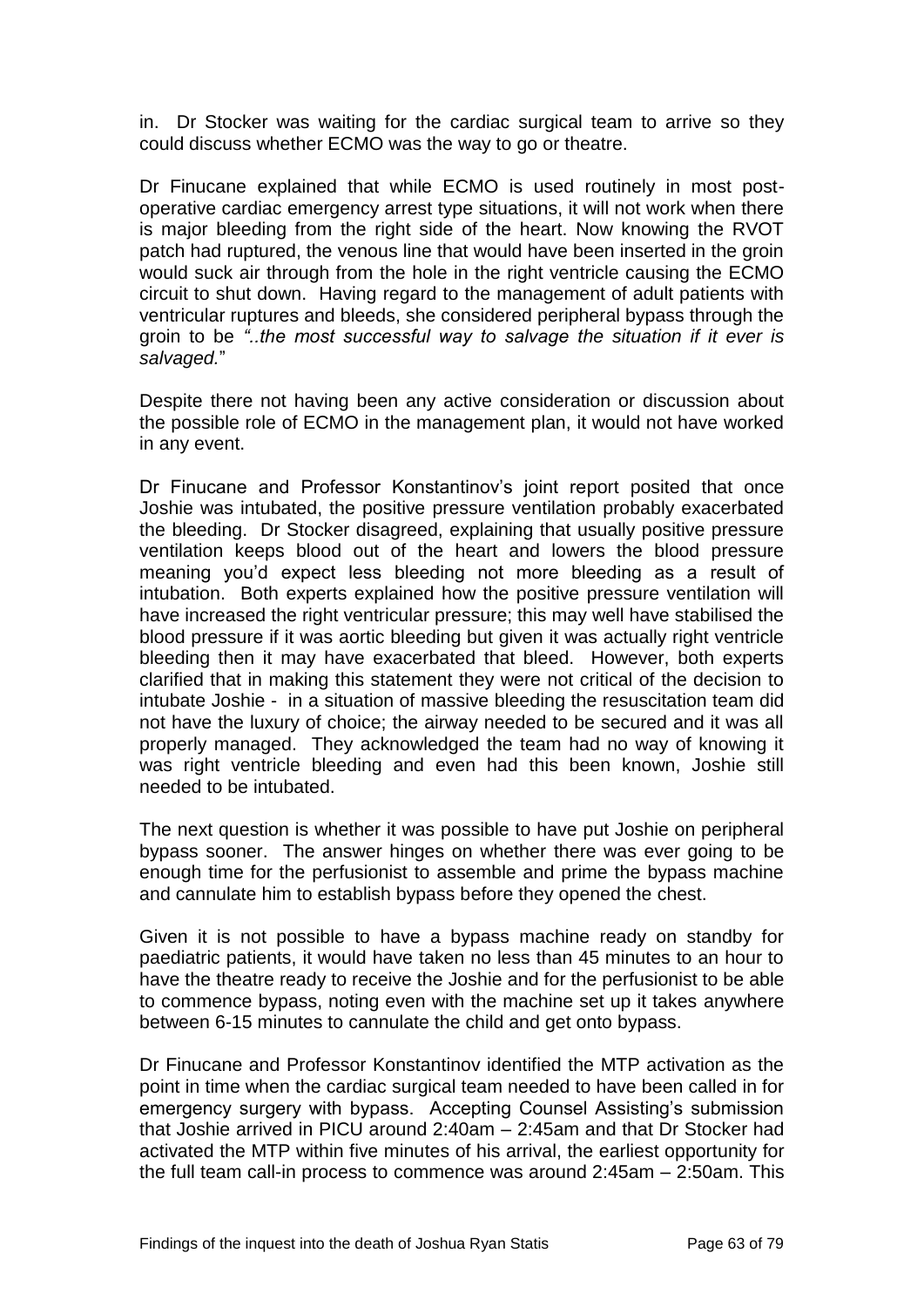in. Dr Stocker was waiting for the cardiac surgical team to arrive so they could discuss whether ECMO was the way to go or theatre.

Dr Finucane explained that while ECMO is used routinely in most post-operative cardiac emergency arrest type situations, it will not work when there is major bleeding from the right side of the heart. Now knowing the RVOT patch had ruptured, the venous line that would have been inserted in the groin would suck air through from the hole in the right ventricle causing the ECMO circuit to shut down. Having regard to the management of adult patients with ventricular ruptures and bleeds, she considered peripheral bypass through the groin to be *"..the most successful way to salvage the situation if it ever is salvaged.*"

Despite there not having been any active consideration or discussion about the possible role of ECMO in the management plan, it would not have worked in any event.

Dr Finucane and Professor Konstantinov's joint report posited that once Joshie was intubated, the positive pressure ventilation probably exacerbated the bleeding. Dr Stocker disagreed, explaining that usually positive pressure ventilation keeps blood out of the heart and lowers the blood pressure meaning you'd expect less bleeding not more bleeding as a result of intubation. Both experts explained how the positive pressure ventilation will have increased the right ventricular pressure; this may well have stabilised the blood pressure if it was aortic bleeding but given it was actually right ventricle bleeding then it may have exacerbated that bleed. However, both experts clarified that in making this statement they were not critical of the decision to intubate Joshie - in a situation of massive bleeding the resuscitation team did not have the luxury of choice; the airway needed to be secured and it was all properly managed. They acknowledged the team had no way of knowing it was right ventricle bleeding and even had this been known, Joshie still needed to be intubated.

The next question is whether it was possible to have put Joshie on peripheral bypass sooner. The answer hinges on whether there was ever going to be enough time for the perfusionist to assemble and prime the bypass machine and cannulate him to establish bypass before they opened the chest.

Given it is not possible to have a bypass machine ready on standby for paediatric patients, it would have taken no less than 45 minutes to an hour to have the theatre ready to receive the Joshie and for the perfusionist to be able to commence bypass, noting even with the machine set up it takes anywhere between 6-15 minutes to cannulate the child and get onto bypass.

Dr Finucane and Professor Konstantinov identified the MTP activation as the point in time when the cardiac surgical team needed to have been called in for emergency surgery with bypass. Accepting Counsel Assisting's submission that Joshie arrived in PICU around 2:40am – 2:45am and that Dr Stocker had activated the MTP within five minutes of his arrival, the earliest opportunity for the full team call-in process to commence was around 2:45am – 2:50am. This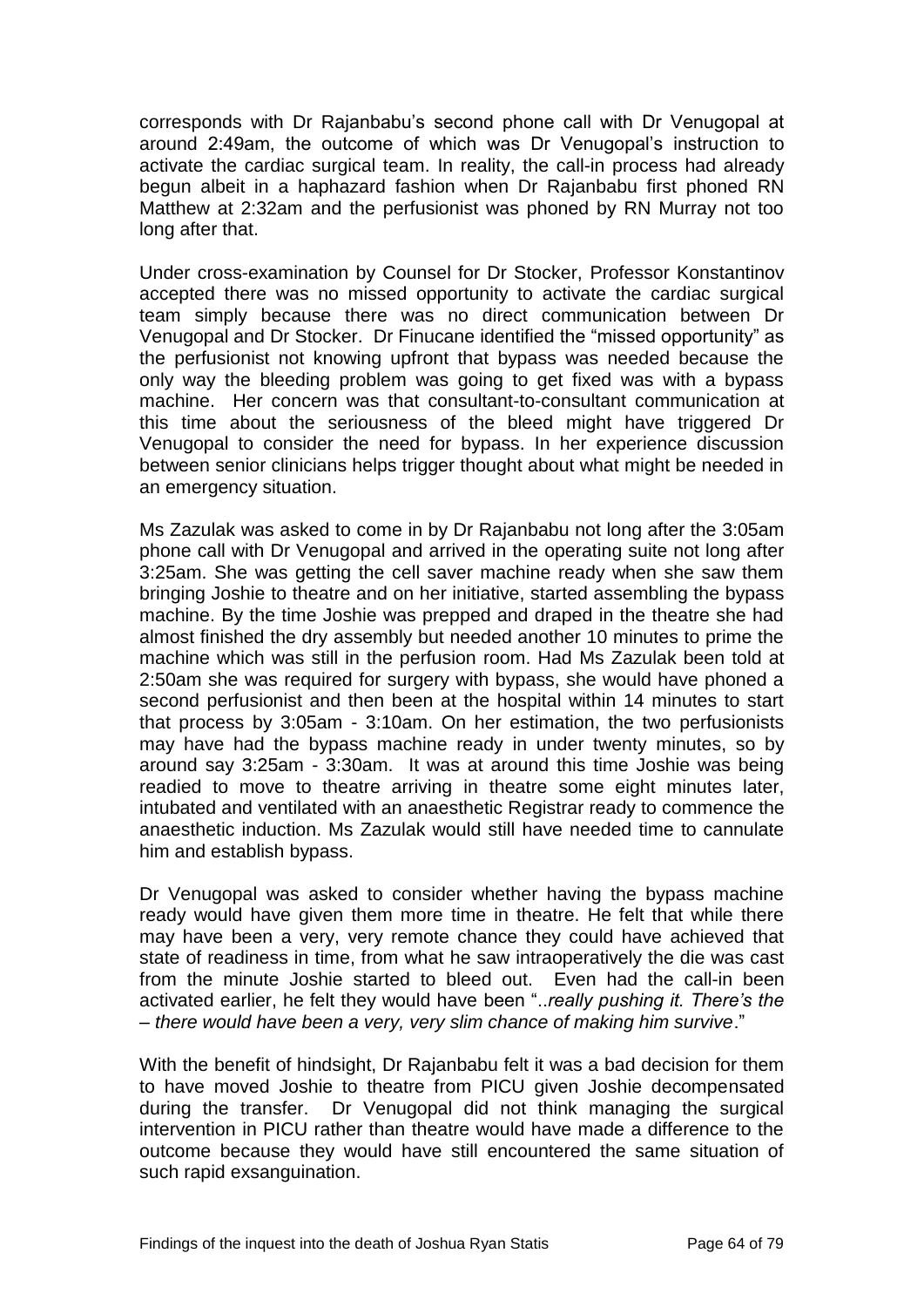corresponds with Dr Rajanbabu's second phone call with Dr Venugopal at around 2:49am, the outcome of which was Dr Venugopal's instruction to activate the cardiac surgical team. In reality, the call-in process had already begun albeit in a haphazard fashion when Dr Rajanbabu first phoned RN Matthew at 2:32am and the perfusionist was phoned by RN Murray not too long after that.

Under cross-examination by Counsel for Dr Stocker, Professor Konstantinov accepted there was no missed opportunity to activate the cardiac surgical team simply because there was no direct communication between Dr Venugopal and Dr Stocker. Dr Finucane identified the "missed opportunity" as the perfusionist not knowing upfront that bypass was needed because the only way the bleeding problem was going to get fixed was with a bypass machine. Her concern was that consultant-to-consultant communication at this time about the seriousness of the bleed might have triggered Dr Venugopal to consider the need for bypass. In her experience discussion between senior clinicians helps trigger thought about what might be needed in an emergency situation.

Ms Zazulak was asked to come in by Dr Rajanbabu not long after the 3:05am phone call with Dr Venugopal and arrived in the operating suite not long after 3:25am. She was getting the cell saver machine ready when she saw them bringing Joshie to theatre and on her initiative, started assembling the bypass machine. By the time Joshie was prepped and draped in the theatre she had almost finished the dry assembly but needed another 10 minutes to prime the machine which was still in the perfusion room. Had Ms Zazulak been told at 2:50am she was required for surgery with bypass, she would have phoned a second perfusionist and then been at the hospital within 14 minutes to start that process by 3:05am - 3:10am. On her estimation, the two perfusionists may have had the bypass machine ready in under twenty minutes, so by around say 3:25am - 3:30am. It was at around this time Joshie was being readied to move to theatre arriving in theatre some eight minutes later, intubated and ventilated with an anaesthetic Registrar ready to commence the anaesthetic induction. Ms Zazulak would still have needed time to cannulate him and establish bypass.

Dr Venugopal was asked to consider whether having the bypass machine ready would have given them more time in theatre. He felt that while there may have been a very, very remote chance they could have achieved that state of readiness in time, from what he saw intraoperatively the die was cast from the minute Joshie started to bleed out. Even had the call-in been activated earlier, he felt they would have been "..*really pushing it. There's the – there would have been a very, very slim chance of making him survive*."

With the benefit of hindsight, Dr Rajanbabu felt it was a bad decision for them to have moved Joshie to theatre from PICU given Joshie decompensated during the transfer. Dr Venugopal did not think managing the surgical intervention in PICU rather than theatre would have made a difference to the outcome because they would have still encountered the same situation of such rapid exsanguination.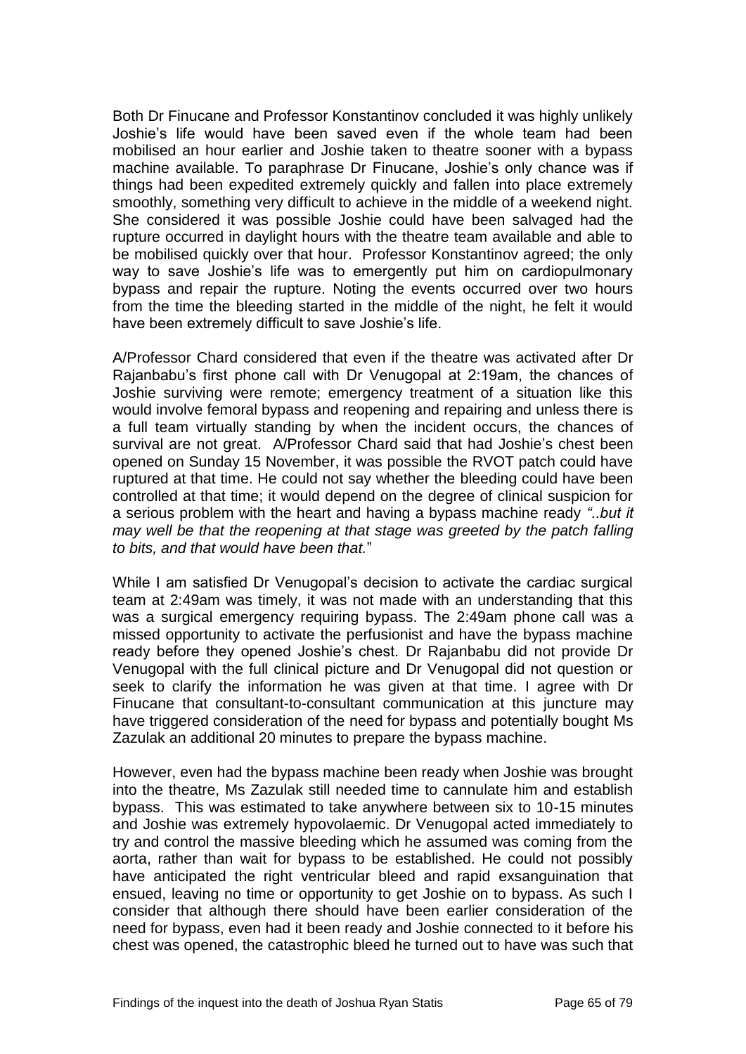Both Dr Finucane and Professor Konstantinov concluded it was highly unlikely Joshie's life would have been saved even if the whole team had been mobilised an hour earlier and Joshie taken to theatre sooner with a bypass machine available. To paraphrase Dr Finucane, Joshie's only chance was if things had been expedited extremely quickly and fallen into place extremely smoothly, something very difficult to achieve in the middle of a weekend night. She considered it was possible Joshie could have been salvaged had the rupture occurred in daylight hours with the theatre team available and able to be mobilised quickly over that hour. Professor Konstantinov agreed; the only way to save Joshie's life was to emergently put him on cardiopulmonary bypass and repair the rupture. Noting the events occurred over two hours from the time the bleeding started in the middle of the night, he felt it would have been extremely difficult to save Joshie's life.

A/Professor Chard considered that even if the theatre was activated after Dr Rajanbabu's first phone call with Dr Venugopal at 2:19am, the chances of Joshie surviving were remote; emergency treatment of a situation like this would involve femoral bypass and reopening and repairing and unless there is a full team virtually standing by when the incident occurs, the chances of survival are not great. A/Professor Chard said that had Joshie's chest been opened on Sunday 15 November, it was possible the RVOT patch could have ruptured at that time. He could not say whether the bleeding could have been controlled at that time; it would depend on the degree of clinical suspicion for a serious problem with the heart and having a bypass machine ready *"..but it may well be that the reopening at that stage was greeted by the patch falling to bits, and that would have been that."*

While I am satisfied Dr Venugopal's decision to activate the cardiac surgical team at 2:49am was timely, it was not made with an understanding that this was a surgical emergency requiring bypass. The 2:49am phone call was a missed opportunity to activate the perfusionist and have the bypass machine ready before they opened Joshie's chest. Dr Rajanbabu did not provide Dr Venugopal with the full clinical picture and Dr Venugopal did not question or seek to clarify the information he was given at that time. I agree with Dr Finucane that consultant-to-consultant communication at this juncture may have triggered consideration of the need for bypass and potentially bought Ms Zazulak an additional 20 minutes to prepare the bypass machine.

However, even had the bypass machine been ready when Joshie was brought into the theatre, Ms Zazulak still needed time to cannulate him and establish bypass. This was estimated to take anywhere between six to 10-15 minutes and Joshie was extremely hypovolaemic. Dr Venugopal acted immediately to try and control the massive bleeding which he assumed was coming from the aorta, rather than wait for bypass to be established. He could not possibly have anticipated the right ventricular bleed and rapid exsanguination that ensued, leaving no time or opportunity to get Joshie on to bypass. As such I consider that although there should have been earlier consideration of the need for bypass, even had it been ready and Joshie connected to it before his chest was opened, the catastrophic bleed he turned out to have was such that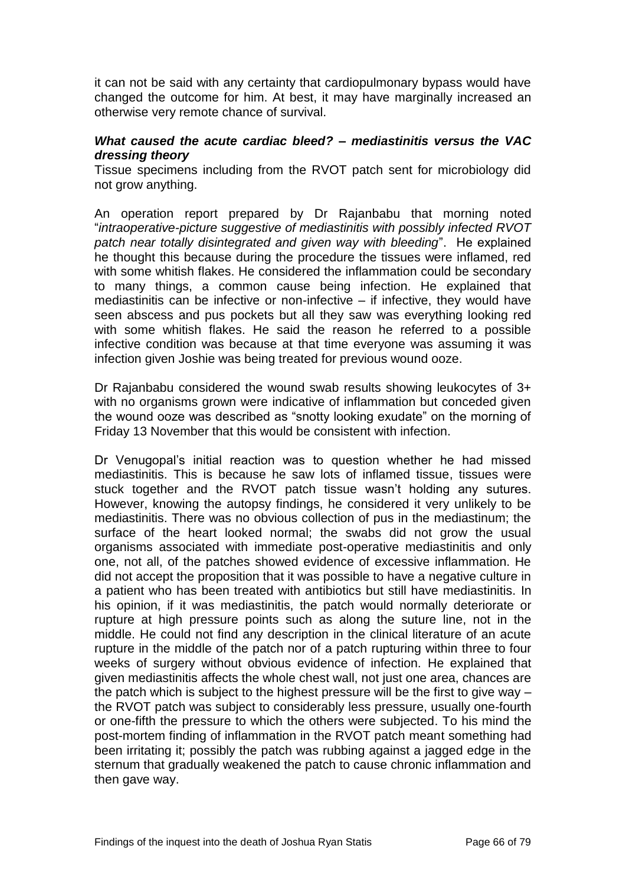it can not be said with any certainty that cardiopulmonary bypass would have changed the outcome for him. At best, it may have marginally increased an otherwise very remote chance of survival.

### *What caused the acute cardiac bleed? – mediastinitis versus the VAC dressing theory*

Tissue specimens including from the RVOT patch sent for microbiology did not grow anything.

An operation report prepared by Dr Rajanbabu that morning noted "*intraoperative-picture suggestive of mediastinitis with possibly infected RVOT patch near totally disintegrated and given way with bleeding*". He explained he thought this because during the procedure the tissues were inflamed, red with some whitish flakes. He considered the inflammation could be secondary to many things, a common cause being infection. He explained that mediastinitis can be infective or non-infective – if infective, they would have seen abscess and pus pockets but all they saw was everything looking red with some whitish flakes. He said the reason he referred to a possible infective condition was because at that time everyone was assuming it was infection given Joshie was being treated for previous wound ooze.

Dr Rajanbabu considered the wound swab results showing leukocytes of 3+ with no organisms grown were indicative of inflammation but conceded given the wound ooze was described as "snotty looking exudate" on the morning of Friday 13 November that this would be consistent with infection.

Dr Venugopal's initial reaction was to question whether he had missed mediastinitis. This is because he saw lots of inflamed tissue, tissues were stuck together and the RVOT patch tissue wasn't holding any sutures. However, knowing the autopsy findings, he considered it very unlikely to be mediastinitis. There was no obvious collection of pus in the mediastinum; the surface of the heart looked normal; the swabs did not grow the usual organisms associated with immediate post-operative mediastinitis and only one, not all, of the patches showed evidence of excessive inflammation. He did not accept the proposition that it was possible to have a negative culture in a patient who has been treated with antibiotics but still have mediastinitis. In his opinion, if it was mediastinitis, the patch would normally deteriorate or rupture at high pressure points such as along the suture line, not in the middle. He could not find any description in the clinical literature of an acute rupture in the middle of the patch nor of a patch rupturing within three to four weeks of surgery without obvious evidence of infection. He explained that given mediastinitis affects the whole chest wall, not just one area, chances are the patch which is subject to the highest pressure will be the first to give way – the RVOT patch was subject to considerably less pressure, usually one-fourth or one-fifth the pressure to which the others were subjected. To his mind the post-mortem finding of inflammation in the RVOT patch meant something had been irritating it; possibly the patch was rubbing against a jagged edge in the sternum that gradually weakened the patch to cause chronic inflammation and then gave way.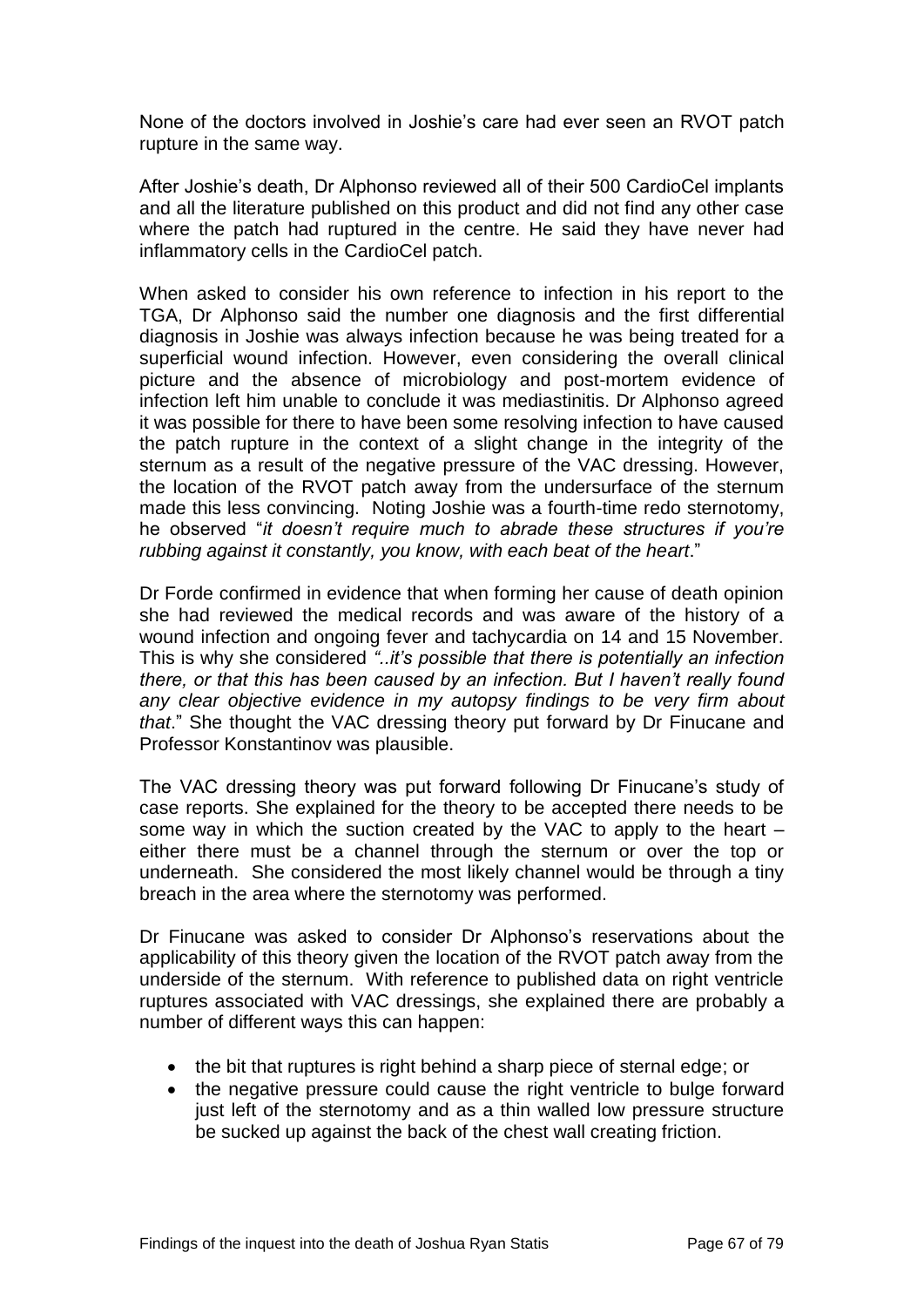None of the doctors involved in Joshie's care had ever seen an RVOT patch rupture in the same way.

After Joshie's death, Dr Alphonso reviewed all of their 500 CardioCel implants and all the literature published on this product and did not find any other case where the patch had ruptured in the centre. He said they have never had inflammatory cells in the CardioCel patch.

When asked to consider his own reference to infection in his report to the TGA, Dr Alphonso said the number one diagnosis and the first differential diagnosis in Joshie was always infection because he was being treated for a superficial wound infection. However, even considering the overall clinical picture and the absence of microbiology and post-mortem evidence of infection left him unable to conclude it was mediastinitis. Dr Alphonso agreed it was possible for there to have been some resolving infection to have caused the patch rupture in the context of a slight change in the integrity of the sternum as a result of the negative pressure of the VAC dressing. However, the location of the RVOT patch away from the undersurface of the sternum made this less convincing. Noting Joshie was a fourth-time redo sternotomy, he observed "*it doesn't require much to abrade these structures if you're rubbing against it constantly, you know, with each beat of the heart*."

Dr Forde confirmed in evidence that when forming her cause of death opinion she had reviewed the medical records and was aware of the history of a wound infection and ongoing fever and tachycardia on 14 and 15 November. This is why she considered *"..it's possible that there is potentially an infection there, or that this has been caused by an infection. But I haven't really found any clear objective evidence in my autopsy findings to be very firm about that*." She thought the VAC dressing theory put forward by Dr Finucane and Professor Konstantinov was plausible.

The VAC dressing theory was put forward following Dr Finucane's study of case reports. She explained for the theory to be accepted there needs to be some way in which the suction created by the VAC to apply to the heart – either there must be a channel through the sternum or over the top or underneath. She considered the most likely channel would be through a tiny breach in the area where the sternotomy was performed.

Dr Finucane was asked to consider Dr Alphonso's reservations about the applicability of this theory given the location of the RVOT patch away from the underside of the sternum. With reference to published data on right ventricle ruptures associated with VAC dressings, she explained there are probably a number of different ways this can happen:

- the bit that ruptures is right behind a sharp piece of sternal edge; or
- the negative pressure could cause the right ventricle to bulge forward just left of the sternotomy and as a thin walled low pressure structure be sucked up against the back of the chest wall creating friction.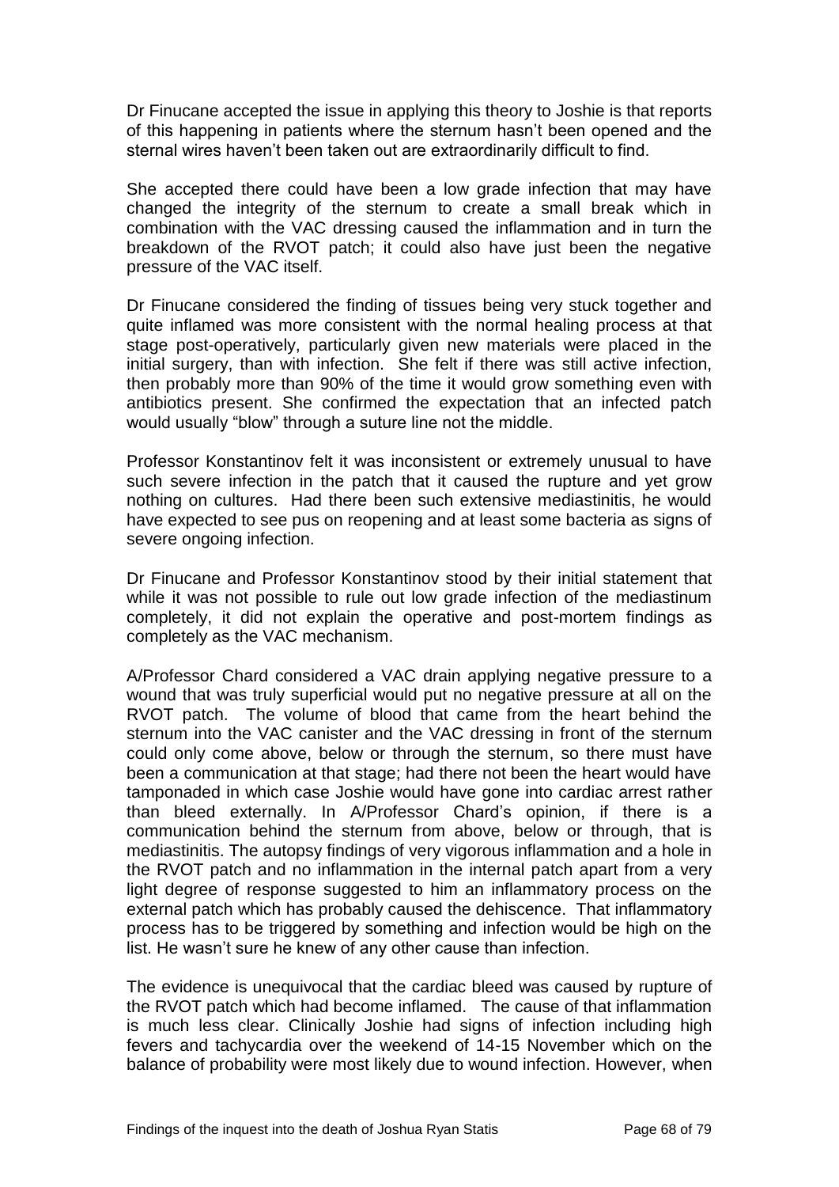Dr Finucane accepted the issue in applying this theory to Joshie is that reports of this happening in patients where the sternum hasn't been opened and the sternal wires haven't been taken out are extraordinarily difficult to find.

She accepted there could have been a low grade infection that may have changed the integrity of the sternum to create a small break which in combination with the VAC dressing caused the inflammation and in turn the breakdown of the RVOT patch; it could also have just been the negative pressure of the VAC itself.

Dr Finucane considered the finding of tissues being very stuck together and quite inflamed was more consistent with the normal healing process at that stage post-operatively, particularly given new materials were placed in the initial surgery, than with infection. She felt if there was still active infection, then probably more than 90% of the time it would grow something even with antibiotics present. She confirmed the expectation that an infected patch would usually "blow" through a suture line not the middle.

Professor Konstantinov felt it was inconsistent or extremely unusual to have such severe infection in the patch that it caused the rupture and yet grow nothing on cultures. Had there been such extensive mediastinitis, he would have expected to see pus on reopening and at least some bacteria as signs of severe ongoing infection.

Dr Finucane and Professor Konstantinov stood by their initial statement that while it was not possible to rule out low grade infection of the mediastinum completely, it did not explain the operative and post-mortem findings as completely as the VAC mechanism.

A/Professor Chard considered a VAC drain applying negative pressure to a wound that was truly superficial would put no negative pressure at all on the RVOT patch. The volume of blood that came from the heart behind the sternum into the VAC canister and the VAC dressing in front of the sternum could only come above, below or through the sternum, so there must have been a communication at that stage; had there not been the heart would have tamponaded in which case Joshie would have gone into cardiac arrest rather than bleed externally. In A/Professor Chard's opinion, if there is a communication behind the sternum from above, below or through, that is mediastinitis. The autopsy findings of very vigorous inflammation and a hole in the RVOT patch and no inflammation in the internal patch apart from a very light degree of response suggested to him an inflammatory process on the external patch which has probably caused the dehiscence. That inflammatory process has to be triggered by something and infection would be high on the list. He wasn't sure he knew of any other cause than infection.

The evidence is unequivocal that the cardiac bleed was caused by rupture of the RVOT patch which had become inflamed. The cause of that inflammation is much less clear. Clinically Joshie had signs of infection including high fevers and tachycardia over the weekend of 14-15 November which on the balance of probability were most likely due to wound infection. However, when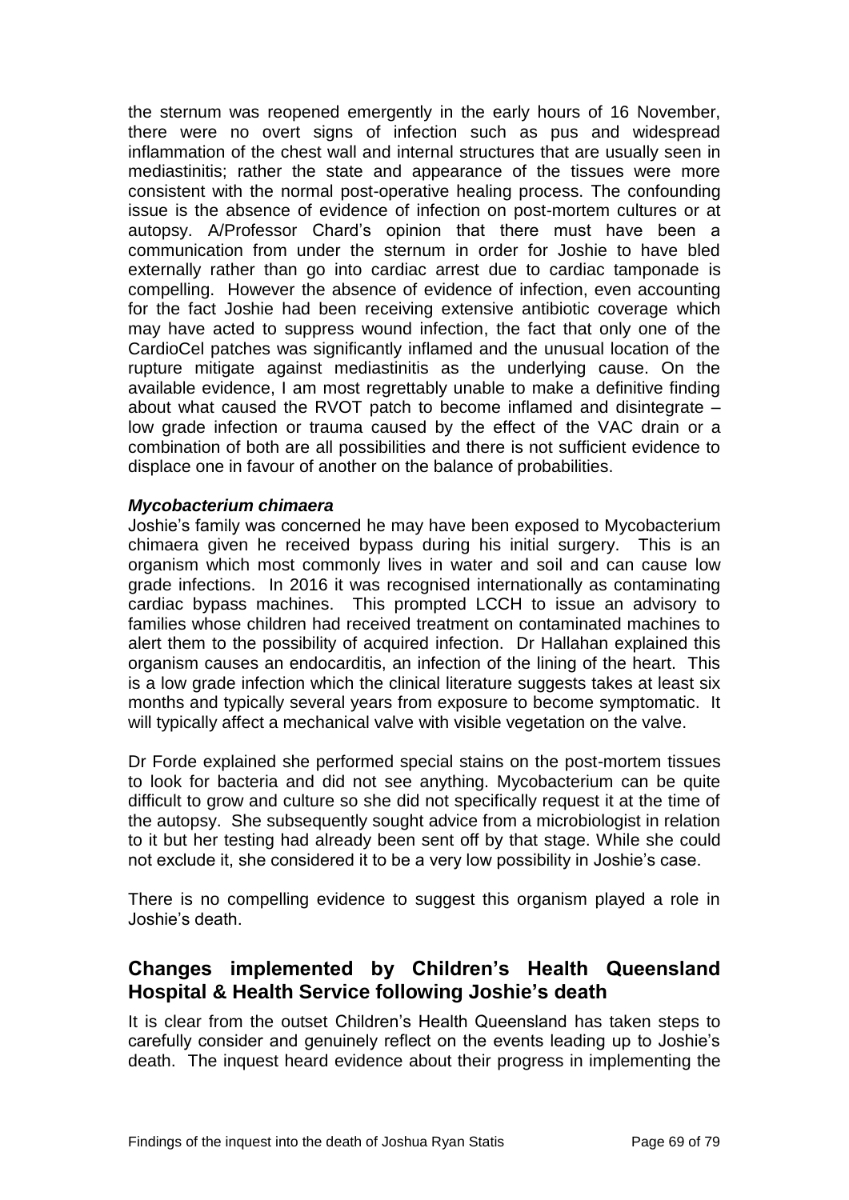the sternum was reopened emergently in the early hours of 16 November, there were no overt signs of infection such as pus and widespread inflammation of the chest wall and internal structures that are usually seen in mediastinitis; rather the state and appearance of the tissues were more consistent with the normal post-operative healing process. The confounding issue is the absence of evidence of infection on post-mortem cultures or at autopsy. A/Professor Chard's opinion that there must have been a communication from under the sternum in order for Joshie to have bled externally rather than go into cardiac arrest due to cardiac tamponade is compelling. However the absence of evidence of infection, even accounting for the fact Joshie had been receiving extensive antibiotic coverage which may have acted to suppress wound infection, the fact that only one of the CardioCel patches was significantly inflamed and the unusual location of the rupture mitigate against mediastinitis as the underlying cause. On the available evidence, I am most regrettably unable to make a definitive finding about what caused the RVOT patch to become inflamed and disintegrate – low grade infection or trauma caused by the effect of the VAC drain or a combination of both are all possibilities and there is not sufficient evidence to displace one in favour of another on the balance of probabilities.

***Mycobacterium chimaera***

Joshie's family was concerned he may have been exposed to Mycobacterium chimaera given he received bypass during his initial surgery. This is an organism which most commonly lives in water and soil and can cause low grade infections. In 2016 it was recognised internationally as contaminating cardiac bypass machines. This prompted LCCH to issue an advisory to families whose children had received treatment on contaminated machines to alert them to the possibility of acquired infection. Dr Hallahan explained this organism causes an endocarditis, an infection of the lining of the heart. This is a low grade infection which the clinical literature suggests takes at least six months and typically several years from exposure to become symptomatic. It will typically affect a mechanical valve with visible vegetation on the valve.

Dr Forde explained she performed special stains on the post-mortem tissues to look for bacteria and did not see anything. Mycobacterium can be quite difficult to grow and culture so she did not specifically request it at the time of the autopsy. She subsequently sought advice from a microbiologist in relation to it but her testing had already been sent off by that stage. While she could not exclude it, she considered it to be a very low possibility in Joshie's case.

There is no compelling evidence to suggest this organism played a role in Joshie's death.

## Changes implemented by Children's Health Queensland Hospital & Health Service following Joshie's death

It is clear from the outset Children's Health Queensland has taken steps to carefully consider and genuinely reflect on the events leading up to Joshie's death. The inquest heard evidence about their progress in implementing the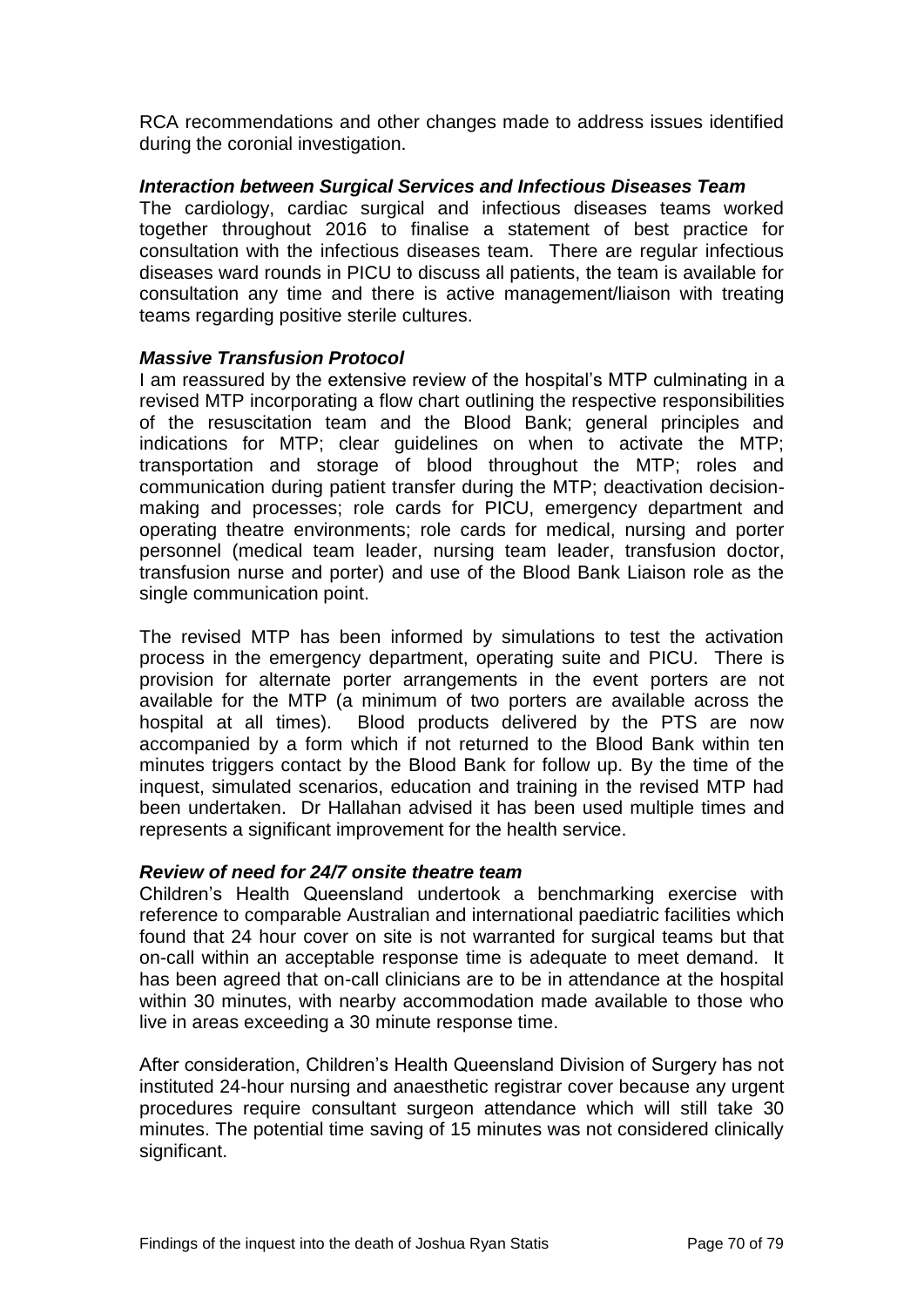RCA recommendations and other changes made to address issues identified during the coronial investigation.

***Interaction between Surgical Services and Infectious Diseases Team***

The cardiology, cardiac surgical and infectious diseases teams worked together throughout 2016 to finalise a statement of best practice for consultation with the infectious diseases team. There are regular infectious diseases ward rounds in PICU to discuss all patients, the team is available for consultation any time and there is active management/liaison with treating teams regarding positive sterile cultures.

***Massive Transfusion Protocol***

I am reassured by the extensive review of the hospital's MTP culminating in a revised MTP incorporating a flow chart outlining the respective responsibilities of the resuscitation team and the Blood Bank; general principles and indications for MTP; clear guidelines on when to activate the MTP; transportation and storage of blood throughout the MTP; roles and communication during patient transfer during the MTP; deactivation decision-making and processes; role cards for PICU, emergency department and operating theatre environments; role cards for medical, nursing and porter personnel (medical team leader, nursing team leader, transfusion doctor, transfusion nurse and porter) and use of the Blood Bank Liaison role as the single communication point.

The revised MTP has been informed by simulations to test the activation process in the emergency department, operating suite and PICU. There is provision for alternate porter arrangements in the event porters are not available for the MTP (a minimum of two porters are available across the hospital at all times). Blood products delivered by the PTS are now accompanied by a form which if not returned to the Blood Bank within ten minutes triggers contact by the Blood Bank for follow up. By the time of the inquest, simulated scenarios, education and training in the revised MTP had been undertaken. Dr Hallahan advised it has been used multiple times and represents a significant improvement for the health service.

***Review of need for 24/7 onsite theatre team***

Children's Health Queensland undertook a benchmarking exercise with reference to comparable Australian and international paediatric facilities which found that 24 hour cover on site is not warranted for surgical teams but that on-call within an acceptable response time is adequate to meet demand. It has been agreed that on-call clinicians are to be in attendance at the hospital within 30 minutes, with nearby accommodation made available to those who live in areas exceeding a 30 minute response time.

After consideration, Children's Health Queensland Division of Surgery has not instituted 24-hour nursing and anaesthetic registrar cover because any urgent procedures require consultant surgeon attendance which will still take 30 minutes. The potential time saving of 15 minutes was not considered clinically significant.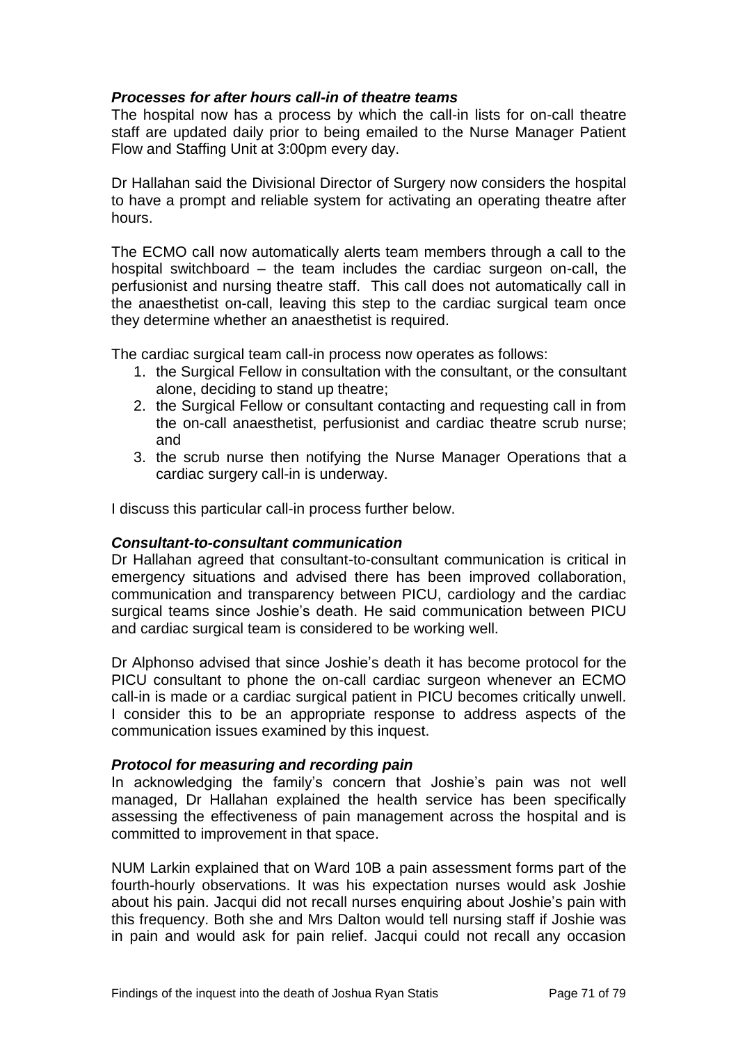***Processes for after hours call-in of theatre teams***
The hospital now has a process by which the call-in lists for on-call theatre staff are updated daily prior to being emailed to the Nurse Manager Patient Flow and Staffing Unit at 3:00pm every day.

Dr Hallahan said the Divisional Director of Surgery now considers the hospital to have a prompt and reliable system for activating an operating theatre after hours.

The ECMO call now automatically alerts team members through a call to the hospital switchboard – the team includes the cardiac surgeon on-call, the perfusionist and nursing theatre staff. This call does not automatically call in the anaesthetist on-call, leaving this step to the cardiac surgical team once they determine whether an anaesthetist is required.

The cardiac surgical team call-in process now operates as follows:

1. the Surgical Fellow in consultation with the consultant, or the consultant alone, deciding to stand up theatre;
2. the Surgical Fellow or consultant contacting and requesting call in from the on-call anaesthetist, perfusionist and cardiac theatre scrub nurse; and
3. the scrub nurse then notifying the Nurse Manager Operations that a cardiac surgery call-in is underway.

I discuss this particular call-in process further below.

***Consultant-to-consultant communication***
Dr Hallahan agreed that consultant-to-consultant communication is critical in emergency situations and advised there has been improved collaboration, communication and transparency between PICU, cardiology and the cardiac surgical teams since Joshie's death. He said communication between PICU and cardiac surgical team is considered to be working well.

Dr Alphonso advised that since Joshie's death it has become protocol for the PICU consultant to phone the on-call cardiac surgeon whenever an ECMO call-in is made or a cardiac surgical patient in PICU becomes critically unwell. I consider this to be an appropriate response to address aspects of the communication issues examined by this inquest.

***Protocol for measuring and recording pain***
In acknowledging the family's concern that Joshie's pain was not well managed, Dr Hallahan explained the health service has been specifically assessing the effectiveness of pain management across the hospital and is committed to improvement in that space.

NUM Larkin explained that on Ward 10B a pain assessment forms part of the fourth-hourly observations. It was his expectation nurses would ask Joshie about his pain. Jacqui did not recall nurses enquiring about Joshie's pain with this frequency. Both she and Mrs Dalton would tell nursing staff if Joshie was in pain and would ask for pain relief. Jacqui could not recall any occasion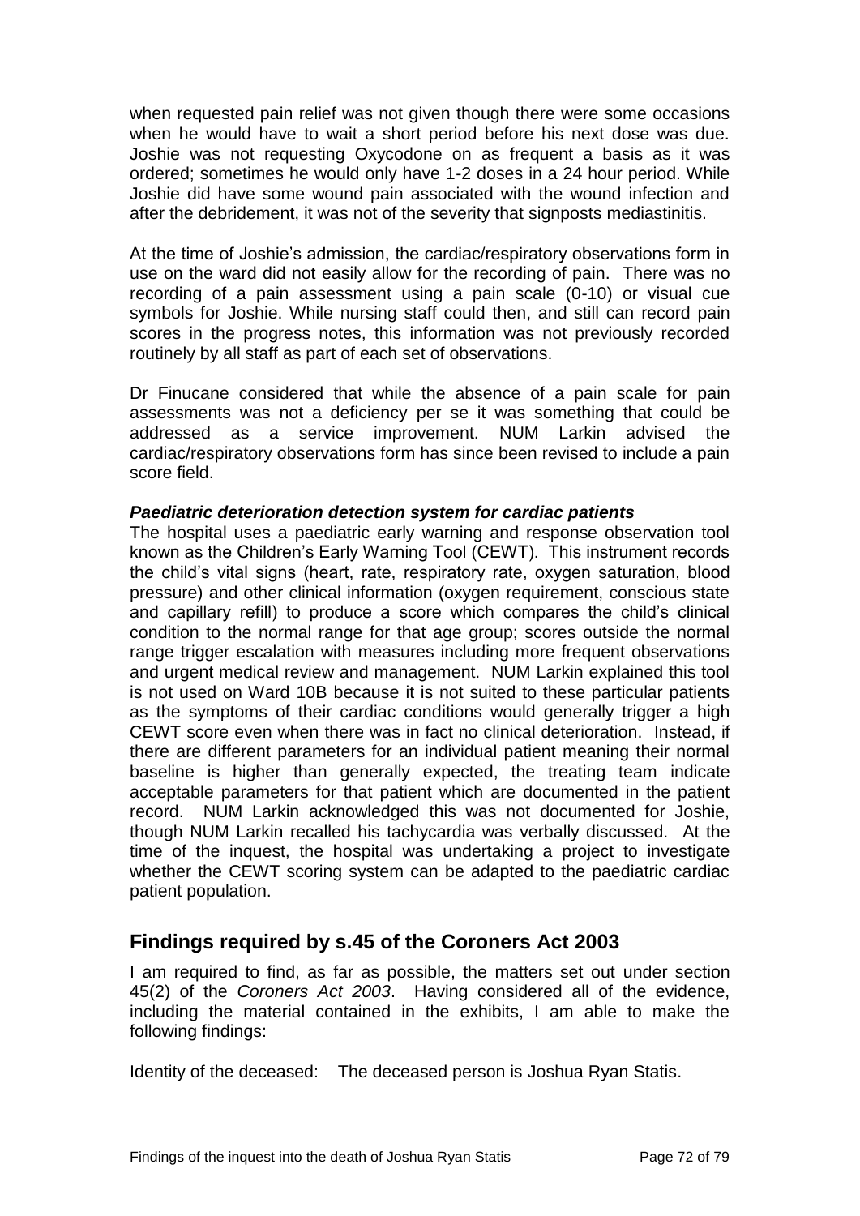when requested pain relief was not given though there were some occasions when he would have to wait a short period before his next dose was due. Joshie was not requesting Oxycodone on as frequent a basis as it was ordered; sometimes he would only have 1-2 doses in a 24 hour period. While Joshie did have some wound pain associated with the wound infection and after the debridement, it was not of the severity that signposts mediastinitis.

At the time of Joshie's admission, the cardiac/respiratory observations form in use on the ward did not easily allow for the recording of pain. There was no recording of a pain assessment using a pain scale (0-10) or visual cue symbols for Joshie. While nursing staff could then, and still can record pain scores in the progress notes, this information was not previously recorded routinely by all staff as part of each set of observations.

Dr Finucane considered that while the absence of a pain scale for pain assessments was not a deficiency per se it was something that could be addressed as a service improvement. NUM Larkin advised the cardiac/respiratory observations form has since been revised to include a pain score field.

### *Paediatric deterioration detection system for cardiac patients*

The hospital uses a paediatric early warning and response observation tool known as the Children's Early Warning Tool (CEWT). This instrument records the child's vital signs (heart, rate, respiratory rate, oxygen saturation, blood pressure) and other clinical information (oxygen requirement, conscious state and capillary refill) to produce a score which compares the child's clinical condition to the normal range for that age group; scores outside the normal range trigger escalation with measures including more frequent observations and urgent medical review and management. NUM Larkin explained this tool is not used on Ward 10B because it is not suited to these particular patients as the symptoms of their cardiac conditions would generally trigger a high CEWT score even when there was in fact no clinical deterioration. Instead, if there are different parameters for an individual patient meaning their normal baseline is higher than generally expected, the treating team indicate acceptable parameters for that patient which are documented in the patient record. NUM Larkin acknowledged this was not documented for Joshie, though NUM Larkin recalled his tachycardia was verbally discussed. At the time of the inquest, the hospital was undertaking a project to investigate whether the CEWT scoring system can be adapted to the paediatric cardiac patient population.

## Findings required by s.45 of the Coroners Act 2003

I am required to find, as far as possible, the matters set out under section 45(2) of the *Coroners Act 2003*. Having considered all of the evidence, including the material contained in the exhibits, I am able to make the following findings:

Identity of the deceased: The deceased person is Joshua Ryan Statis.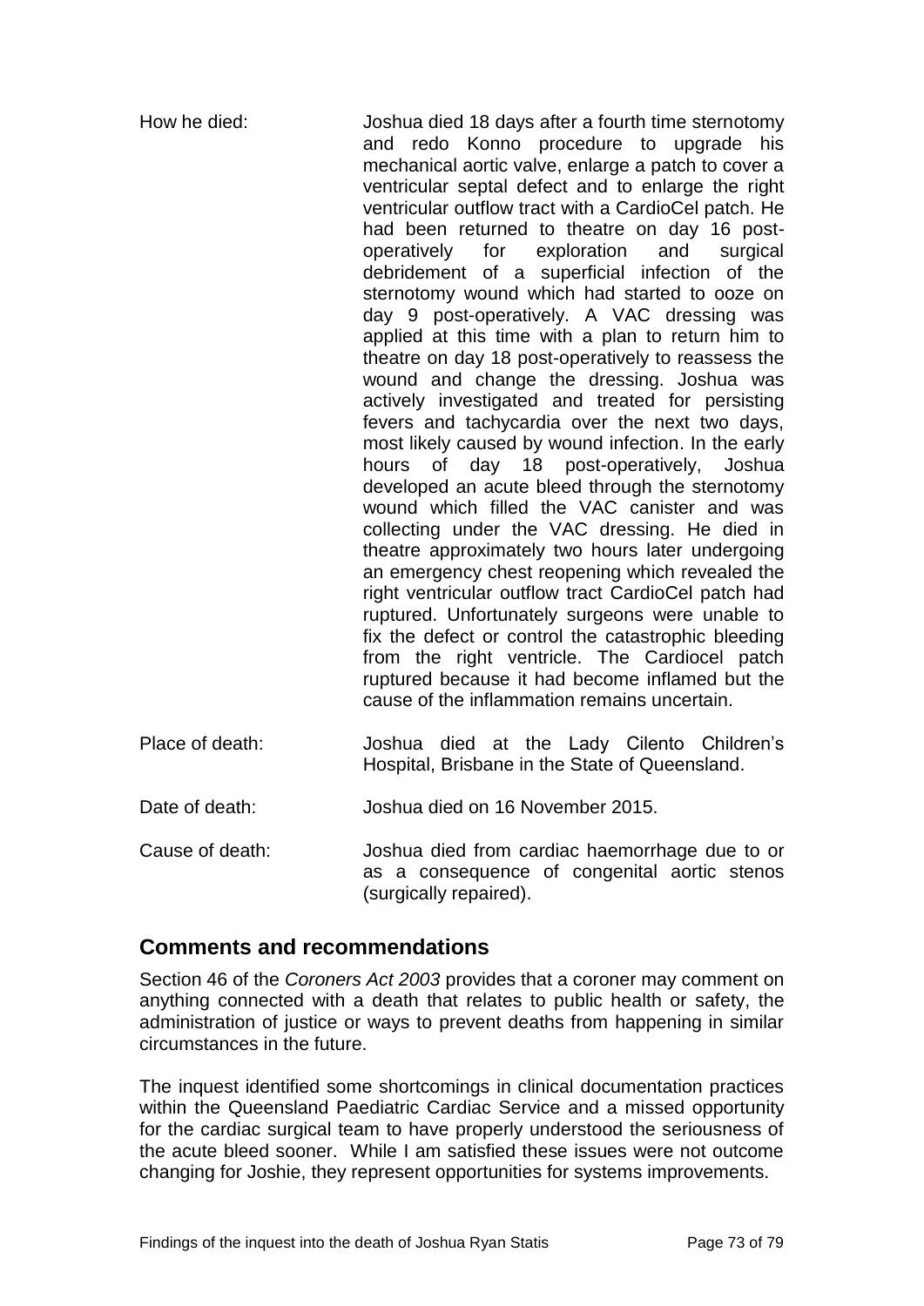| | |
|---|---|
| How he died: | Joshua died 18 days after a fourth time sternotomy and redo Konno procedure to upgrade his mechanical aortic valve, enlarge a patch to cover a ventricular septal defect and to enlarge the right ventricular outflow tract with a CardioCel patch. He had been returned to theatre on day 16 post-operatively for exploration and surgical debridement of a superficial infection of the sternotomy wound which had started to ooze on day 9 post-operatively. A VAC dressing was applied at this time with a plan to return him to theatre on day 18 post-operatively to reassess the wound and change the dressing. Joshua was actively investigated and treated for persisting fevers and tachycardia over the next two days, most likely caused by wound infection. In the early hours of day 18 post-operatively, Joshua developed an acute bleed through the sternotomy wound which filled the VAC canister and was collecting under the VAC dressing. He died in theatre approximately two hours later undergoing an emergency chest reopening which revealed the right ventricular outflow tract CardioCel patch had ruptured. Unfortunately surgeons were unable to fix the defect or control the catastrophic bleeding from the right ventricle. The Cardiocel patch ruptured because it had become inflamed but the cause of the inflammation remains uncertain. |
| Place of death: | Joshua died at the Lady Cilento Children's Hospital, Brisbane in the State of Queensland. |
| Date of death: | Joshua died on 16 November 2015. |
| Cause of death: | Joshua died from cardiac haemorrhage due to or as a consequence of congenital aortic stenos (surgically repaired). |

## Comments and recommendations

Section 46 of the *Coroners Act 2003* provides that a coroner may comment on anything connected with a death that relates to public health or safety, the administration of justice or ways to prevent deaths from happening in similar circumstances in the future.

The inquest identified some shortcomings in clinical documentation practices within the Queensland Paediatric Cardiac Service and a missed opportunity for the cardiac surgical team to have properly understood the seriousness of the acute bleed sooner. While I am satisfied these issues were not outcome changing for Joshie, they represent opportunities for systems improvements.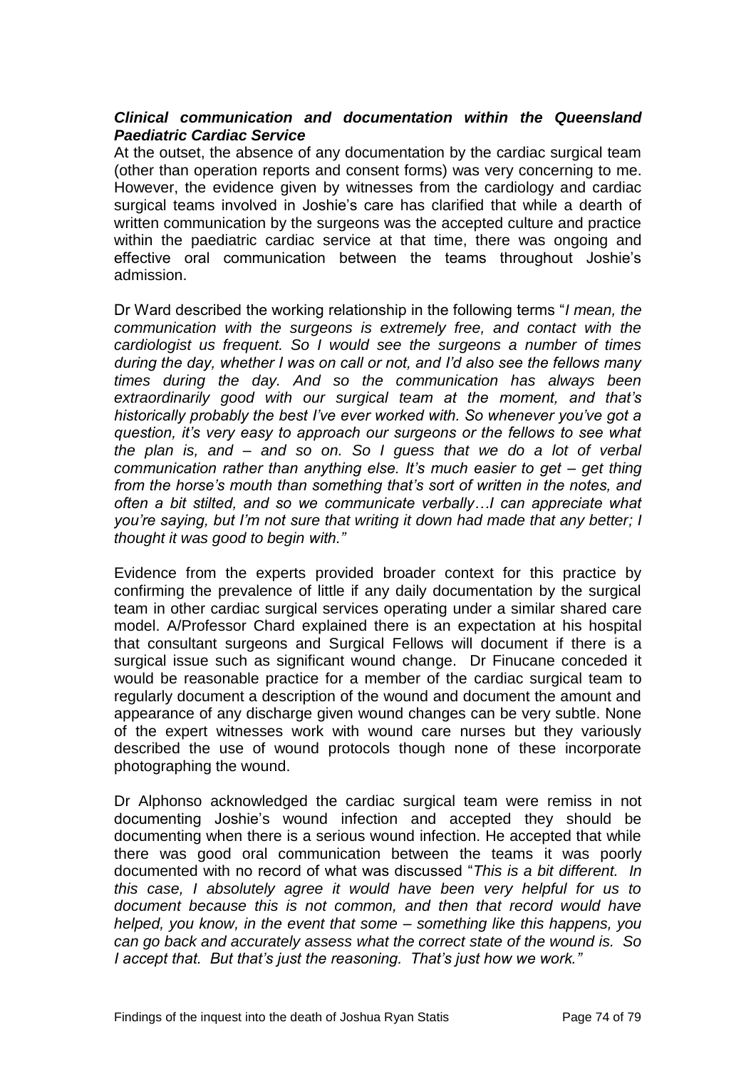***Clinical communication and documentation within the Queensland Paediatric Cardiac Service***

At the outset, the absence of any documentation by the cardiac surgical team (other than operation reports and consent forms) was very concerning to me. However, the evidence given by witnesses from the cardiology and cardiac surgical teams involved in Joshie's care has clarified that while a dearth of written communication by the surgeons was the accepted culture and practice within the paediatric cardiac service at that time, there was ongoing and effective oral communication between the teams throughout Joshie's admission.

Dr Ward described the working relationship in the following terms "*I mean, the communication with the surgeons is extremely free, and contact with the cardiologist us frequent. So I would see the surgeons a number of times during the day, whether I was on call or not, and I'd also see the fellows many times during the day. And so the communication has always been extraordinarily good with our surgical team at the moment, and that's historically probably the best I've ever worked with. So whenever you've got a question, it's very easy to approach our surgeons or the fellows to see what the plan is, and – and so on. So I guess that we do a lot of verbal communication rather than anything else. It's much easier to get – get thing from the horse's mouth than something that's sort of written in the notes, and often a bit stilted, and so we communicate verbally…I can appreciate what you're saying, but I'm not sure that writing it down had made that any better; I thought it was good to begin with.*"

Evidence from the experts provided broader context for this practice by confirming the prevalence of little if any daily documentation by the surgical team in other cardiac surgical services operating under a similar shared care model. A/Professor Chard explained there is an expectation at his hospital that consultant surgeons and Surgical Fellows will document if there is a surgical issue such as significant wound change. Dr Finucane conceded it would be reasonable practice for a member of the cardiac surgical team to regularly document a description of the wound and document the amount and appearance of any discharge given wound changes can be very subtle. None of the expert witnesses work with wound care nurses but they variously described the use of wound protocols though none of these incorporate photographing the wound.

Dr Alphonso acknowledged the cardiac surgical team were remiss in not documenting Joshie's wound infection and accepted they should be documenting when there is a serious wound infection. He accepted that while there was good oral communication between the teams it was poorly documented with no record of what was discussed "*This is a bit different. In this case, I absolutely agree it would have been very helpful for us to document because this is not common, and then that record would have helped, you know, in the event that some – something like this happens, you can go back and accurately assess what the correct state of the wound is. So I accept that. But that's just the reasoning. That's just how we work.*"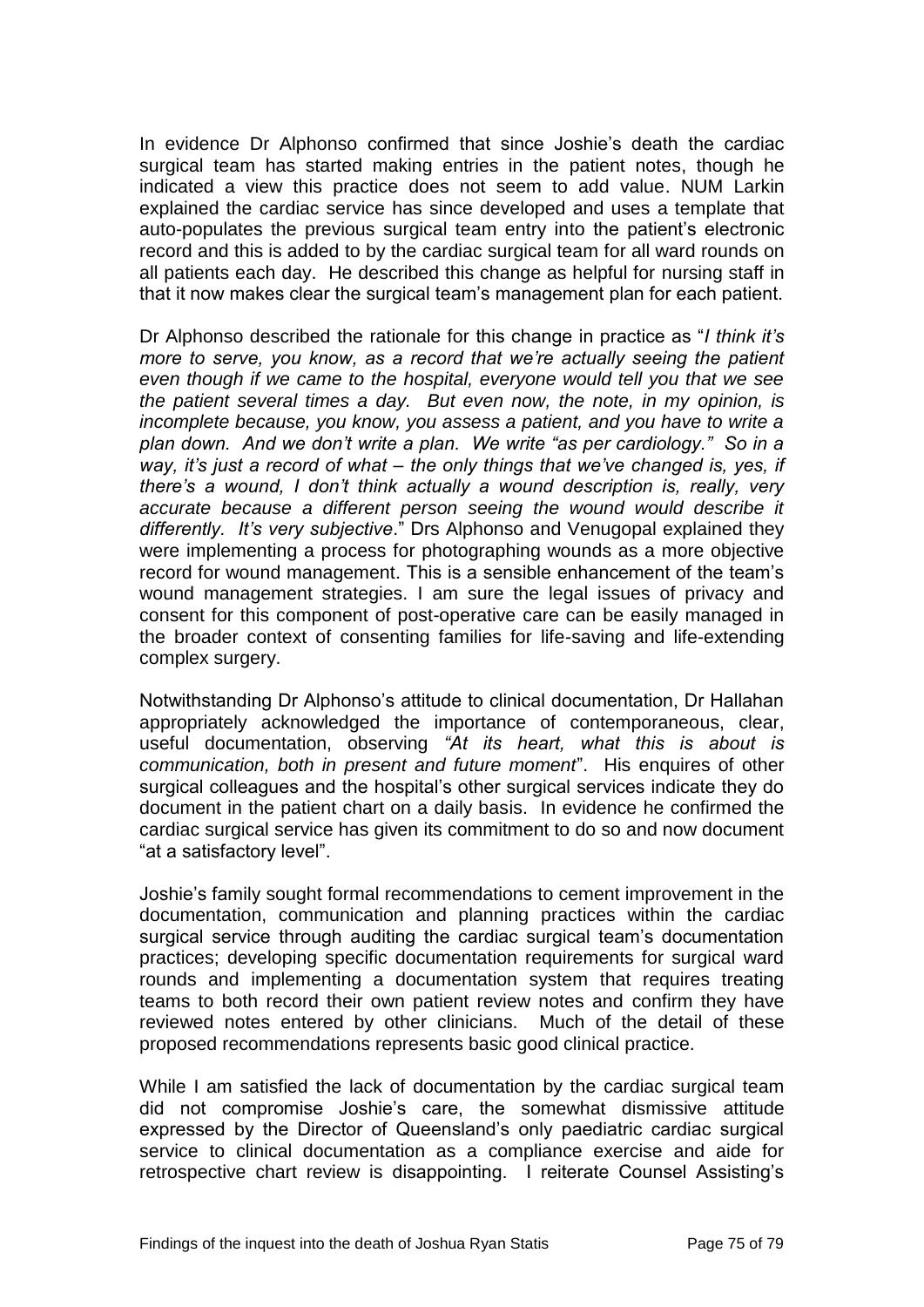In evidence Dr Alphonso confirmed that since Joshie's death the cardiac surgical team has started making entries in the patient notes, though he indicated a view this practice does not seem to add value. NUM Larkin explained the cardiac service has since developed and uses a template that auto-populates the previous surgical team entry into the patient's electronic record and this is added to by the cardiac surgical team for all ward rounds on all patients each day. He described this change as helpful for nursing staff in that it now makes clear the surgical team's management plan for each patient.

Dr Alphonso described the rationale for this change in practice as "*I think it's more to serve, you know, as a record that we're actually seeing the patient even though if we came to the hospital, everyone would tell you that we see the patient several times a day. But even now, the note, in my opinion, is incomplete because, you know, you assess a patient, and you have to write a plan down. And we don't write a plan. We write "as per cardiology." So in a way, it's just a record of what – the only things that we've changed is, yes, if there's a wound, I don't think actually a wound description is, really, very accurate because a different person seeing the wound would describe it differently. It's very subjective*." Drs Alphonso and Venugopal explained they were implementing a process for photographing wounds as a more objective record for wound management. This is a sensible enhancement of the team's wound management strategies. I am sure the legal issues of privacy and consent for this component of post-operative care can be easily managed in the broader context of consenting families for life-saving and life-extending complex surgery.

Notwithstanding Dr Alphonso's attitude to clinical documentation, Dr Hallahan appropriately acknowledged the importance of contemporaneous, clear, useful documentation, observing *"At its heart, what this is about is communication, both in present and future moment*". His enquires of other surgical colleagues and the hospital's other surgical services indicate they do document in the patient chart on a daily basis. In evidence he confirmed the cardiac surgical service has given its commitment to do so and now document "at a satisfactory level".

Joshie's family sought formal recommendations to cement improvement in the documentation, communication and planning practices within the cardiac surgical service through auditing the cardiac surgical team's documentation practices; developing specific documentation requirements for surgical ward rounds and implementing a documentation system that requires treating teams to both record their own patient review notes and confirm they have reviewed notes entered by other clinicians. Much of the detail of these proposed recommendations represents basic good clinical practice.

While I am satisfied the lack of documentation by the cardiac surgical team did not compromise Joshie's care, the somewhat dismissive attitude expressed by the Director of Queensland's only paediatric cardiac surgical service to clinical documentation as a compliance exercise and aide for retrospective chart review is disappointing. I reiterate Counsel Assisting's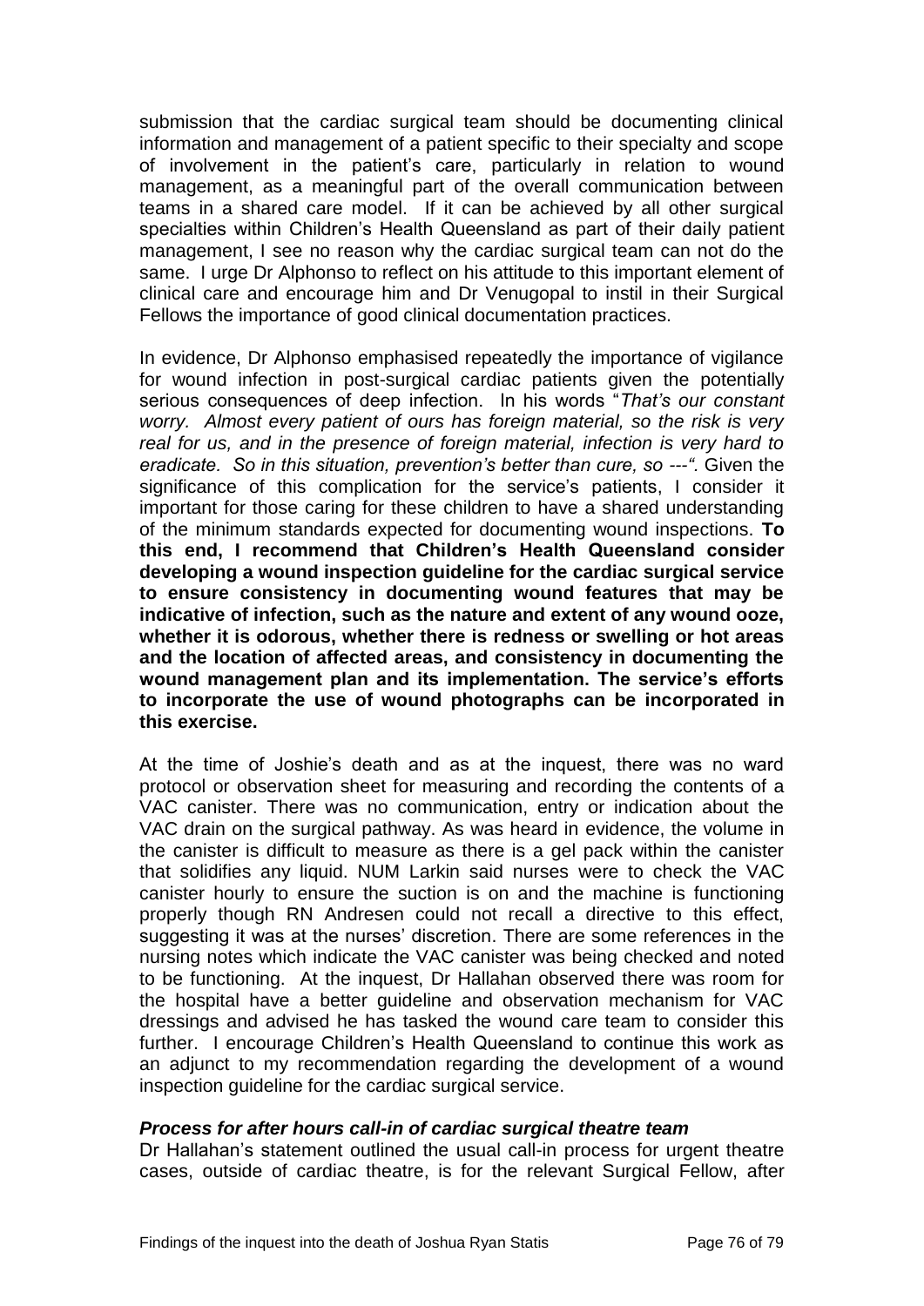submission that the cardiac surgical team should be documenting clinical information and management of a patient specific to their specialty and scope of involvement in the patient's care, particularly in relation to wound management, as a meaningful part of the overall communication between teams in a shared care model. If it can be achieved by all other surgical specialties within Children's Health Queensland as part of their daily patient management, I see no reason why the cardiac surgical team can not do the same. I urge Dr Alphonso to reflect on his attitude to this important element of clinical care and encourage him and Dr Venugopal to instil in their Surgical Fellows the importance of good clinical documentation practices.

In evidence, Dr Alphonso emphasised repeatedly the importance of vigilance for wound infection in post-surgical cardiac patients given the potentially serious consequences of deep infection. In his words "*That's our constant worry. Almost every patient of ours has foreign material, so the risk is very real for us, and in the presence of foreign material, infection is very hard to eradicate. So in this situation, prevention's better than cure, so ---".* Given the significance of this complication for the service's patients, I consider it important for those caring for these children to have a shared understanding of the minimum standards expected for documenting wound inspections. **To this end, I recommend that Children's Health Queensland consider developing a wound inspection guideline for the cardiac surgical service to ensure consistency in documenting wound features that may be indicative of infection, such as the nature and extent of any wound ooze, whether it is odorous, whether there is redness or swelling or hot areas and the location of affected areas, and consistency in documenting the wound management plan and its implementation. The service's efforts to incorporate the use of wound photographs can be incorporated in this exercise.**

At the time of Joshie's death and as at the inquest, there was no ward protocol or observation sheet for measuring and recording the contents of a VAC canister. There was no communication, entry or indication about the VAC drain on the surgical pathway. As was heard in evidence, the volume in the canister is difficult to measure as there is a gel pack within the canister that solidifies any liquid. NUM Larkin said nurses were to check the VAC canister hourly to ensure the suction is on and the machine is functioning properly though RN Andresen could not recall a directive to this effect, suggesting it was at the nurses' discretion. There are some references in the nursing notes which indicate the VAC canister was being checked and noted to be functioning. At the inquest, Dr Hallahan observed there was room for the hospital have a better guideline and observation mechanism for VAC dressings and advised he has tasked the wound care team to consider this further. I encourage Children's Health Queensland to continue this work as an adjunct to my recommendation regarding the development of a wound inspection guideline for the cardiac surgical service.

### *Process for after hours call-in of cardiac surgical theatre team*

Dr Hallahan's statement outlined the usual call-in process for urgent theatre cases, outside of cardiac theatre, is for the relevant Surgical Fellow, after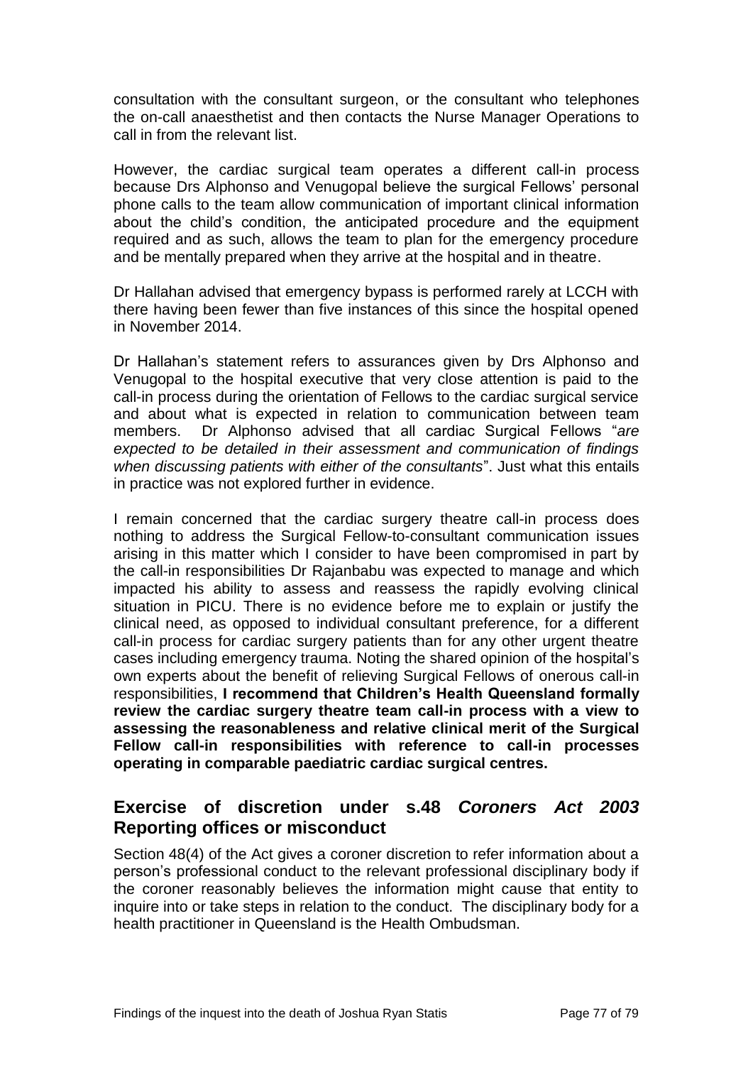consultation with the consultant surgeon, or the consultant who telephones the on-call anaesthetist and then contacts the Nurse Manager Operations to call in from the relevant list.

However, the cardiac surgical team operates a different call-in process because Drs Alphonso and Venugopal believe the surgical Fellows' personal phone calls to the team allow communication of important clinical information about the child's condition, the anticipated procedure and the equipment required and as such, allows the team to plan for the emergency procedure and be mentally prepared when they arrive at the hospital and in theatre.

Dr Hallahan advised that emergency bypass is performed rarely at LCCH with there having been fewer than five instances of this since the hospital opened in November 2014.

Dr Hallahan's statement refers to assurances given by Drs Alphonso and Venugopal to the hospital executive that very close attention is paid to the call-in process during the orientation of Fellows to the cardiac surgical service and about what is expected in relation to communication between team members. Dr Alphonso advised that all cardiac Surgical Fellows "*are expected to be detailed in their assessment and communication of findings when discussing patients with either of the consultants*". Just what this entails in practice was not explored further in evidence.

I remain concerned that the cardiac surgery theatre call-in process does nothing to address the Surgical Fellow-to-consultant communication issues arising in this matter which I consider to have been compromised in part by the call-in responsibilities Dr Rajanbabu was expected to manage and which impacted his ability to assess and reassess the rapidly evolving clinical situation in PICU. There is no evidence before me to explain or justify the clinical need, as opposed to individual consultant preference, for a different call-in process for cardiac surgery patients than for any other urgent theatre cases including emergency trauma. Noting the shared opinion of the hospital's own experts about the benefit of relieving Surgical Fellows of onerous call-in responsibilities, **I recommend that Children's Health Queensland formally review the cardiac surgery theatre team call-in process with a view to assessing the reasonableness and relative clinical merit of the Surgical Fellow call-in responsibilities with reference to call-in processes operating in comparable paediatric cardiac surgical centres.**

## Exercise of discretion under s.48 *Coroners Act 2003* Reporting offices or misconduct

Section 48(4) of the Act gives a coroner discretion to refer information about a person's professional conduct to the relevant professional disciplinary body if the coroner reasonably believes the information might cause that entity to inquire into or take steps in relation to the conduct. The disciplinary body for a health practitioner in Queensland is the Health Ombudsman.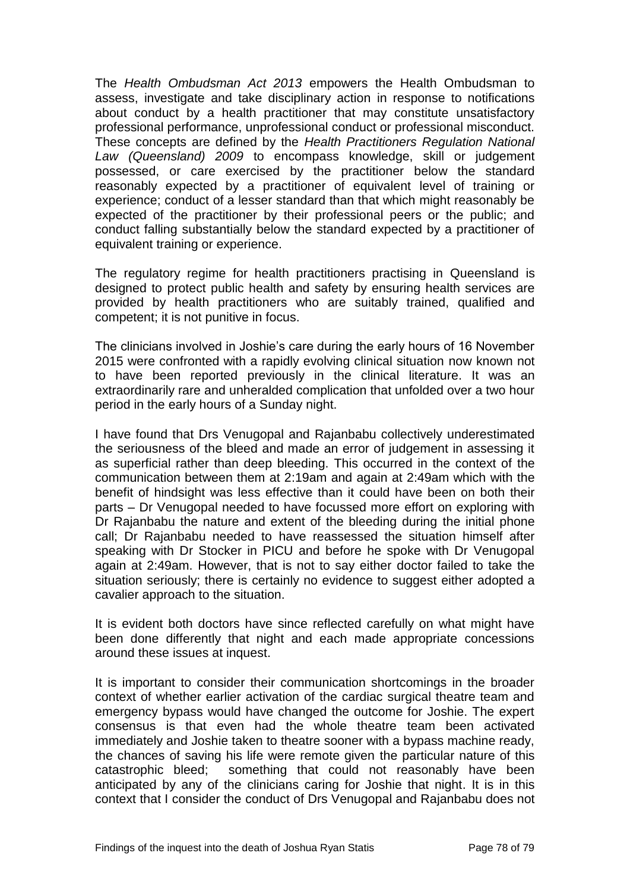The *Health Ombudsman Act 2013* empowers the Health Ombudsman to assess, investigate and take disciplinary action in response to notifications about conduct by a health practitioner that may constitute unsatisfactory professional performance, unprofessional conduct or professional misconduct. These concepts are defined by the *Health Practitioners Regulation National Law (Queensland) 2009* to encompass knowledge, skill or judgement possessed, or care exercised by the practitioner below the standard reasonably expected by a practitioner of equivalent level of training or experience; conduct of a lesser standard than that which might reasonably be expected of the practitioner by their professional peers or the public; and conduct falling substantially below the standard expected by a practitioner of equivalent training or experience.

The regulatory regime for health practitioners practising in Queensland is designed to protect public health and safety by ensuring health services are provided by health practitioners who are suitably trained, qualified and competent; it is not punitive in focus.

The clinicians involved in Joshie's care during the early hours of 16 November 2015 were confronted with a rapidly evolving clinical situation now known not to have been reported previously in the clinical literature. It was an extraordinarily rare and unheralded complication that unfolded over a two hour period in the early hours of a Sunday night.

I have found that Drs Venugopal and Rajanbabu collectively underestimated the seriousness of the bleed and made an error of judgement in assessing it as superficial rather than deep bleeding. This occurred in the context of the communication between them at 2:19am and again at 2:49am which with the benefit of hindsight was less effective than it could have been on both their parts – Dr Venugopal needed to have focussed more effort on exploring with Dr Rajanbabu the nature and extent of the bleeding during the initial phone call; Dr Rajanbabu needed to have reassessed the situation himself after speaking with Dr Stocker in PICU and before he spoke with Dr Venugopal again at 2:49am. However, that is not to say either doctor failed to take the situation seriously; there is certainly no evidence to suggest either adopted a cavalier approach to the situation.

It is evident both doctors have since reflected carefully on what might have been done differently that night and each made appropriate concessions around these issues at inquest.

It is important to consider their communication shortcomings in the broader context of whether earlier activation of the cardiac surgical theatre team and emergency bypass would have changed the outcome for Joshie. The expert consensus is that even had the whole theatre team been activated immediately and Joshie taken to theatre sooner with a bypass machine ready, the chances of saving his life were remote given the particular nature of this catastrophic bleed; something that could not reasonably have been anticipated by any of the clinicians caring for Joshie that night. It is in this context that I consider the conduct of Drs Venugopal and Rajanbabu does not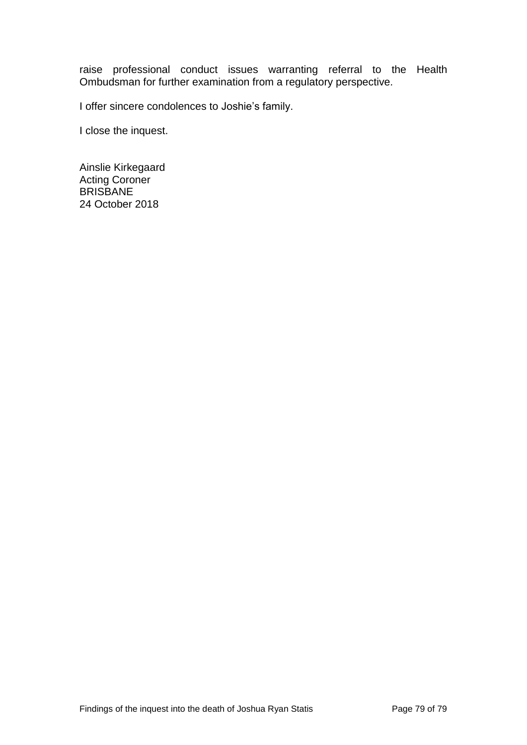raise professional conduct issues warranting referral to the Health Ombudsman for further examination from a regulatory perspective.

I offer sincere condolences to Joshie's family.

I close the inquest.

Ainslie Kirkegaard
Acting Coroner
BRISBANE
24 October 2018